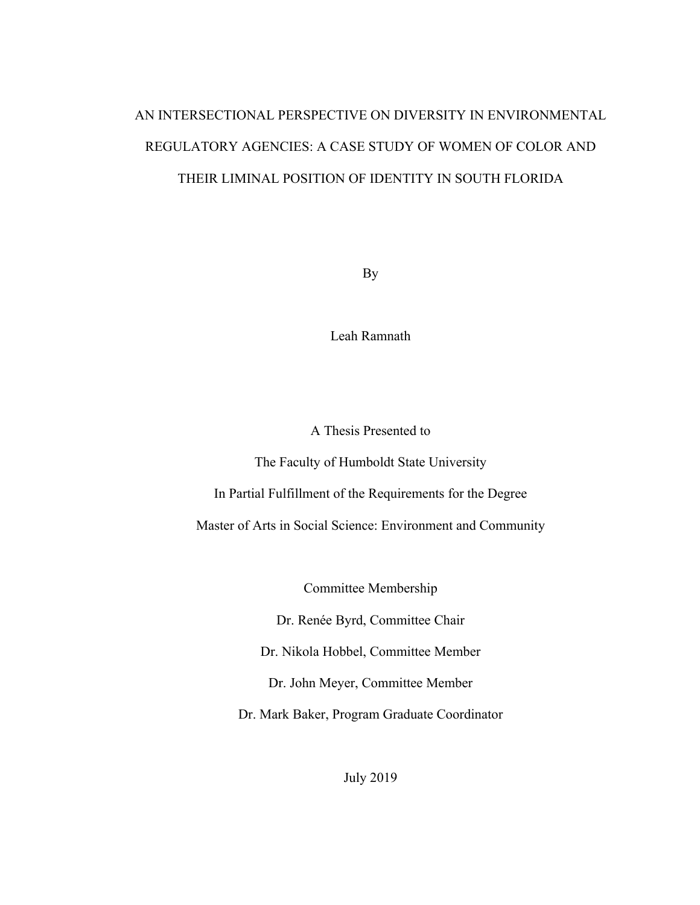# AN INTERSECTIONAL PERSPECTIVE ON DIVERSITY IN ENVIRONMENTAL REGULATORY AGENCIES: A CASE STUDY OF WOMEN OF COLOR AND THEIR LIMINAL POSITION OF IDENTITY IN SOUTH FLORIDA

By

Leah Ramnath

A Thesis Presented to

The Faculty of Humboldt State University

In Partial Fulfillment of the Requirements for the Degree

Master of Arts in Social Science: Environment and Community

Committee Membership

Dr. Renée Byrd, Committee Chair

Dr. Nikola Hobbel, Committee Member

Dr. John Meyer, Committee Member

Dr. Mark Baker, Program Graduate Coordinator

July 2019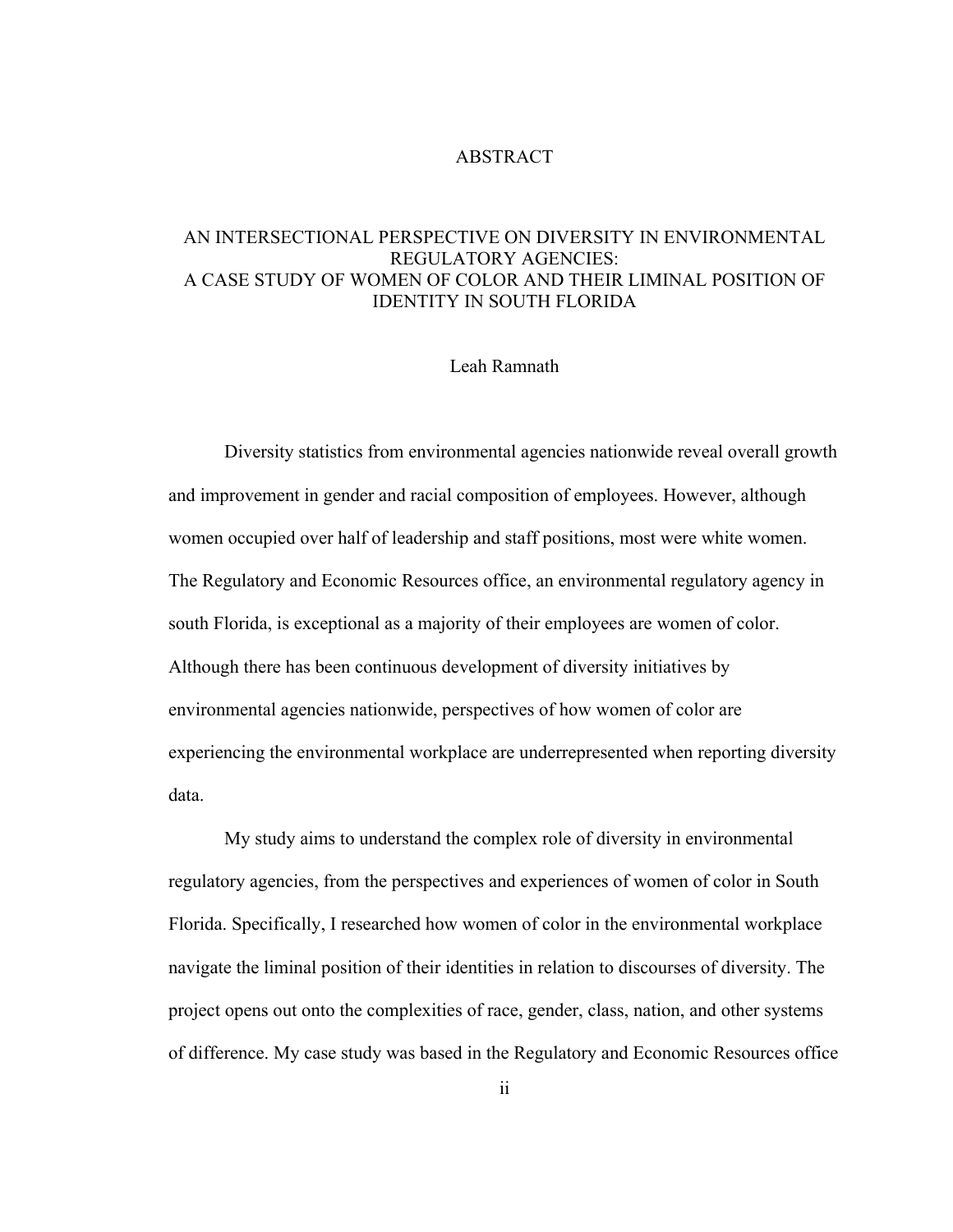# ABSTRACT

## AN INTERSECTIONAL PERSPECTIVE ON DIVERSITY IN ENVIRONMENTAL REGULATORY AGENCIES: A CASE STUDY OF WOMEN OF COLOR AND THEIR LIMINAL POSITION OF IDENTITY IN SOUTH FLORIDA

Leah Ramnath

Diversity statistics from environmental agencies nationwide reveal overall growth and improvement in gender and racial composition of employees. However, although women occupied over half of leadership and staff positions, most were white women. The Regulatory and Economic Resources office, an environmental regulatory agency in south Florida, is exceptional as a majority of their employees are women of color. Although there has been continuous development of diversity initiatives by environmental agencies nationwide, perspectives of how women of color are experiencing the environmental workplace are underrepresented when reporting diversity data.

My study aims to understand the complex role of diversity in environmental regulatory agencies, from the perspectives and experiences of women of color in South Florida. Specifically, I researched how women of color in the environmental workplace navigate the liminal position of their identities in relation to discourses of diversity. The project opens out onto the complexities of race, gender, class, nation, and other systems of difference. My case study was based in the Regulatory and Economic Resources office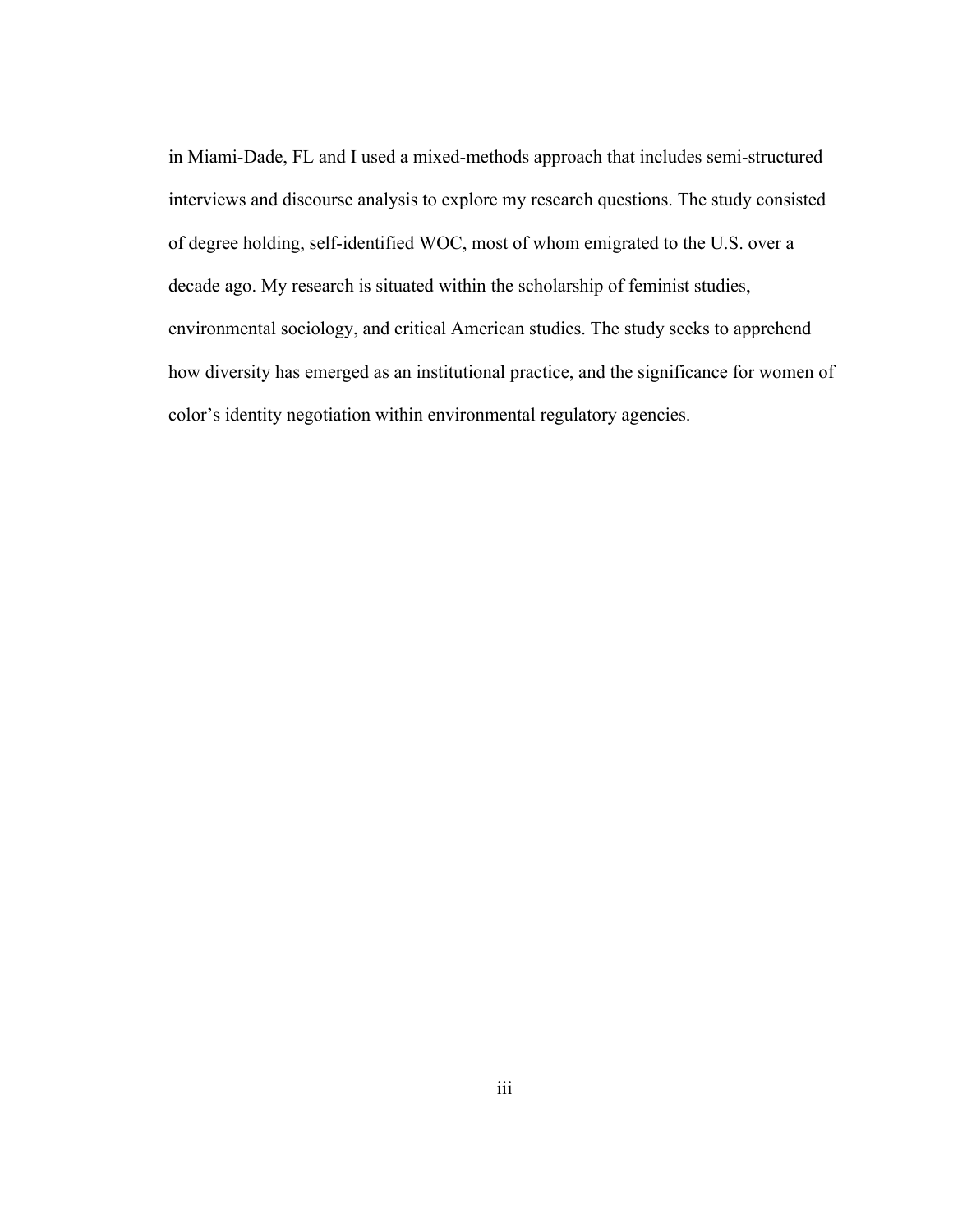in Miami-Dade, FL and I used a mixed-methods approach that includes semi-structured interviews and discourse analysis to explore my research questions. The study consisted of degree holding, self-identified WOC, most of whom emigrated to the U.S. over a decade ago. My research is situated within the scholarship of feminist studies, environmental sociology, and critical American studies. The study seeks to apprehend how diversity has emerged as an institutional practice, and the significance for women of color's identity negotiation within environmental regulatory agencies.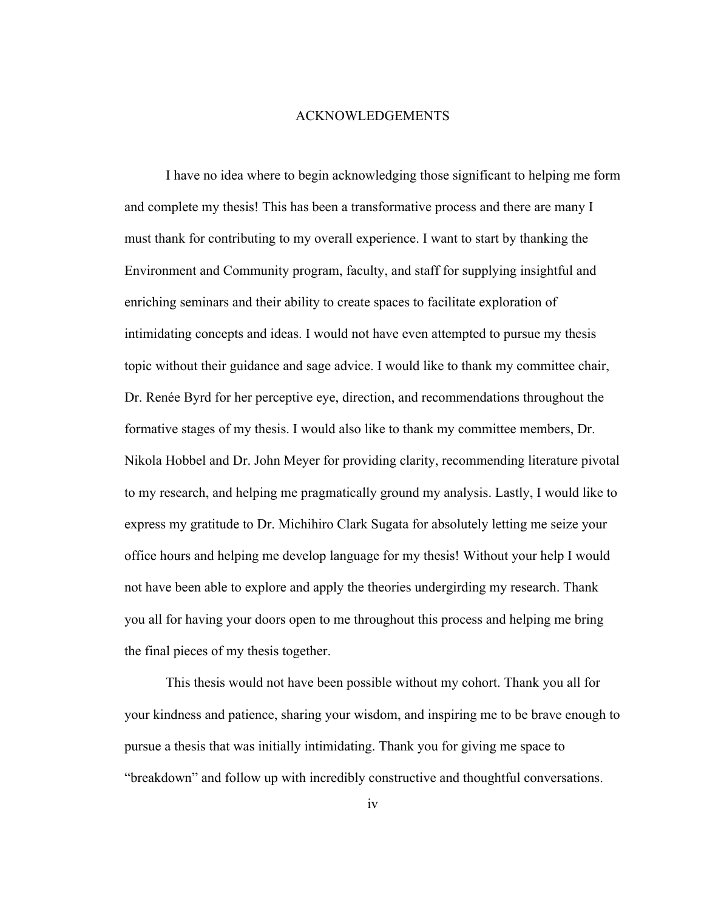# ACKNOWLEDGEMENTS

I have no idea where to begin acknowledging those significant to helping me form and complete my thesis! This has been a transformative process and there are many I must thank for contributing to my overall experience. I want to start by thanking the Environment and Community program, faculty, and staff for supplying insightful and enriching seminars and their ability to create spaces to facilitate exploration of intimidating concepts and ideas. I would not have even attempted to pursue my thesis topic without their guidance and sage advice. I would like to thank my committee chair, Dr. Renée Byrd for her perceptive eye, direction, and recommendations throughout the formative stages of my thesis. I would also like to thank my committee members, Dr. Nikola Hobbel and Dr. John Meyer for providing clarity, recommending literature pivotal to my research, and helping me pragmatically ground my analysis. Lastly, I would like to express my gratitude to Dr. Michihiro Clark Sugata for absolutely letting me seize your office hours and helping me develop language for my thesis! Without your help I would not have been able to explore and apply the theories undergirding my research. Thank you all for having your doors open to me throughout this process and helping me bring the final pieces of my thesis together.

This thesis would not have been possible without my cohort. Thank you all for your kindness and patience, sharing your wisdom, and inspiring me to be brave enough to pursue a thesis that was initially intimidating. Thank you for giving me space to "breakdown" and follow up with incredibly constructive and thoughtful conversations.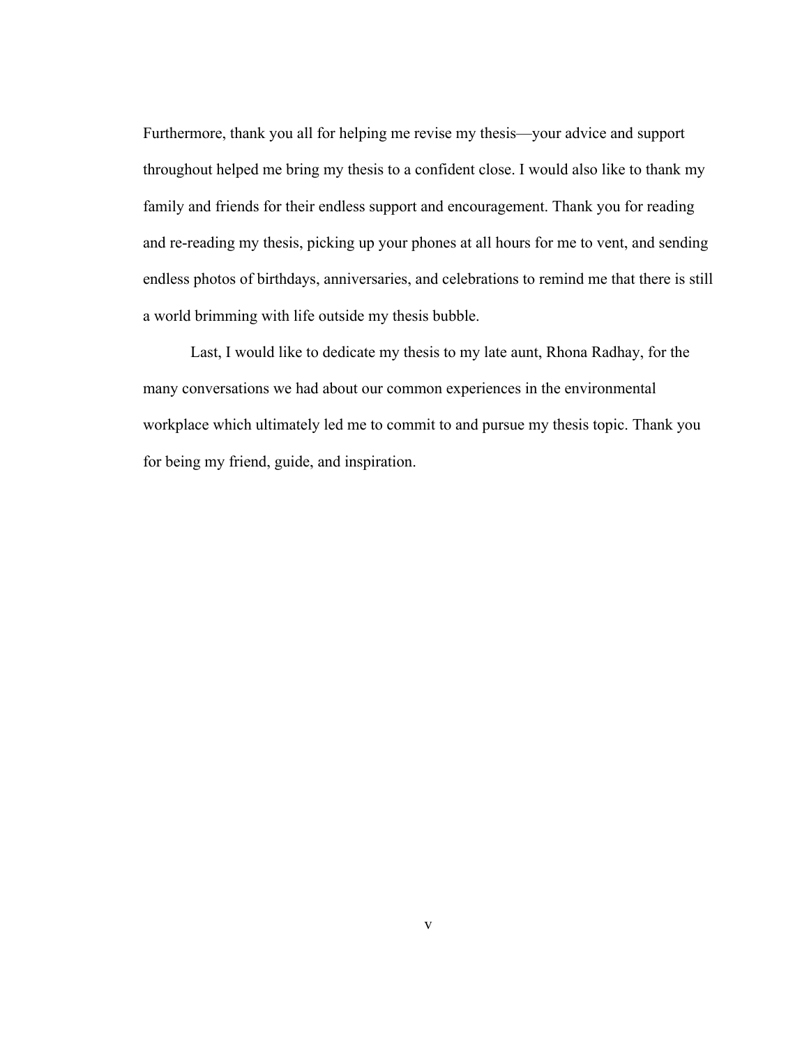Furthermore, thank you all for helping me revise my thesis—your advice and support throughout helped me bring my thesis to a confident close. I would also like to thank my family and friends for their endless support and encouragement. Thank you for reading and re-reading my thesis, picking up your phones at all hours for me to vent, and sending endless photos of birthdays, anniversaries, and celebrations to remind me that there is still a world brimming with life outside my thesis bubble.

Last, I would like to dedicate my thesis to my late aunt, Rhona Radhay, for the many conversations we had about our common experiences in the environmental workplace which ultimately led me to commit to and pursue my thesis topic. Thank you for being my friend, guide, and inspiration.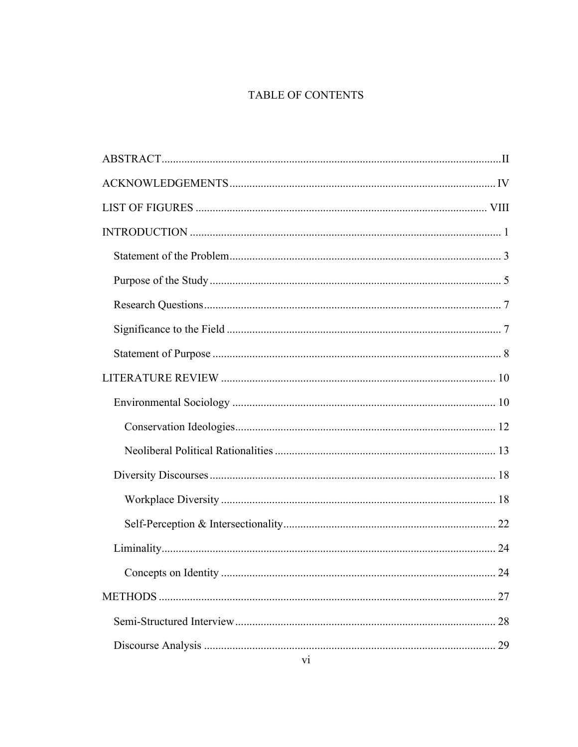# TABLE OF CONTENTS

ABSTRACT .......... II

ACKNOWLEDGEMENTS .......... IV

LIST OF FIGURES .......... VIII

INTRODUCTION .......... 1

- Statement of the Problem .......... 3
- Purpose of the Study .......... 5
- Research Questions .......... 7
- Significance to the Field .......... 7
- Statement of Purpose .......... 8

LITERATURE REVIEW .......... 10

- Environmental Sociology .......... 10
  - Conservation Ideologies .......... 12
  - Neoliberal Political Rationalities .......... 13
- Diversity Discourses .......... 18
  - Workplace Diversity .......... 18
  - Self-Perception & Intersectionality .......... 22
- Liminality .......... 24
  - Concepts on Identity .......... 24

METHODS .......... 27

- Semi-Structured Interview .......... 28
- Discourse Analysis .......... 29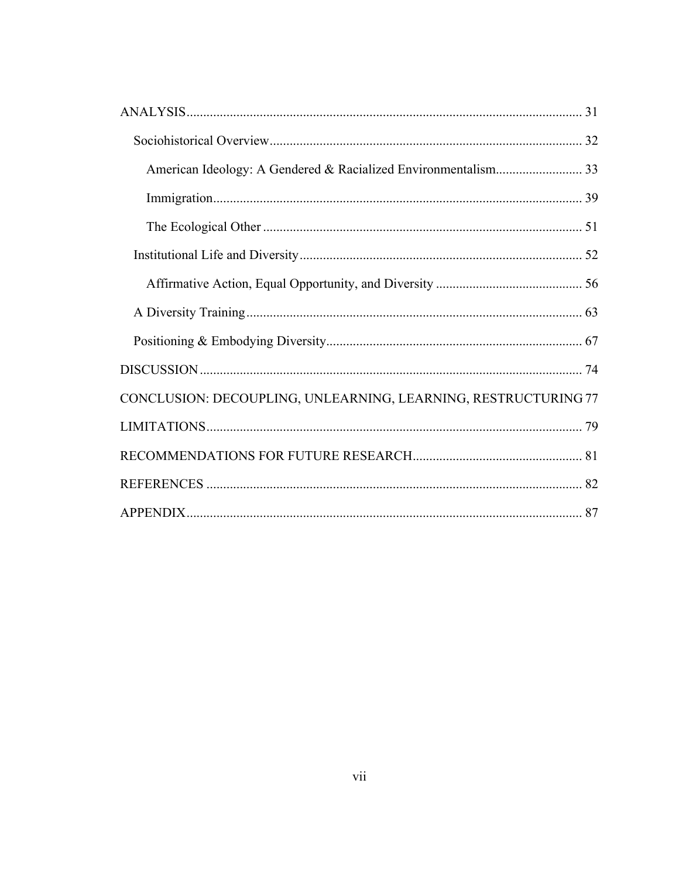- ANALYSIS ... 31
  - Sociohistorical Overview ... 32
    - American Ideology: A Gendered & Racialized Environmentalism ... 33
    - Immigration ... 39
    - The Ecological Other ... 51
  - Institutional Life and Diversity ... 52
    - Affirmative Action, Equal Opportunity, and Diversity ... 56
  - A Diversity Training ... 63
  - Positioning & Embodying Diversity ... 67
- DISCUSSION ... 74
- CONCLUSION: DECOUPLING, UNLEARNING, LEARNING, RESTRUCTURING ... 77
- LIMITATIONS ... 79
- RECOMMENDATIONS FOR FUTURE RESEARCH ... 81
- REFERENCES ... 82
- APPENDIX ... 87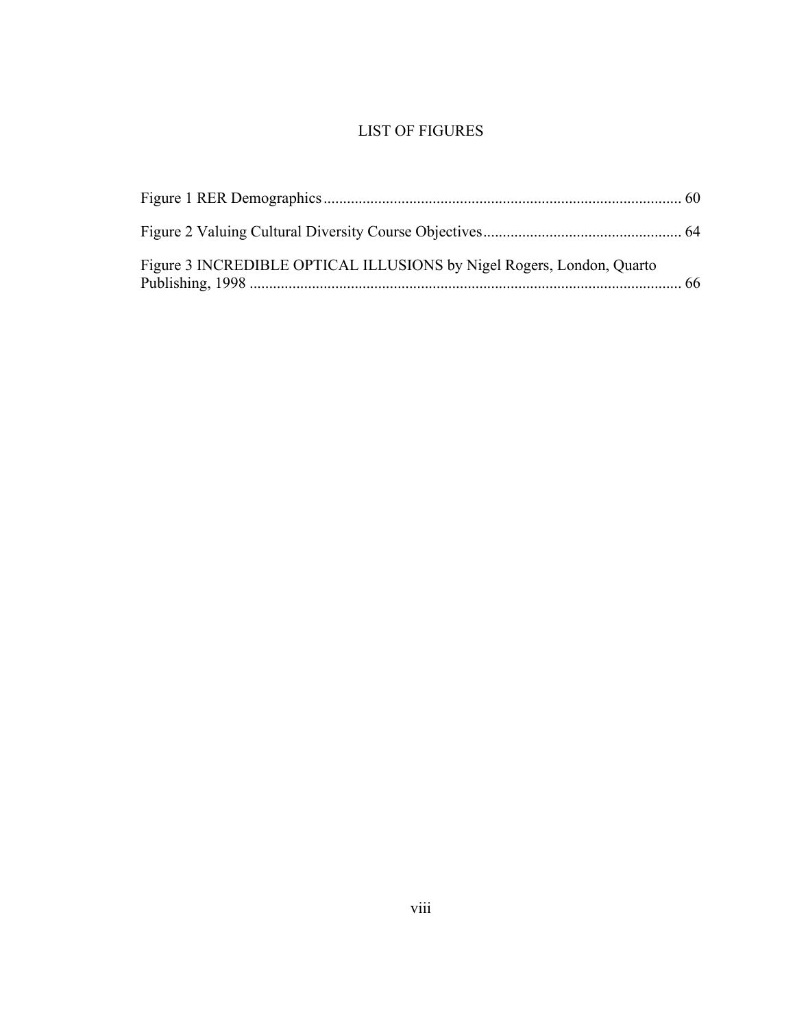# LIST OF FIGURES

Figure 1 RER Demographics ........................................................................................... 60

Figure 2 Valuing Cultural Diversity Course Objectives.................................................. 64

Figure 3 INCREDIBLE OPTICAL ILLUSIONS by Nigel Rogers, London, Quarto Publishing, 1998 ............................................................................................................ 66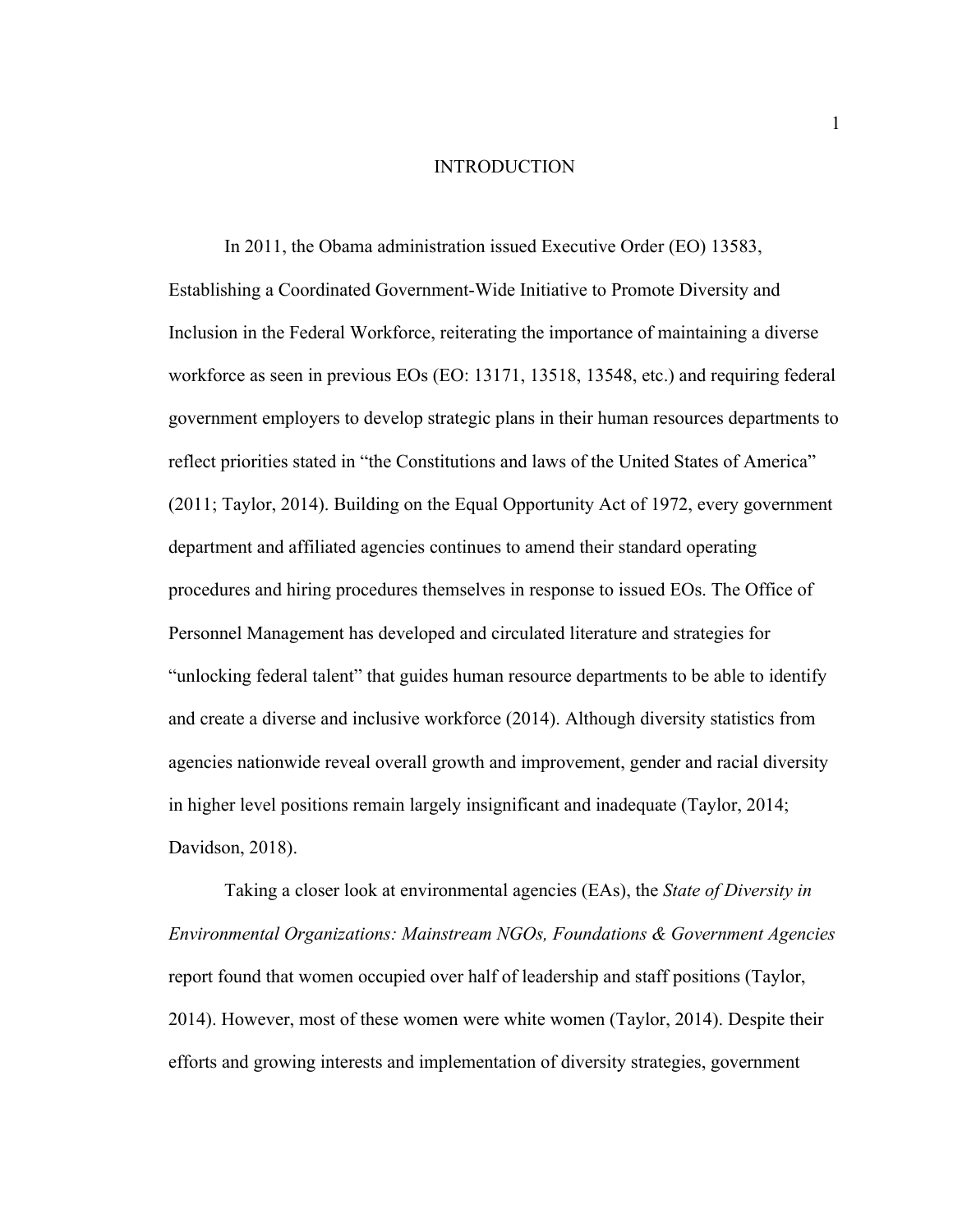# INTRODUCTION

In 2011, the Obama administration issued Executive Order (EO) 13583, Establishing a Coordinated Government-Wide Initiative to Promote Diversity and Inclusion in the Federal Workforce, reiterating the importance of maintaining a diverse workforce as seen in previous EOs (EO: 13171, 13518, 13548, etc.) and requiring federal government employers to develop strategic plans in their human resources departments to reflect priorities stated in "the Constitutions and laws of the United States of America" (2011; Taylor, 2014). Building on the Equal Opportunity Act of 1972, every government department and affiliated agencies continues to amend their standard operating procedures and hiring procedures themselves in response to issued EOs. The Office of Personnel Management has developed and circulated literature and strategies for "unlocking federal talent" that guides human resource departments to be able to identify and create a diverse and inclusive workforce (2014). Although diversity statistics from agencies nationwide reveal overall growth and improvement, gender and racial diversity in higher level positions remain largely insignificant and inadequate (Taylor, 2014; Davidson, 2018).

Taking a closer look at environmental agencies (EAs), the *State of Diversity in Environmental Organizations: Mainstream NGOs, Foundations & Government Agencies* report found that women occupied over half of leadership and staff positions (Taylor, 2014). However, most of these women were white women (Taylor, 2014). Despite their efforts and growing interests and implementation of diversity strategies, government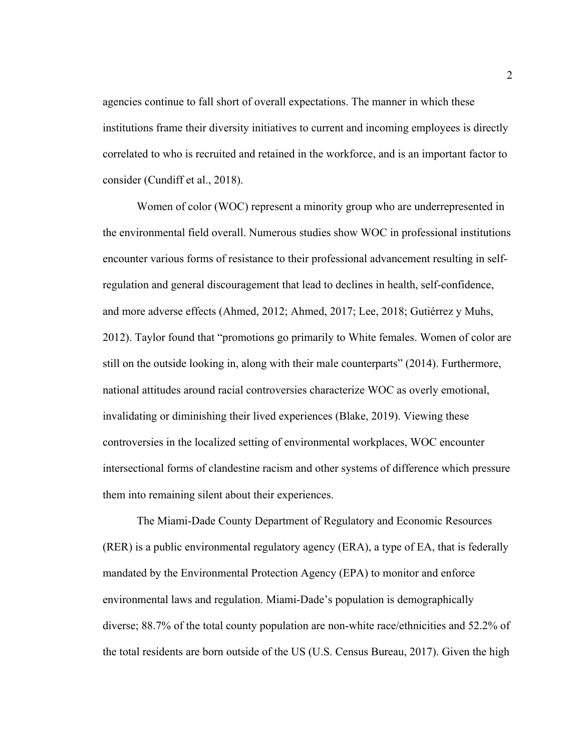agencies continue to fall short of overall expectations. The manner in which these institutions frame their diversity initiatives to current and incoming employees is directly correlated to who is recruited and retained in the workforce, and is an important factor to consider (Cundiff et al., 2018).

Women of color (WOC) represent a minority group who are underrepresented in the environmental field overall. Numerous studies show WOC in professional institutions encounter various forms of resistance to their professional advancement resulting in self-regulation and general discouragement that lead to declines in health, self-confidence, and more adverse effects (Ahmed, 2012; Ahmed, 2017; Lee, 2018; Gutiérrez y Muhs, 2012). Taylor found that "promotions go primarily to White females. Women of color are still on the outside looking in, along with their male counterparts" (2014). Furthermore, national attitudes around racial controversies characterize WOC as overly emotional, invalidating or diminishing their lived experiences (Blake, 2019). Viewing these controversies in the localized setting of environmental workplaces, WOC encounter intersectional forms of clandestine racism and other systems of difference which pressure them into remaining silent about their experiences.

The Miami-Dade County Department of Regulatory and Economic Resources (RER) is a public environmental regulatory agency (ERA), a type of EA, that is federally mandated by the Environmental Protection Agency (EPA) to monitor and enforce environmental laws and regulation. Miami-Dade's population is demographically diverse; 88.7% of the total county population are non-white race/ethnicities and 52.2% of the total residents are born outside of the US (U.S. Census Bureau, 2017). Given the high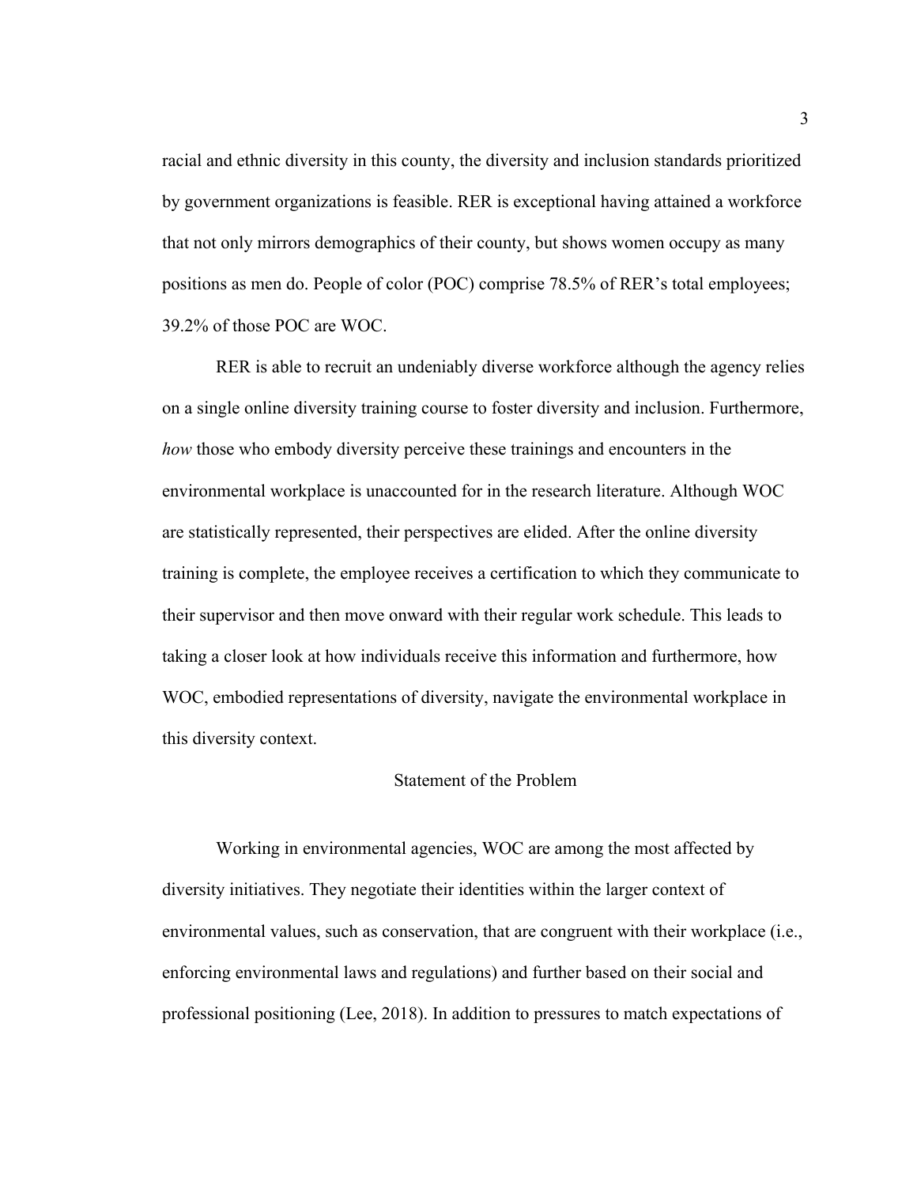racial and ethnic diversity in this county, the diversity and inclusion standards prioritized by government organizations is feasible. RER is exceptional having attained a workforce that not only mirrors demographics of their county, but shows women occupy as many positions as men do. People of color (POC) comprise 78.5% of RER's total employees; 39.2% of those POC are WOC.

RER is able to recruit an undeniably diverse workforce although the agency relies on a single online diversity training course to foster diversity and inclusion. Furthermore, *how* those who embody diversity perceive these trainings and encounters in the environmental workplace is unaccounted for in the research literature. Although WOC are statistically represented, their perspectives are elided. After the online diversity training is complete, the employee receives a certification to which they communicate to their supervisor and then move onward with their regular work schedule. This leads to taking a closer look at how individuals receive this information and furthermore, how WOC, embodied representations of diversity, navigate the environmental workplace in this diversity context.

## Statement of the Problem

Working in environmental agencies, WOC are among the most affected by diversity initiatives. They negotiate their identities within the larger context of environmental values, such as conservation, that are congruent with their workplace (i.e., enforcing environmental laws and regulations) and further based on their social and professional positioning (Lee, 2018). In addition to pressures to match expectations of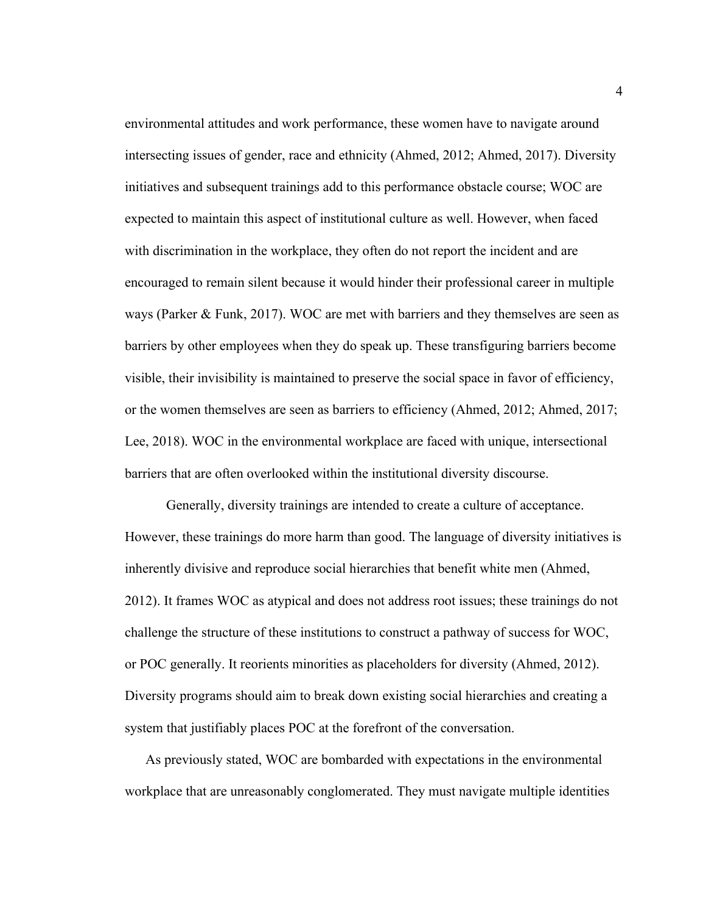environmental attitudes and work performance, these women have to navigate around intersecting issues of gender, race and ethnicity (Ahmed, 2012; Ahmed, 2017). Diversity initiatives and subsequent trainings add to this performance obstacle course; WOC are expected to maintain this aspect of institutional culture as well. However, when faced with discrimination in the workplace, they often do not report the incident and are encouraged to remain silent because it would hinder their professional career in multiple ways (Parker & Funk, 2017). WOC are met with barriers and they themselves are seen as barriers by other employees when they do speak up. These transfiguring barriers become visible, their invisibility is maintained to preserve the social space in favor of efficiency, or the women themselves are seen as barriers to efficiency (Ahmed, 2012; Ahmed, 2017; Lee, 2018). WOC in the environmental workplace are faced with unique, intersectional barriers that are often overlooked within the institutional diversity discourse.

Generally, diversity trainings are intended to create a culture of acceptance. However, these trainings do more harm than good. The language of diversity initiatives is inherently divisive and reproduce social hierarchies that benefit white men (Ahmed, 2012). It frames WOC as atypical and does not address root issues; these trainings do not challenge the structure of these institutions to construct a pathway of success for WOC, or POC generally. It reorients minorities as placeholders for diversity (Ahmed, 2012). Diversity programs should aim to break down existing social hierarchies and creating a system that justifiably places POC at the forefront of the conversation.

As previously stated, WOC are bombarded with expectations in the environmental workplace that are unreasonably conglomerated. They must navigate multiple identities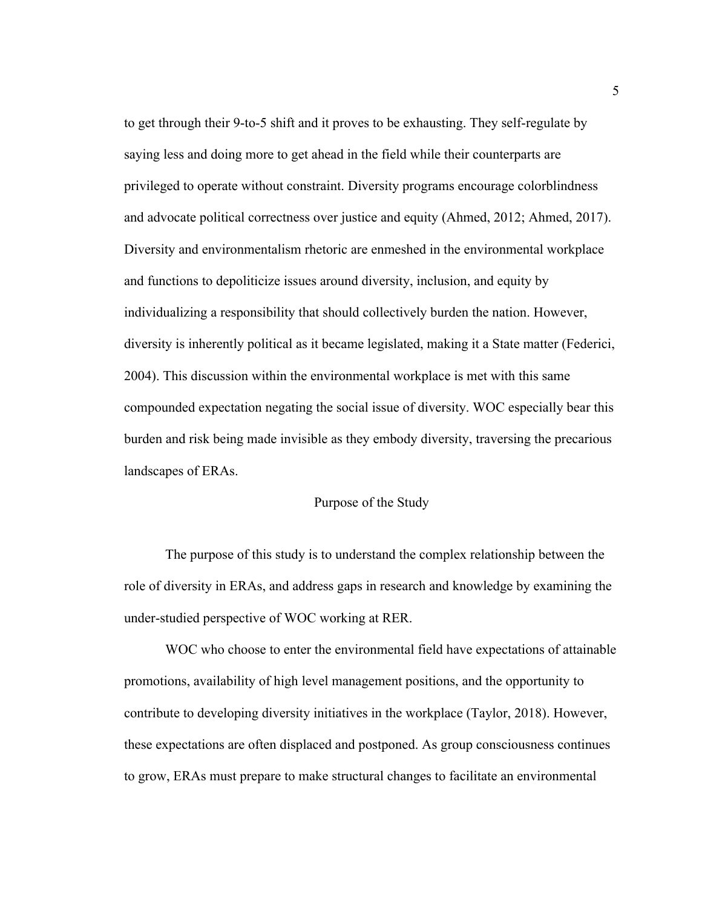to get through their 9-to-5 shift and it proves to be exhausting. They self-regulate by saying less and doing more to get ahead in the field while their counterparts are privileged to operate without constraint. Diversity programs encourage colorblindness and advocate political correctness over justice and equity (Ahmed, 2012; Ahmed, 2017). Diversity and environmentalism rhetoric are enmeshed in the environmental workplace and functions to depoliticize issues around diversity, inclusion, and equity by individualizing a responsibility that should collectively burden the nation. However, diversity is inherently political as it became legislated, making it a State matter (Federici, 2004). This discussion within the environmental workplace is met with this same compounded expectation negating the social issue of diversity. WOC especially bear this burden and risk being made invisible as they embody diversity, traversing the precarious landscapes of ERAs.

## Purpose of the Study

The purpose of this study is to understand the complex relationship between the role of diversity in ERAs, and address gaps in research and knowledge by examining the under-studied perspective of WOC working at RER.

WOC who choose to enter the environmental field have expectations of attainable promotions, availability of high level management positions, and the opportunity to contribute to developing diversity initiatives in the workplace (Taylor, 2018). However, these expectations are often displaced and postponed. As group consciousness continues to grow, ERAs must prepare to make structural changes to facilitate an environmental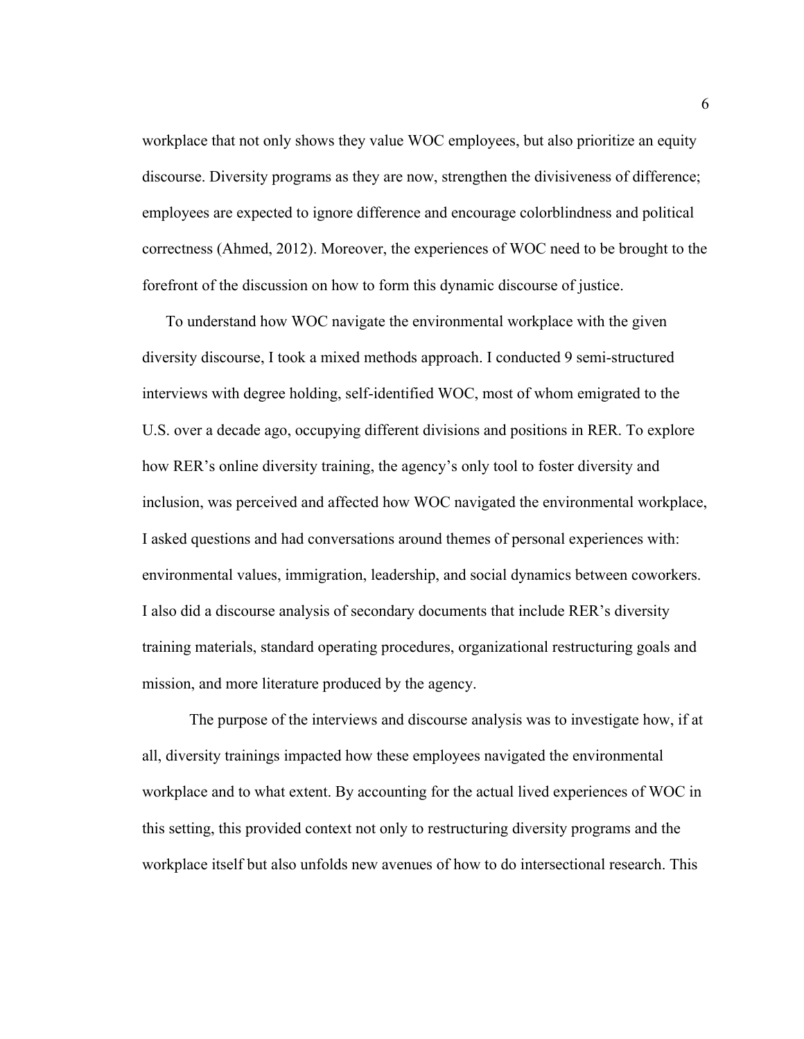workplace that not only shows they value WOC employees, but also prioritize an equity discourse. Diversity programs as they are now, strengthen the divisiveness of difference; employees are expected to ignore difference and encourage colorblindness and political correctness (Ahmed, 2012). Moreover, the experiences of WOC need to be brought to the forefront of the discussion on how to form this dynamic discourse of justice.

To understand how WOC navigate the environmental workplace with the given diversity discourse, I took a mixed methods approach. I conducted 9 semi-structured interviews with degree holding, self-identified WOC, most of whom emigrated to the U.S. over a decade ago, occupying different divisions and positions in RER. To explore how RER's online diversity training, the agency's only tool to foster diversity and inclusion, was perceived and affected how WOC navigated the environmental workplace, I asked questions and had conversations around themes of personal experiences with: environmental values, immigration, leadership, and social dynamics between coworkers. I also did a discourse analysis of secondary documents that include RER's diversity training materials, standard operating procedures, organizational restructuring goals and mission, and more literature produced by the agency.

The purpose of the interviews and discourse analysis was to investigate how, if at all, diversity trainings impacted how these employees navigated the environmental workplace and to what extent. By accounting for the actual lived experiences of WOC in this setting, this provided context not only to restructuring diversity programs and the workplace itself but also unfolds new avenues of how to do intersectional research. This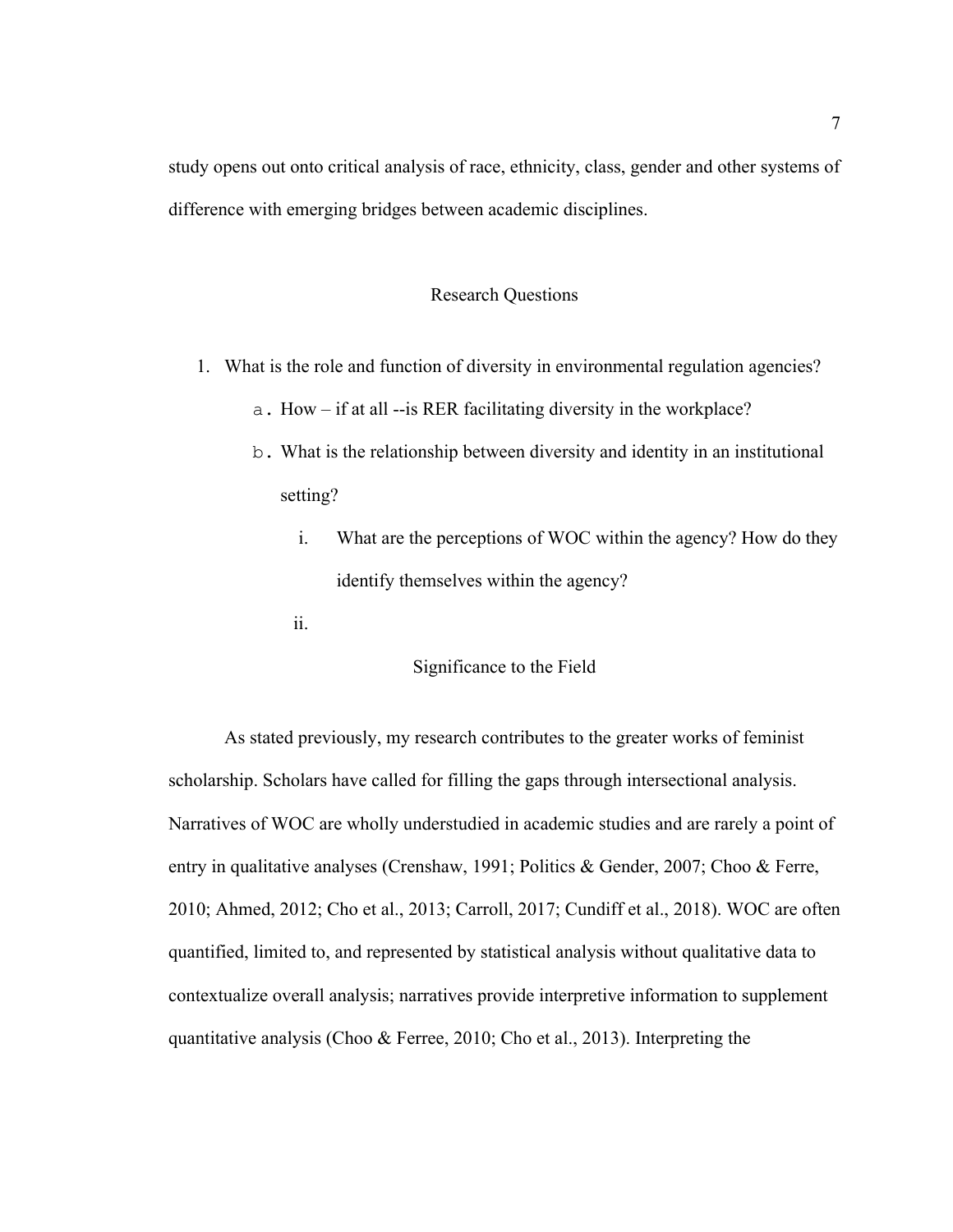study opens out onto critical analysis of race, ethnicity, class, gender and other systems of difference with emerging bridges between academic disciplines.

## Research Questions

1. What is the role and function of diversity in environmental regulation agencies?
    a. How – if at all --is RER facilitating diversity in the workplace?
    b. What is the relationship between diversity and identity in an institutional setting?
        i. What are the perceptions of WOC within the agency? How do they identify themselves within the agency?
        ii.

## Significance to the Field

As stated previously, my research contributes to the greater works of feminist scholarship. Scholars have called for filling the gaps through intersectional analysis. Narratives of WOC are wholly understudied in academic studies and are rarely a point of entry in qualitative analyses (Crenshaw, 1991; Politics & Gender, 2007; Choo & Ferre, 2010; Ahmed, 2012; Cho et al., 2013; Carroll, 2017; Cundiff et al., 2018). WOC are often quantified, limited to, and represented by statistical analysis without qualitative data to contextualize overall analysis; narratives provide interpretive information to supplement quantitative analysis (Choo & Ferree, 2010; Cho et al., 2013). Interpreting the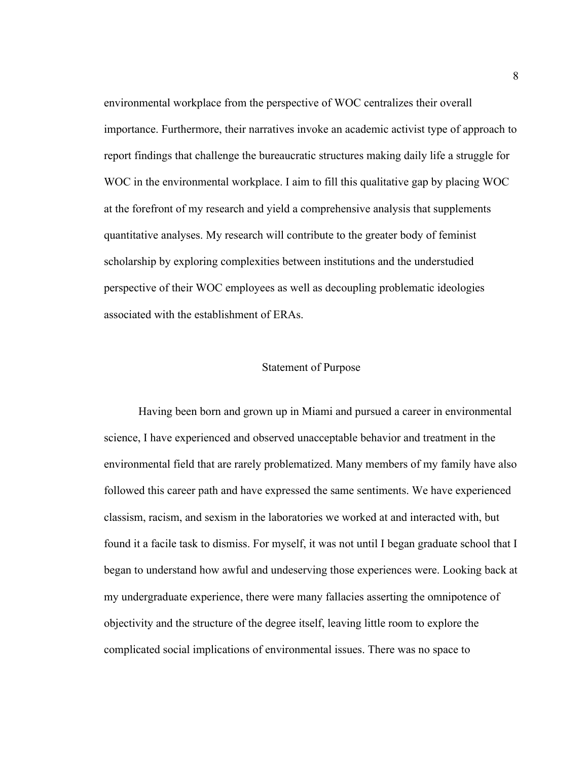environmental workplace from the perspective of WOC centralizes their overall importance. Furthermore, their narratives invoke an academic activist type of approach to report findings that challenge the bureaucratic structures making daily life a struggle for WOC in the environmental workplace. I aim to fill this qualitative gap by placing WOC at the forefront of my research and yield a comprehensive analysis that supplements quantitative analyses. My research will contribute to the greater body of feminist scholarship by exploring complexities between institutions and the understudied perspective of their WOC employees as well as decoupling problematic ideologies associated with the establishment of ERAs.

## Statement of Purpose

Having been born and grown up in Miami and pursued a career in environmental science, I have experienced and observed unacceptable behavior and treatment in the environmental field that are rarely problematized. Many members of my family have also followed this career path and have expressed the same sentiments. We have experienced classism, racism, and sexism in the laboratories we worked at and interacted with, but found it a facile task to dismiss. For myself, it was not until I began graduate school that I began to understand how awful and undeserving those experiences were. Looking back at my undergraduate experience, there were many fallacies asserting the omnipotence of objectivity and the structure of the degree itself, leaving little room to explore the complicated social implications of environmental issues. There was no space to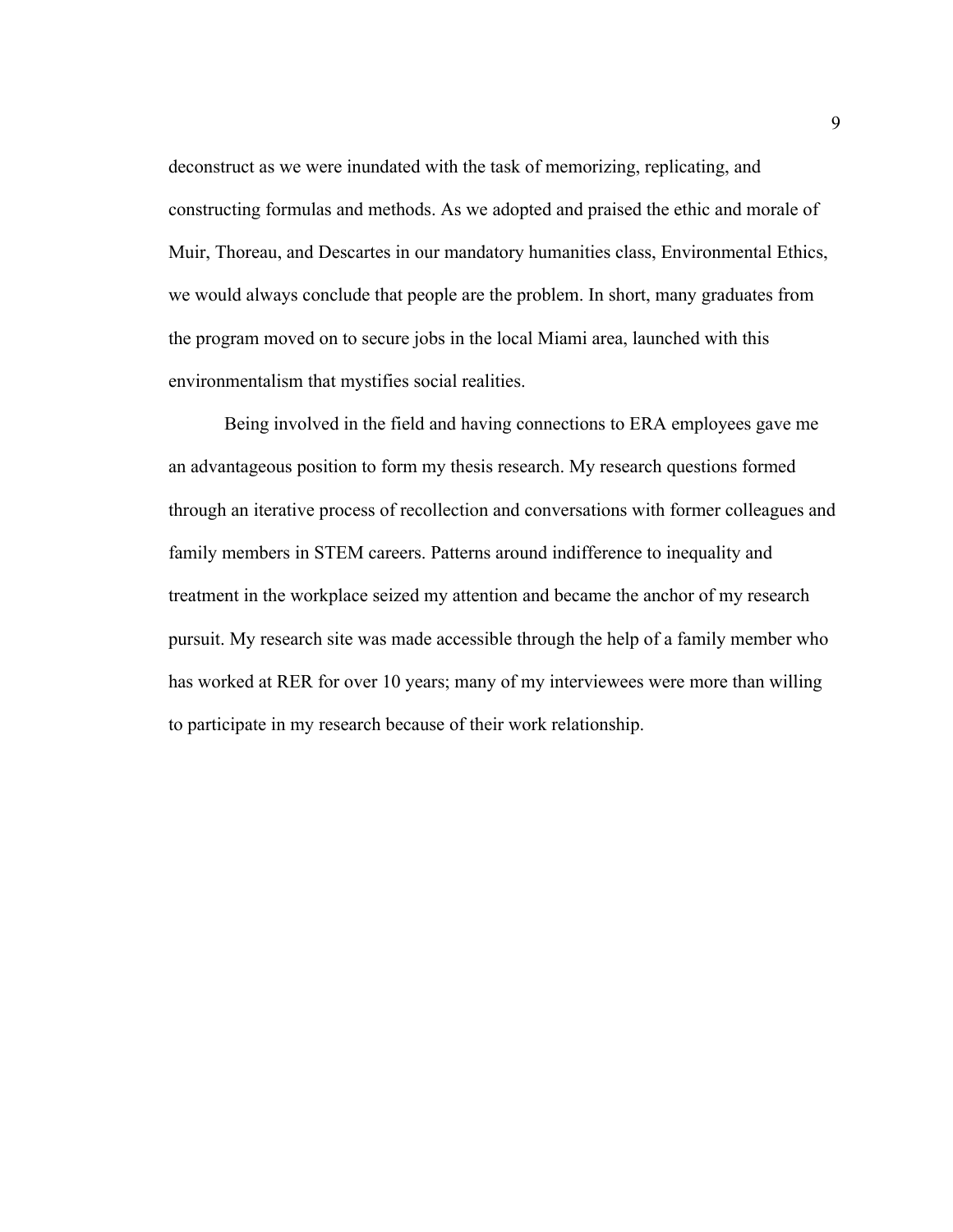deconstruct as we were inundated with the task of memorizing, replicating, and constructing formulas and methods. As we adopted and praised the ethic and morale of Muir, Thoreau, and Descartes in our mandatory humanities class, Environmental Ethics, we would always conclude that people are the problem. In short, many graduates from the program moved on to secure jobs in the local Miami area, launched with this environmentalism that mystifies social realities.

Being involved in the field and having connections to ERA employees gave me an advantageous position to form my thesis research. My research questions formed through an iterative process of recollection and conversations with former colleagues and family members in STEM careers. Patterns around indifference to inequality and treatment in the workplace seized my attention and became the anchor of my research pursuit. My research site was made accessible through the help of a family member who has worked at RER for over 10 years; many of my interviewees were more than willing to participate in my research because of their work relationship.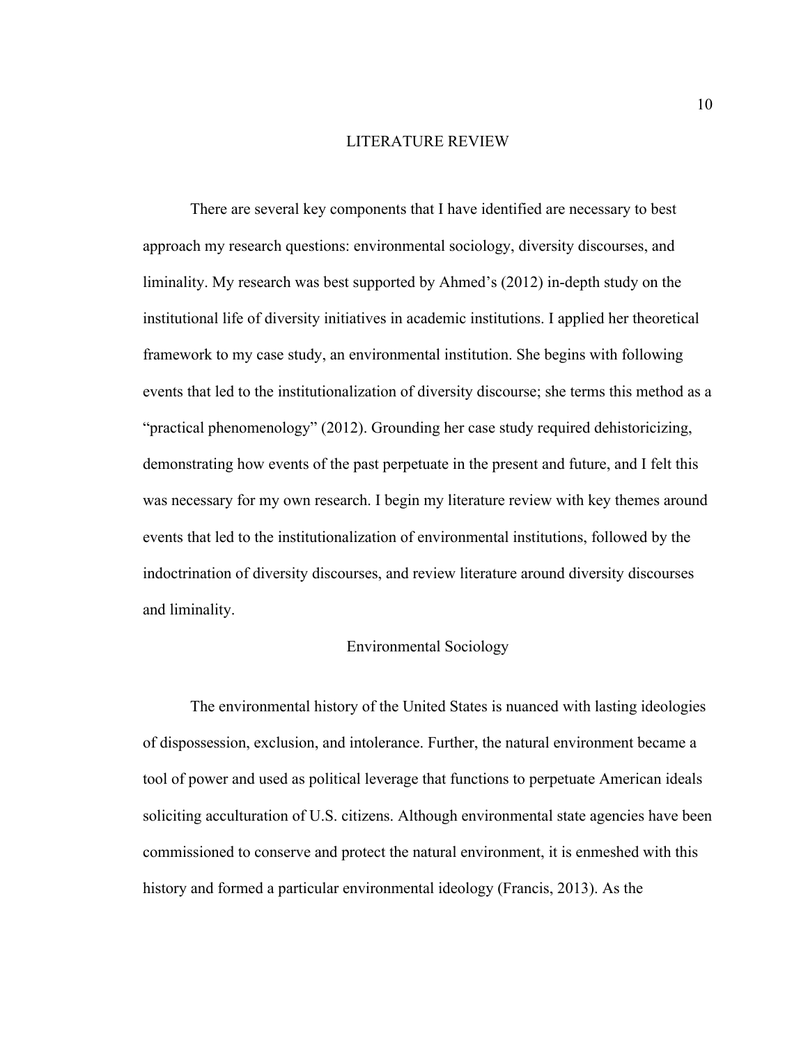# LITERATURE REVIEW

There are several key components that I have identified are necessary to best approach my research questions: environmental sociology, diversity discourses, and liminality. My research was best supported by Ahmed's (2012) in-depth study on the institutional life of diversity initiatives in academic institutions. I applied her theoretical framework to my case study, an environmental institution. She begins with following events that led to the institutionalization of diversity discourse; she terms this method as a "practical phenomenology" (2012). Grounding her case study required dehistoricizing, demonstrating how events of the past perpetuate in the present and future, and I felt this was necessary for my own research. I begin my literature review with key themes around events that led to the institutionalization of environmental institutions, followed by the indoctrination of diversity discourses, and review literature around diversity discourses and liminality.

## Environmental Sociology

The environmental history of the United States is nuanced with lasting ideologies of dispossession, exclusion, and intolerance. Further, the natural environment became a tool of power and used as political leverage that functions to perpetuate American ideals soliciting acculturation of U.S. citizens. Although environmental state agencies have been commissioned to conserve and protect the natural environment, it is enmeshed with this history and formed a particular environmental ideology (Francis, 2013). As the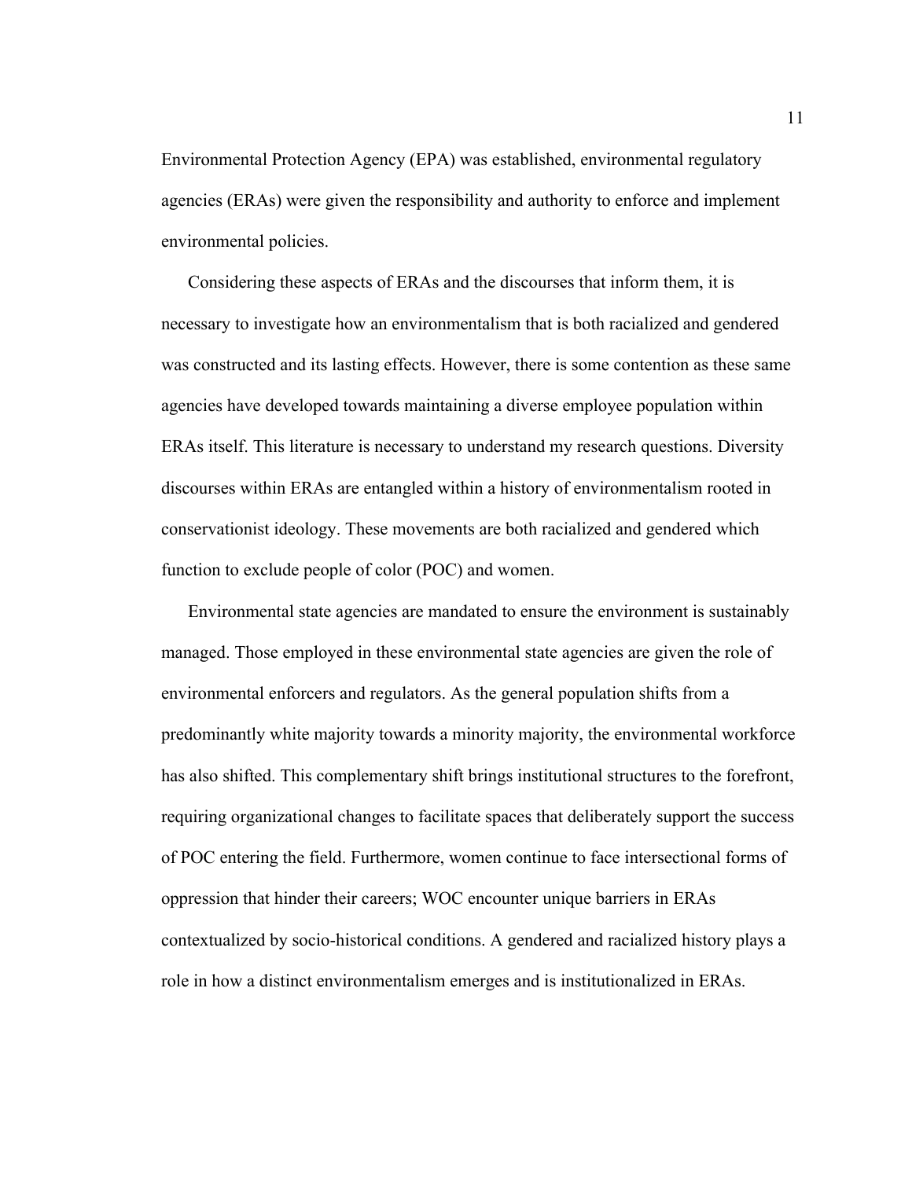Environmental Protection Agency (EPA) was established, environmental regulatory agencies (ERAs) were given the responsibility and authority to enforce and implement environmental policies.

Considering these aspects of ERAs and the discourses that inform them, it is necessary to investigate how an environmentalism that is both racialized and gendered was constructed and its lasting effects. However, there is some contention as these same agencies have developed towards maintaining a diverse employee population within ERAs itself. This literature is necessary to understand my research questions. Diversity discourses within ERAs are entangled within a history of environmentalism rooted in conservationist ideology. These movements are both racialized and gendered which function to exclude people of color (POC) and women.

Environmental state agencies are mandated to ensure the environment is sustainably managed. Those employed in these environmental state agencies are given the role of environmental enforcers and regulators. As the general population shifts from a predominantly white majority towards a minority majority, the environmental workforce has also shifted. This complementary shift brings institutional structures to the forefront, requiring organizational changes to facilitate spaces that deliberately support the success of POC entering the field. Furthermore, women continue to face intersectional forms of oppression that hinder their careers; WOC encounter unique barriers in ERAs contextualized by socio-historical conditions. A gendered and racialized history plays a role in how a distinct environmentalism emerges and is institutionalized in ERAs.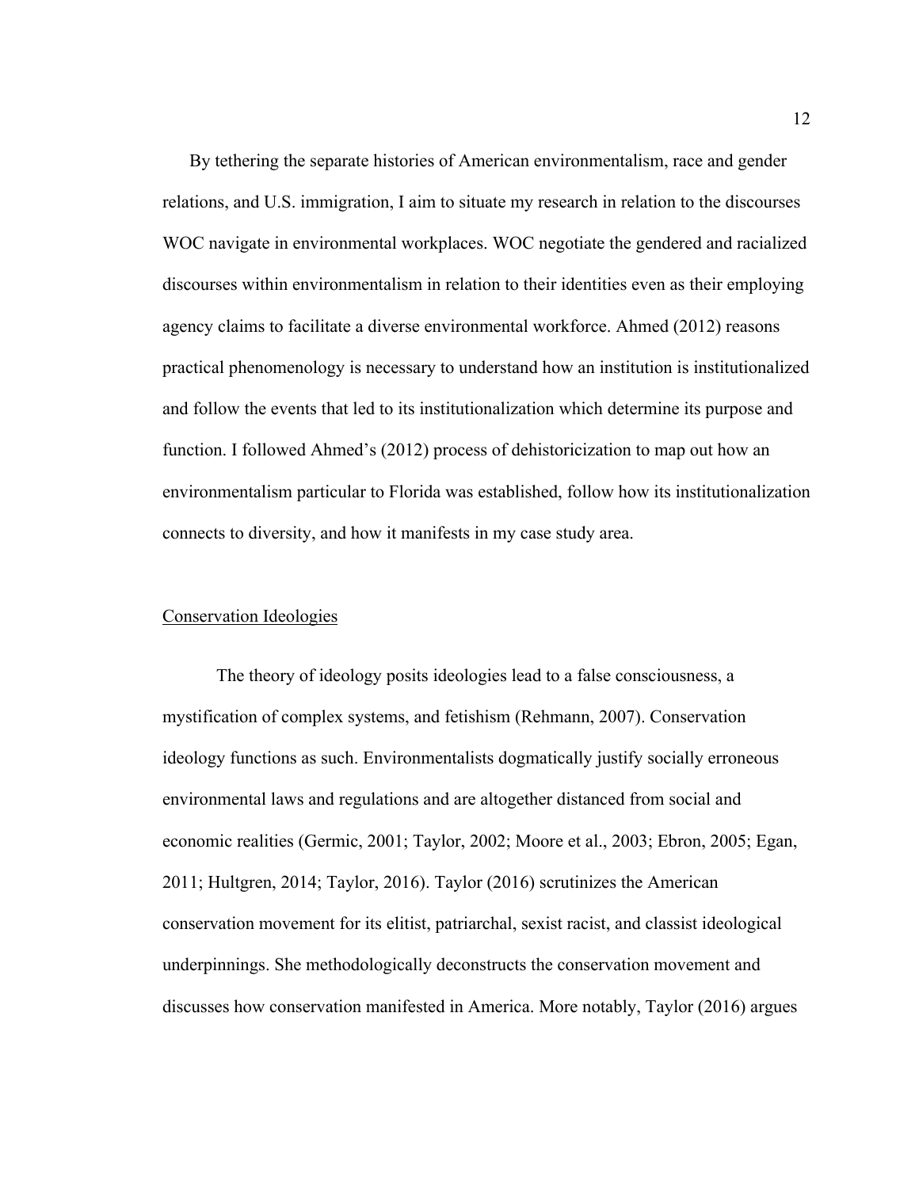By tethering the separate histories of American environmentalism, race and gender relations, and U.S. immigration, I aim to situate my research in relation to the discourses WOC navigate in environmental workplaces. WOC negotiate the gendered and racialized discourses within environmentalism in relation to their identities even as their employing agency claims to facilitate a diverse environmental workforce. Ahmed (2012) reasons practical phenomenology is necessary to understand how an institution is institutionalized and follow the events that led to its institutionalization which determine its purpose and function. I followed Ahmed's (2012) process of dehistoricization to map out how an environmentalism particular to Florida was established, follow how its institutionalization connects to diversity, and how it manifests in my case study area.

## Conservation Ideologies

The theory of ideology posits ideologies lead to a false consciousness, a mystification of complex systems, and fetishism (Rehmann, 2007). Conservation ideology functions as such. Environmentalists dogmatically justify socially erroneous environmental laws and regulations and are altogether distanced from social and economic realities (Germic, 2001; Taylor, 2002; Moore et al., 2003; Ebron, 2005; Egan, 2011; Hultgren, 2014; Taylor, 2016). Taylor (2016) scrutinizes the American conservation movement for its elitist, patriarchal, sexist racist, and classist ideological underpinnings. She methodologically deconstructs the conservation movement and discusses how conservation manifested in America. More notably, Taylor (2016) argues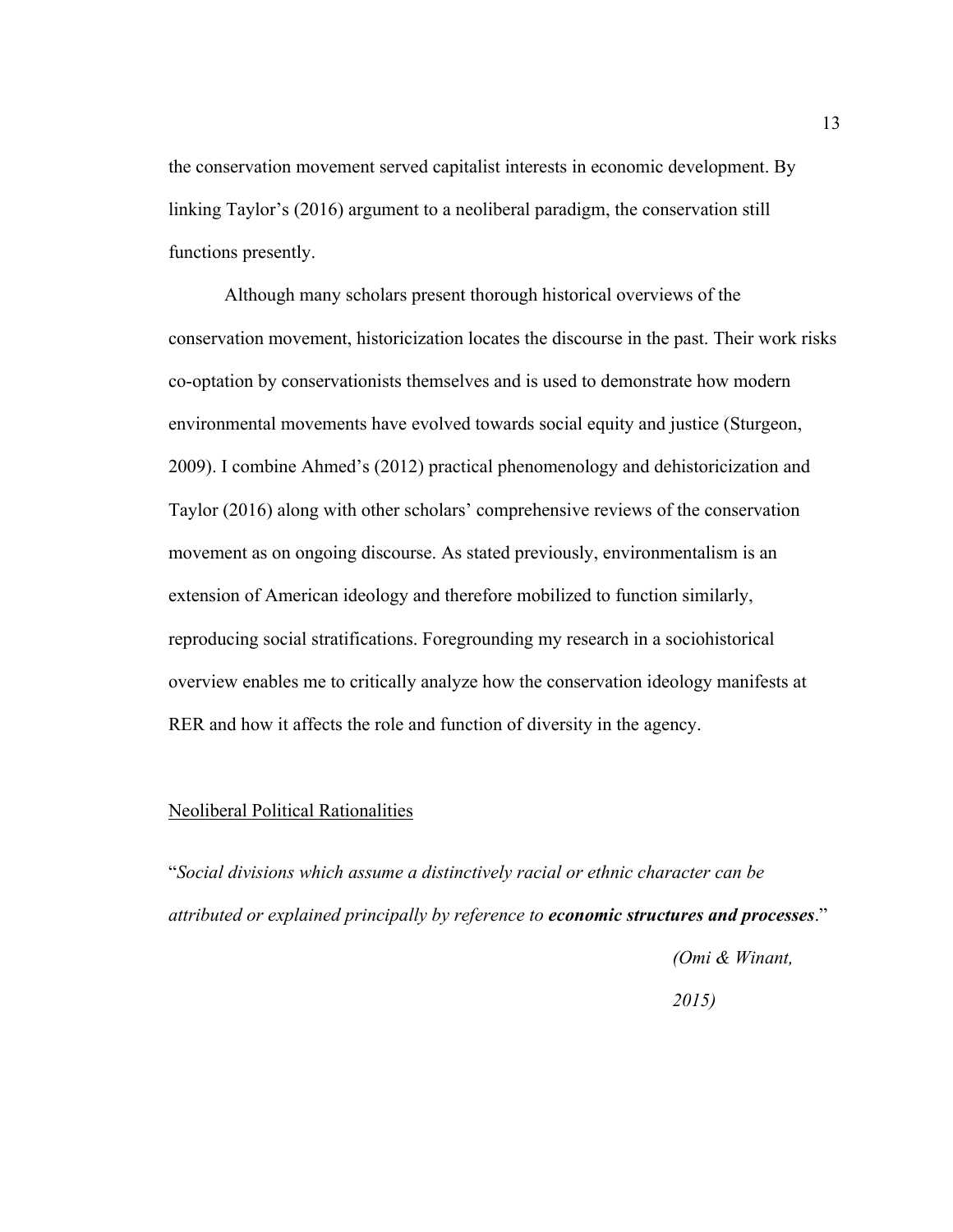the conservation movement served capitalist interests in economic development. By linking Taylor's (2016) argument to a neoliberal paradigm, the conservation still functions presently.

Although many scholars present thorough historical overviews of the conservation movement, historicization locates the discourse in the past. Their work risks co-optation by conservationists themselves and is used to demonstrate how modern environmental movements have evolved towards social equity and justice (Sturgeon, 2009). I combine Ahmed's (2012) practical phenomenology and dehistoricization and Taylor (2016) along with other scholars' comprehensive reviews of the conservation movement as on ongoing discourse. As stated previously, environmentalism is an extension of American ideology and therefore mobilized to function similarly, reproducing social stratifications. Foregrounding my research in a sociohistorical overview enables me to critically analyze how the conservation ideology manifests at RER and how it affects the role and function of diversity in the agency.

<u>Neoliberal Political Rationalities</u>

"*Social divisions which assume a distinctively racial or ethnic character can be attributed or explained principally by reference to* ***economic structures and processes***."

*(Omi & Winant, 2015)*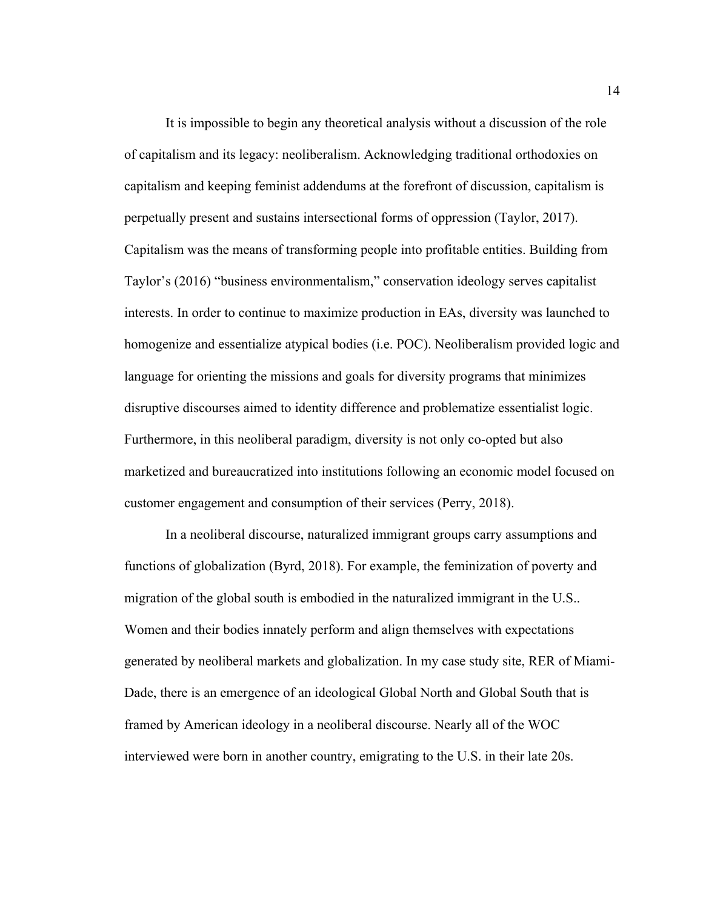It is impossible to begin any theoretical analysis without a discussion of the role of capitalism and its legacy: neoliberalism. Acknowledging traditional orthodoxies on capitalism and keeping feminist addendums at the forefront of discussion, capitalism is perpetually present and sustains intersectional forms of oppression (Taylor, 2017). Capitalism was the means of transforming people into profitable entities. Building from Taylor's (2016) "business environmentalism," conservation ideology serves capitalist interests. In order to continue to maximize production in EAs, diversity was launched to homogenize and essentialize atypical bodies (i.e. POC). Neoliberalism provided logic and language for orienting the missions and goals for diversity programs that minimizes disruptive discourses aimed to identity difference and problematize essentialist logic. Furthermore, in this neoliberal paradigm, diversity is not only co-opted but also marketized and bureaucratized into institutions following an economic model focused on customer engagement and consumption of their services (Perry, 2018).

In a neoliberal discourse, naturalized immigrant groups carry assumptions and functions of globalization (Byrd, 2018). For example, the feminization of poverty and migration of the global south is embodied in the naturalized immigrant in the U.S.. Women and their bodies innately perform and align themselves with expectations generated by neoliberal markets and globalization. In my case study site, RER of Miami-Dade, there is an emergence of an ideological Global North and Global South that is framed by American ideology in a neoliberal discourse. Nearly all of the WOC interviewed were born in another country, emigrating to the U.S. in their late 20s.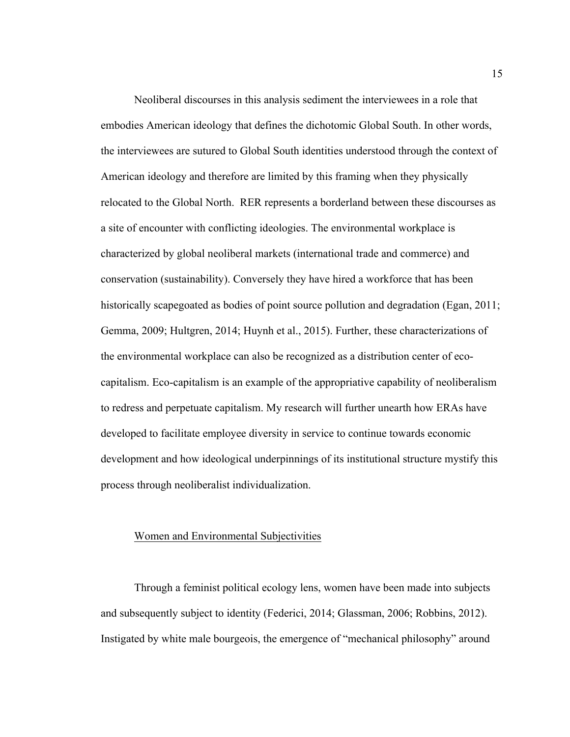Neoliberal discourses in this analysis sediment the interviewees in a role that embodies American ideology that defines the dichotomic Global South. In other words, the interviewees are sutured to Global South identities understood through the context of American ideology and therefore are limited by this framing when they physically relocated to the Global North. RER represents a borderland between these discourses as a site of encounter with conflicting ideologies. The environmental workplace is characterized by global neoliberal markets (international trade and commerce) and conservation (sustainability). Conversely they have hired a workforce that has been historically scapegoated as bodies of point source pollution and degradation (Egan, 2011; Gemma, 2009; Hultgren, 2014; Huynh et al., 2015). Further, these characterizations of the environmental workplace can also be recognized as a distribution center of eco-capitalism. Eco-capitalism is an example of the appropriative capability of neoliberalism to redress and perpetuate capitalism. My research will further unearth how ERAs have developed to facilitate employee diversity in service to continue towards economic development and how ideological underpinnings of its institutional structure mystify this process through neoliberalist individualization.

<u>Women and Environmental Subjectivities</u>

Through a feminist political ecology lens, women have been made into subjects and subsequently subject to identity (Federici, 2014; Glassman, 2006; Robbins, 2012). Instigated by white male bourgeois, the emergence of "mechanical philosophy" around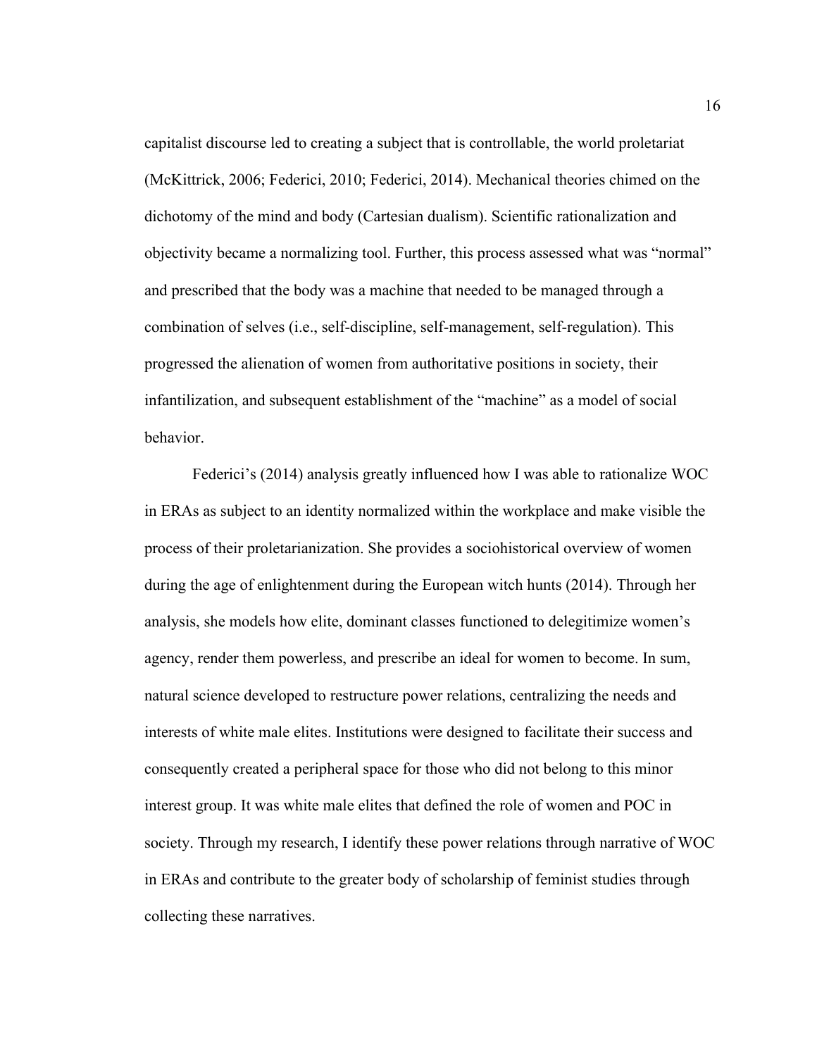capitalist discourse led to creating a subject that is controllable, the world proletariat (McKittrick, 2006; Federici, 2010; Federici, 2014). Mechanical theories chimed on the dichotomy of the mind and body (Cartesian dualism). Scientific rationalization and objectivity became a normalizing tool. Further, this process assessed what was "normal" and prescribed that the body was a machine that needed to be managed through a combination of selves (i.e., self-discipline, self-management, self-regulation). This progressed the alienation of women from authoritative positions in society, their infantilization, and subsequent establishment of the "machine" as a model of social behavior.

Federici's (2014) analysis greatly influenced how I was able to rationalize WOC in ERAs as subject to an identity normalized within the workplace and make visible the process of their proletarianization. She provides a sociohistorical overview of women during the age of enlightenment during the European witch hunts (2014). Through her analysis, she models how elite, dominant classes functioned to delegitimize women's agency, render them powerless, and prescribe an ideal for women to become. In sum, natural science developed to restructure power relations, centralizing the needs and interests of white male elites. Institutions were designed to facilitate their success and consequently created a peripheral space for those who did not belong to this minor interest group. It was white male elites that defined the role of women and POC in society. Through my research, I identify these power relations through narrative of WOC in ERAs and contribute to the greater body of scholarship of feminist studies through collecting these narratives.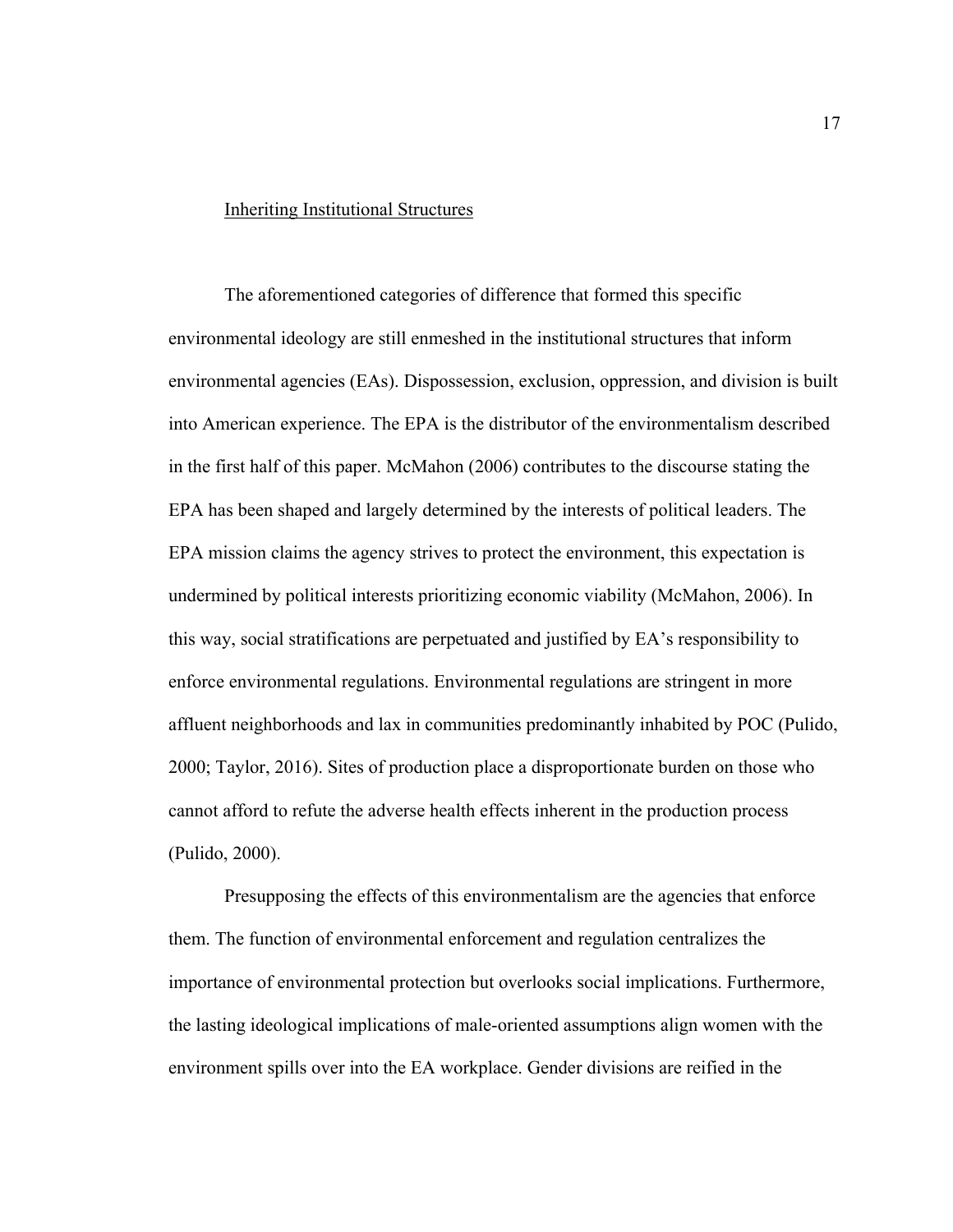## Inheriting Institutional Structures

The aforementioned categories of difference that formed this specific environmental ideology are still enmeshed in the institutional structures that inform environmental agencies (EAs). Dispossession, exclusion, oppression, and division is built into American experience. The EPA is the distributor of the environmentalism described in the first half of this paper. McMahon (2006) contributes to the discourse stating the EPA has been shaped and largely determined by the interests of political leaders. The EPA mission claims the agency strives to protect the environment, this expectation is undermined by political interests prioritizing economic viability (McMahon, 2006). In this way, social stratifications are perpetuated and justified by EA's responsibility to enforce environmental regulations. Environmental regulations are stringent in more affluent neighborhoods and lax in communities predominantly inhabited by POC (Pulido, 2000; Taylor, 2016). Sites of production place a disproportionate burden on those who cannot afford to refute the adverse health effects inherent in the production process (Pulido, 2000).

Presupposing the effects of this environmentalism are the agencies that enforce them. The function of environmental enforcement and regulation centralizes the importance of environmental protection but overlooks social implications. Furthermore, the lasting ideological implications of male-oriented assumptions align women with the environment spills over into the EA workplace. Gender divisions are reified in the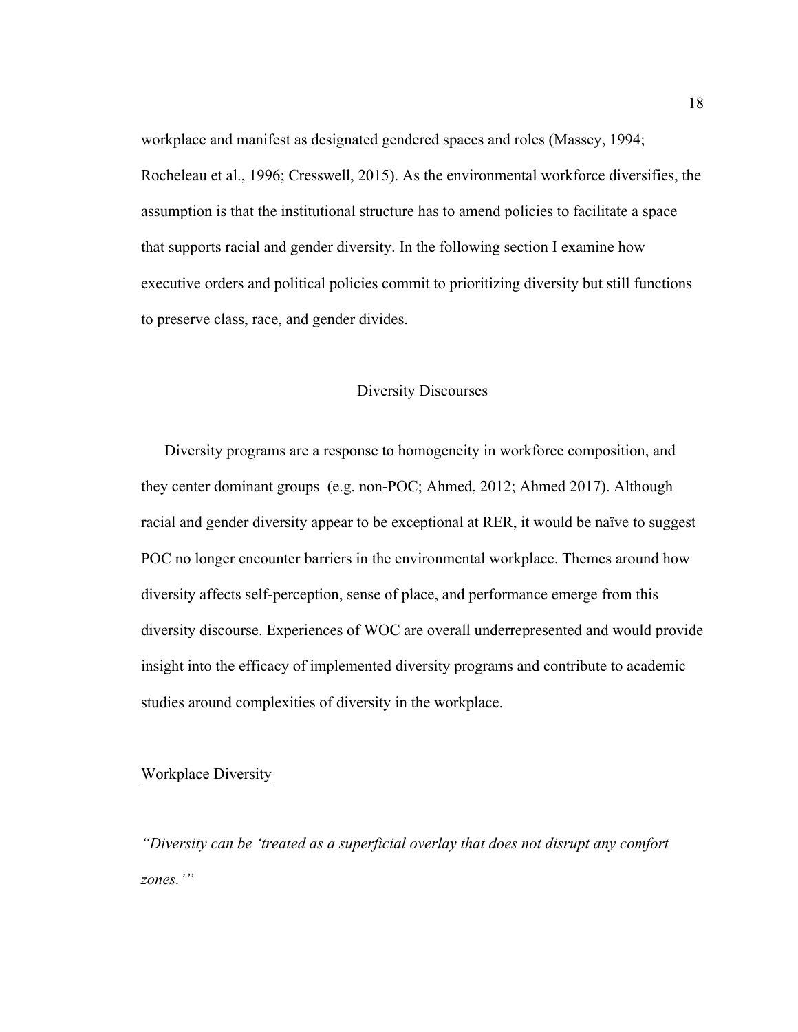workplace and manifest as designated gendered spaces and roles (Massey, 1994; Rocheleau et al., 1996; Cresswell, 2015). As the environmental workforce diversifies, the assumption is that the institutional structure has to amend policies to facilitate a space that supports racial and gender diversity. In the following section I examine how executive orders and political policies commit to prioritizing diversity but still functions to preserve class, race, and gender divides.

## Diversity Discourses

Diversity programs are a response to homogeneity in workforce composition, and they center dominant groups (e.g. non-POC; Ahmed, 2012; Ahmed 2017). Although racial and gender diversity appear to be exceptional at RER, it would be naïve to suggest POC no longer encounter barriers in the environmental workplace. Themes around how diversity affects self-perception, sense of place, and performance emerge from this diversity discourse. Experiences of WOC are overall underrepresented and would provide insight into the efficacy of implemented diversity programs and contribute to academic studies around complexities of diversity in the workplace.

### Workplace Diversity

*"Diversity can be 'treated as a superficial overlay that does not disrupt any comfort zones.'"*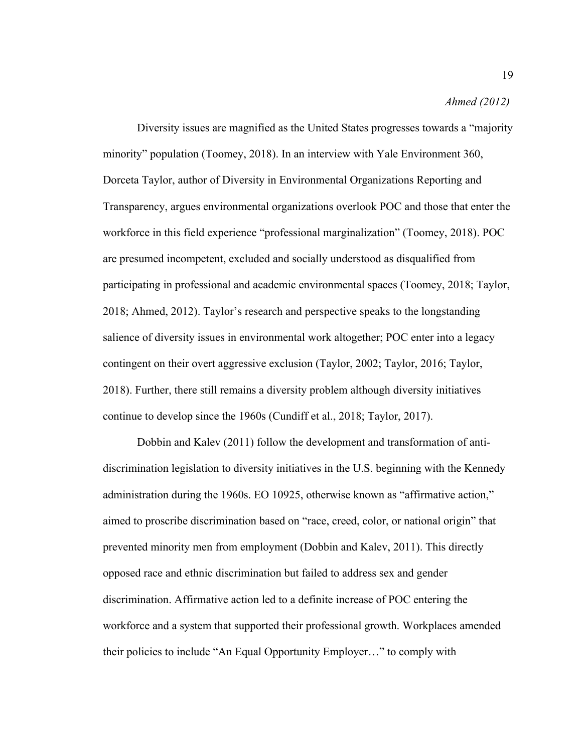*Ahmed (2012)*

Diversity issues are magnified as the United States progresses towards a "majority minority" population (Toomey, 2018). In an interview with Yale Environment 360, Dorceta Taylor, author of Diversity in Environmental Organizations Reporting and Transparency, argues environmental organizations overlook POC and those that enter the workforce in this field experience "professional marginalization" (Toomey, 2018). POC are presumed incompetent, excluded and socially understood as disqualified from participating in professional and academic environmental spaces (Toomey, 2018; Taylor, 2018; Ahmed, 2012). Taylor's research and perspective speaks to the longstanding salience of diversity issues in environmental work altogether; POC enter into a legacy contingent on their overt aggressive exclusion (Taylor, 2002; Taylor, 2016; Taylor, 2018). Further, there still remains a diversity problem although diversity initiatives continue to develop since the 1960s (Cundiff et al., 2018; Taylor, 2017).

Dobbin and Kalev (2011) follow the development and transformation of anti-discrimination legislation to diversity initiatives in the U.S. beginning with the Kennedy administration during the 1960s. EO 10925, otherwise known as "affirmative action," aimed to proscribe discrimination based on "race, creed, color, or national origin" that prevented minority men from employment (Dobbin and Kalev, 2011). This directly opposed race and ethnic discrimination but failed to address sex and gender discrimination. Affirmative action led to a definite increase of POC entering the workforce and a system that supported their professional growth. Workplaces amended their policies to include "An Equal Opportunity Employer…" to comply with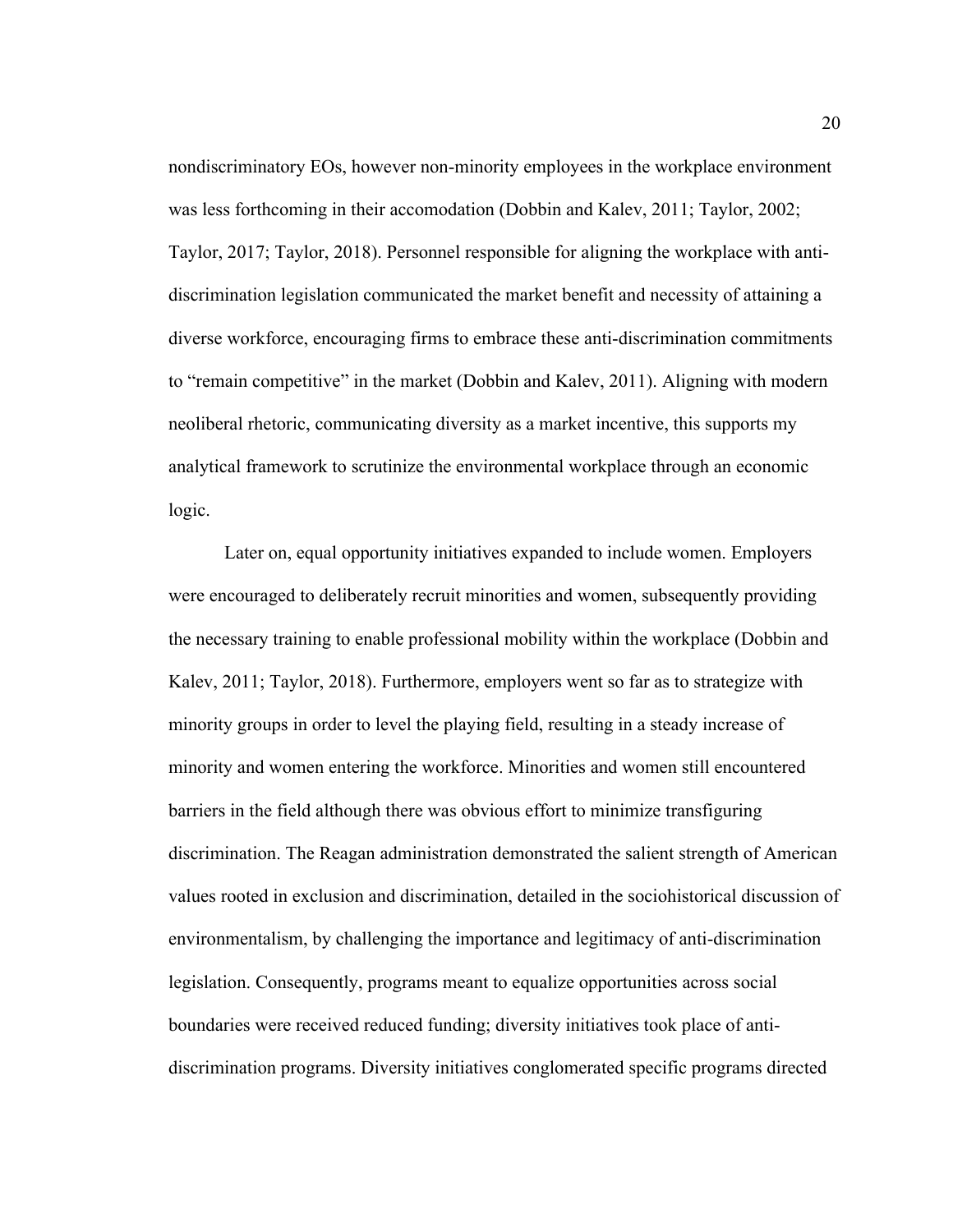nondiscriminatory EOs, however non-minority employees in the workplace environment was less forthcoming in their accomodation (Dobbin and Kalev, 2011; Taylor, 2002; Taylor, 2017; Taylor, 2018). Personnel responsible for aligning the workplace with anti-discrimination legislation communicated the market benefit and necessity of attaining a diverse workforce, encouraging firms to embrace these anti-discrimination commitments to "remain competitive" in the market (Dobbin and Kalev, 2011). Aligning with modern neoliberal rhetoric, communicating diversity as a market incentive, this supports my analytical framework to scrutinize the environmental workplace through an economic logic.

Later on, equal opportunity initiatives expanded to include women. Employers were encouraged to deliberately recruit minorities and women, subsequently providing the necessary training to enable professional mobility within the workplace (Dobbin and Kalev, 2011; Taylor, 2018). Furthermore, employers went so far as to strategize with minority groups in order to level the playing field, resulting in a steady increase of minority and women entering the workforce. Minorities and women still encountered barriers in the field although there was obvious effort to minimize transfiguring discrimination. The Reagan administration demonstrated the salient strength of American values rooted in exclusion and discrimination, detailed in the sociohistorical discussion of environmentalism, by challenging the importance and legitimacy of anti-discrimination legislation. Consequently, programs meant to equalize opportunities across social boundaries were received reduced funding; diversity initiatives took place of anti-discrimination programs. Diversity initiatives conglomerated specific programs directed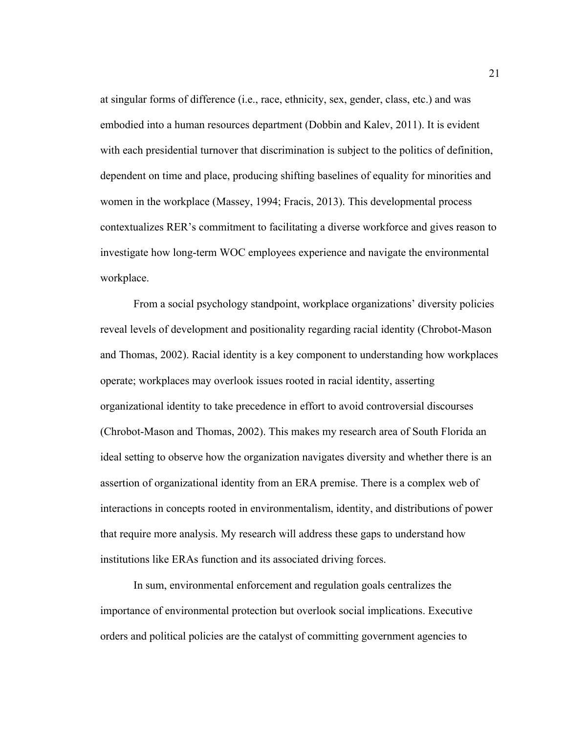at singular forms of difference (i.e., race, ethnicity, sex, gender, class, etc.) and was embodied into a human resources department (Dobbin and Kalev, 2011). It is evident with each presidential turnover that discrimination is subject to the politics of definition, dependent on time and place, producing shifting baselines of equality for minorities and women in the workplace (Massey, 1994; Fracis, 2013). This developmental process contextualizes RER's commitment to facilitating a diverse workforce and gives reason to investigate how long-term WOC employees experience and navigate the environmental workplace.

From a social psychology standpoint, workplace organizations' diversity policies reveal levels of development and positionality regarding racial identity (Chrobot-Mason and Thomas, 2002). Racial identity is a key component to understanding how workplaces operate; workplaces may overlook issues rooted in racial identity, asserting organizational identity to take precedence in effort to avoid controversial discourses (Chrobot-Mason and Thomas, 2002). This makes my research area of South Florida an ideal setting to observe how the organization navigates diversity and whether there is an assertion of organizational identity from an ERA premise. There is a complex web of interactions in concepts rooted in environmentalism, identity, and distributions of power that require more analysis. My research will address these gaps to understand how institutions like ERAs function and its associated driving forces.

In sum, environmental enforcement and regulation goals centralizes the importance of environmental protection but overlook social implications. Executive orders and political policies are the catalyst of committing government agencies to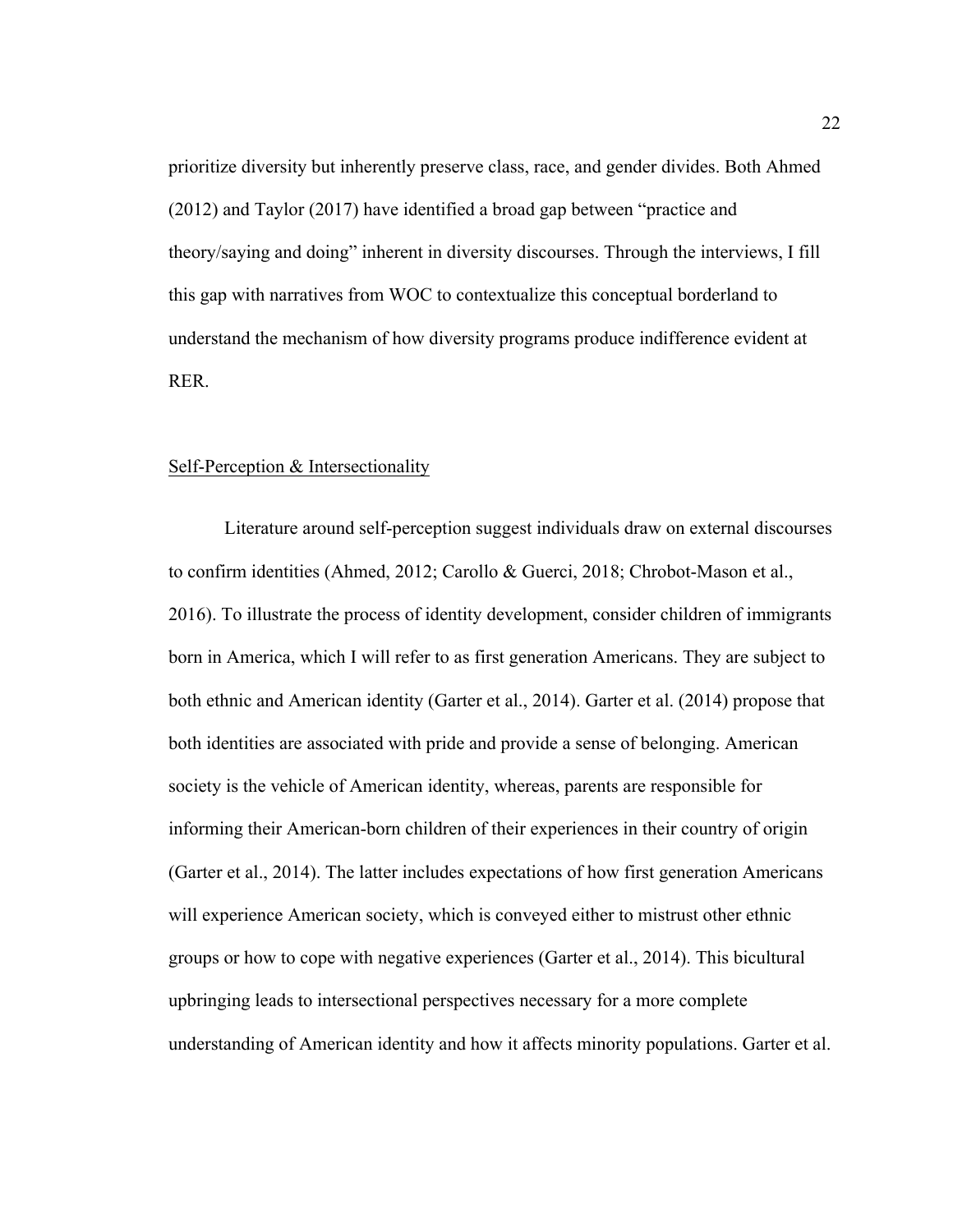prioritize diversity but inherently preserve class, race, and gender divides. Both Ahmed (2012) and Taylor (2017) have identified a broad gap between "practice and theory/saying and doing" inherent in diversity discourses. Through the interviews, I fill this gap with narratives from WOC to contextualize this conceptual borderland to understand the mechanism of how diversity programs produce indifference evident at RER.

## Self-Perception & Intersectionality

Literature around self-perception suggest individuals draw on external discourses to confirm identities (Ahmed, 2012; Carollo & Guerci, 2018; Chrobot-Mason et al., 2016). To illustrate the process of identity development, consider children of immigrants born in America, which I will refer to as first generation Americans. They are subject to both ethnic and American identity (Garter et al., 2014). Garter et al. (2014) propose that both identities are associated with pride and provide a sense of belonging. American society is the vehicle of American identity, whereas, parents are responsible for informing their American-born children of their experiences in their country of origin (Garter et al., 2014). The latter includes expectations of how first generation Americans will experience American society, which is conveyed either to mistrust other ethnic groups or how to cope with negative experiences (Garter et al., 2014). This bicultural upbringing leads to intersectional perspectives necessary for a more complete understanding of American identity and how it affects minority populations. Garter et al.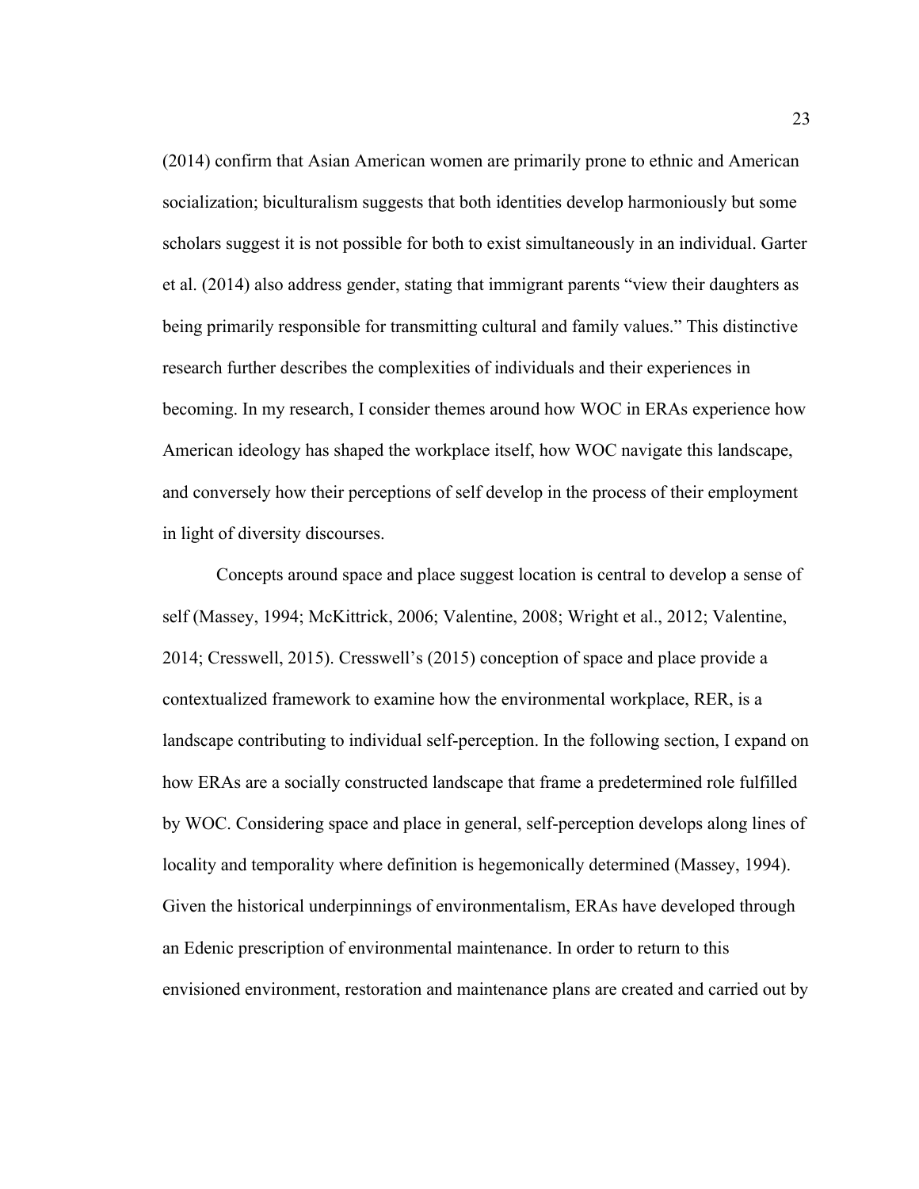(2014) confirm that Asian American women are primarily prone to ethnic and American socialization; biculturalism suggests that both identities develop harmoniously but some scholars suggest it is not possible for both to exist simultaneously in an individual. Garter et al. (2014) also address gender, stating that immigrant parents "view their daughters as being primarily responsible for transmitting cultural and family values." This distinctive research further describes the complexities of individuals and their experiences in becoming. In my research, I consider themes around how WOC in ERAs experience how American ideology has shaped the workplace itself, how WOC navigate this landscape, and conversely how their perceptions of self develop in the process of their employment in light of diversity discourses.

Concepts around space and place suggest location is central to develop a sense of self (Massey, 1994; McKittrick, 2006; Valentine, 2008; Wright et al., 2012; Valentine, 2014; Cresswell, 2015). Cresswell's (2015) conception of space and place provide a contextualized framework to examine how the environmental workplace, RER, is a landscape contributing to individual self-perception. In the following section, I expand on how ERAs are a socially constructed landscape that frame a predetermined role fulfilled by WOC. Considering space and place in general, self-perception develops along lines of locality and temporality where definition is hegemonically determined (Massey, 1994). Given the historical underpinnings of environmentalism, ERAs have developed through an Edenic prescription of environmental maintenance. In order to return to this envisioned environment, restoration and maintenance plans are created and carried out by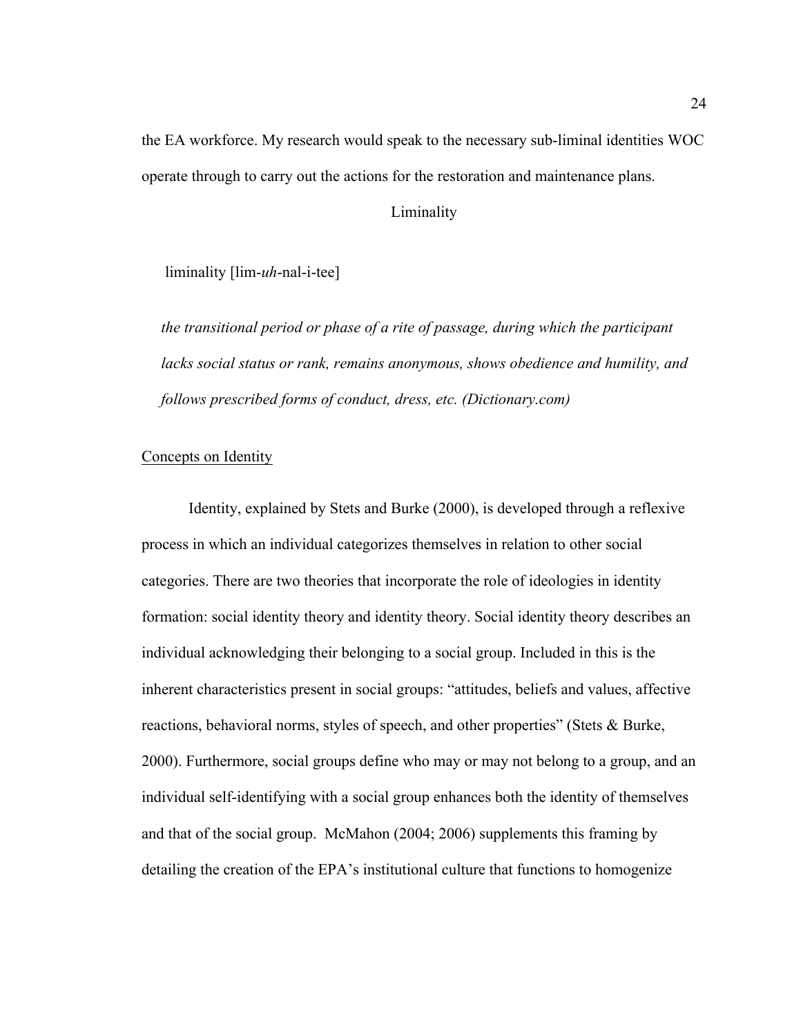the EA workforce. My research would speak to the necessary sub-liminal identities WOC operate through to carry out the actions for the restoration and maintenance plans.

## Liminality

liminality [lim-*uh*-nal-i-tee]

*the transitional period or phase of a rite of passage, during which the participant lacks social status or rank, remains anonymous, shows obedience and humility, and follows prescribed forms of conduct, dress, etc. (Dictionary.com)*

### Concepts on Identity

Identity, explained by Stets and Burke (2000), is developed through a reflexive process in which an individual categorizes themselves in relation to other social categories. There are two theories that incorporate the role of ideologies in identity formation: social identity theory and identity theory. Social identity theory describes an individual acknowledging their belonging to a social group. Included in this is the inherent characteristics present in social groups: "attitudes, beliefs and values, affective reactions, behavioral norms, styles of speech, and other properties" (Stets & Burke, 2000). Furthermore, social groups define who may or may not belong to a group, and an individual self-identifying with a social group enhances both the identity of themselves and that of the social group. McMahon (2004; 2006) supplements this framing by detailing the creation of the EPA's institutional culture that functions to homogenize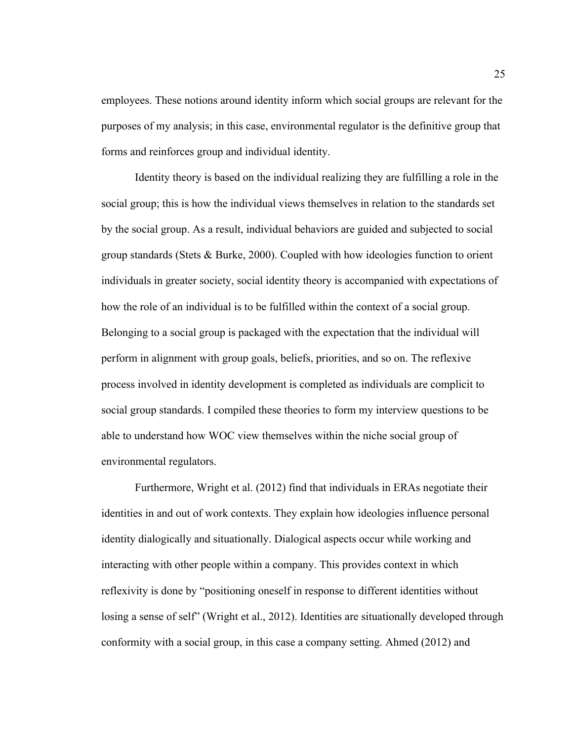employees. These notions around identity inform which social groups are relevant for the purposes of my analysis; in this case, environmental regulator is the definitive group that forms and reinforces group and individual identity.

Identity theory is based on the individual realizing they are fulfilling a role in the social group; this is how the individual views themselves in relation to the standards set by the social group. As a result, individual behaviors are guided and subjected to social group standards (Stets & Burke, 2000). Coupled with how ideologies function to orient individuals in greater society, social identity theory is accompanied with expectations of how the role of an individual is to be fulfilled within the context of a social group. Belonging to a social group is packaged with the expectation that the individual will perform in alignment with group goals, beliefs, priorities, and so on. The reflexive process involved in identity development is completed as individuals are complicit to social group standards. I compiled these theories to form my interview questions to be able to understand how WOC view themselves within the niche social group of environmental regulators.

Furthermore, Wright et al. (2012) find that individuals in ERAs negotiate their identities in and out of work contexts. They explain how ideologies influence personal identity dialogically and situationally. Dialogical aspects occur while working and interacting with other people within a company. This provides context in which reflexivity is done by "positioning oneself in response to different identities without losing a sense of self" (Wright et al., 2012). Identities are situationally developed through conformity with a social group, in this case a company setting. Ahmed (2012) and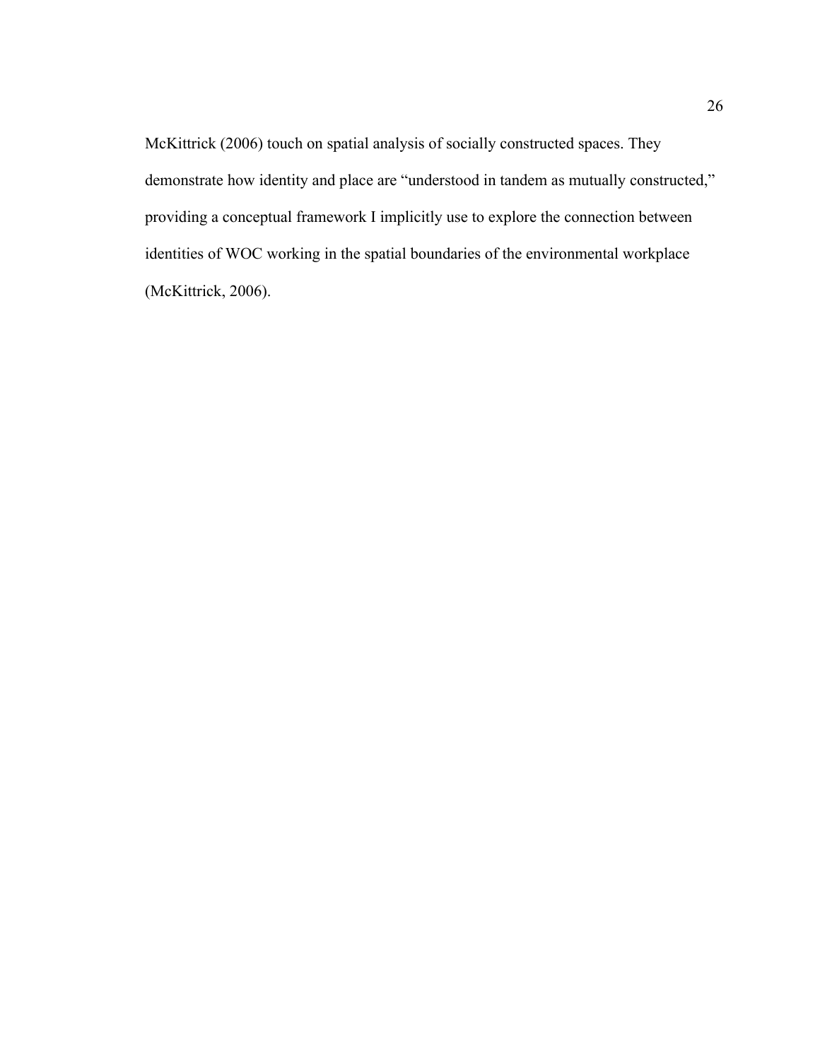McKittrick (2006) touch on spatial analysis of socially constructed spaces. They demonstrate how identity and place are "understood in tandem as mutually constructed," providing a conceptual framework I implicitly use to explore the connection between identities of WOC working in the spatial boundaries of the environmental workplace (McKittrick, 2006).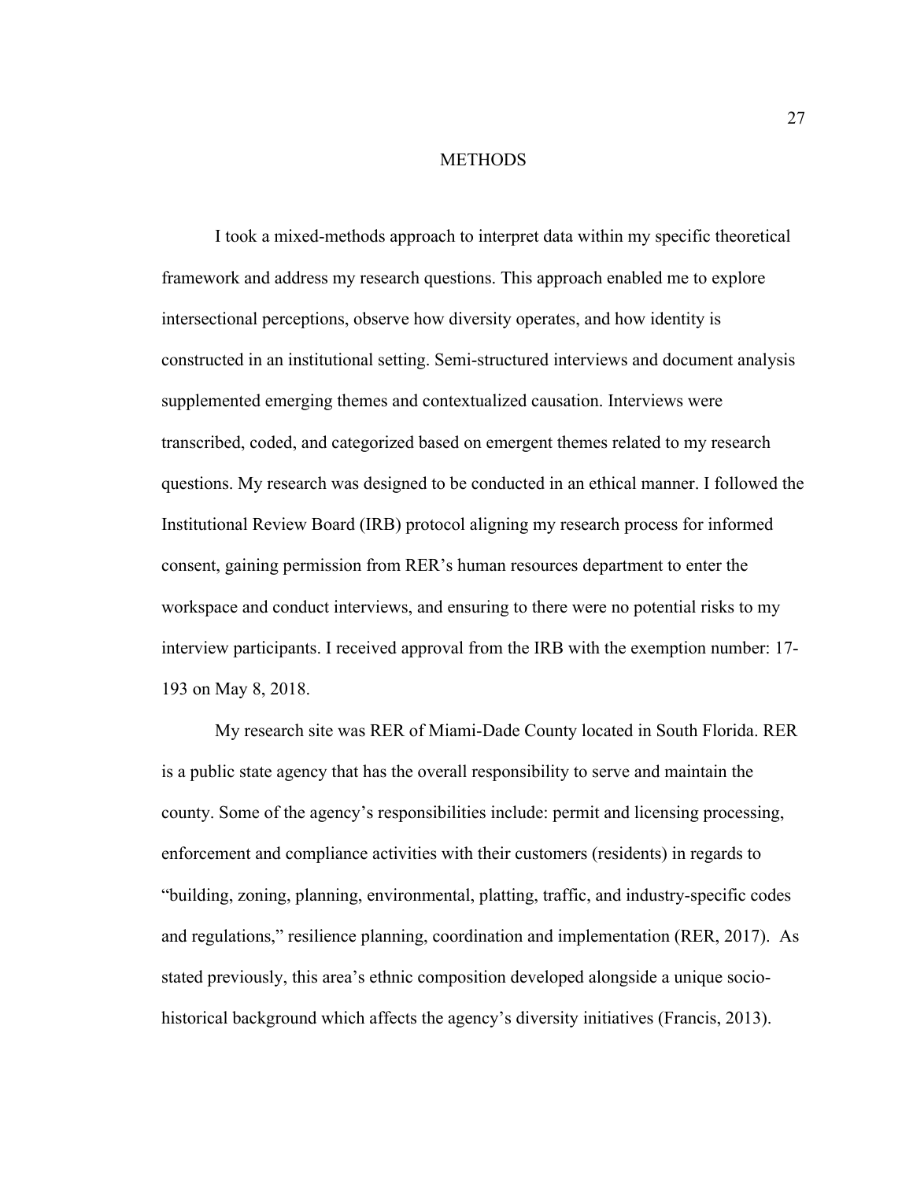# METHODS

I took a mixed-methods approach to interpret data within my specific theoretical framework and address my research questions. This approach enabled me to explore intersectional perceptions, observe how diversity operates, and how identity is constructed in an institutional setting. Semi-structured interviews and document analysis supplemented emerging themes and contextualized causation. Interviews were transcribed, coded, and categorized based on emergent themes related to my research questions. My research was designed to be conducted in an ethical manner. I followed the Institutional Review Board (IRB) protocol aligning my research process for informed consent, gaining permission from RER's human resources department to enter the workspace and conduct interviews, and ensuring to there were no potential risks to my interview participants. I received approval from the IRB with the exemption number: 17-193 on May 8, 2018.

My research site was RER of Miami-Dade County located in South Florida. RER is a public state agency that has the overall responsibility to serve and maintain the county. Some of the agency's responsibilities include: permit and licensing processing, enforcement and compliance activities with their customers (residents) in regards to "building, zoning, planning, environmental, platting, traffic, and industry-specific codes and regulations," resilience planning, coordination and implementation (RER, 2017). As stated previously, this area's ethnic composition developed alongside a unique socio-historical background which affects the agency's diversity initiatives (Francis, 2013).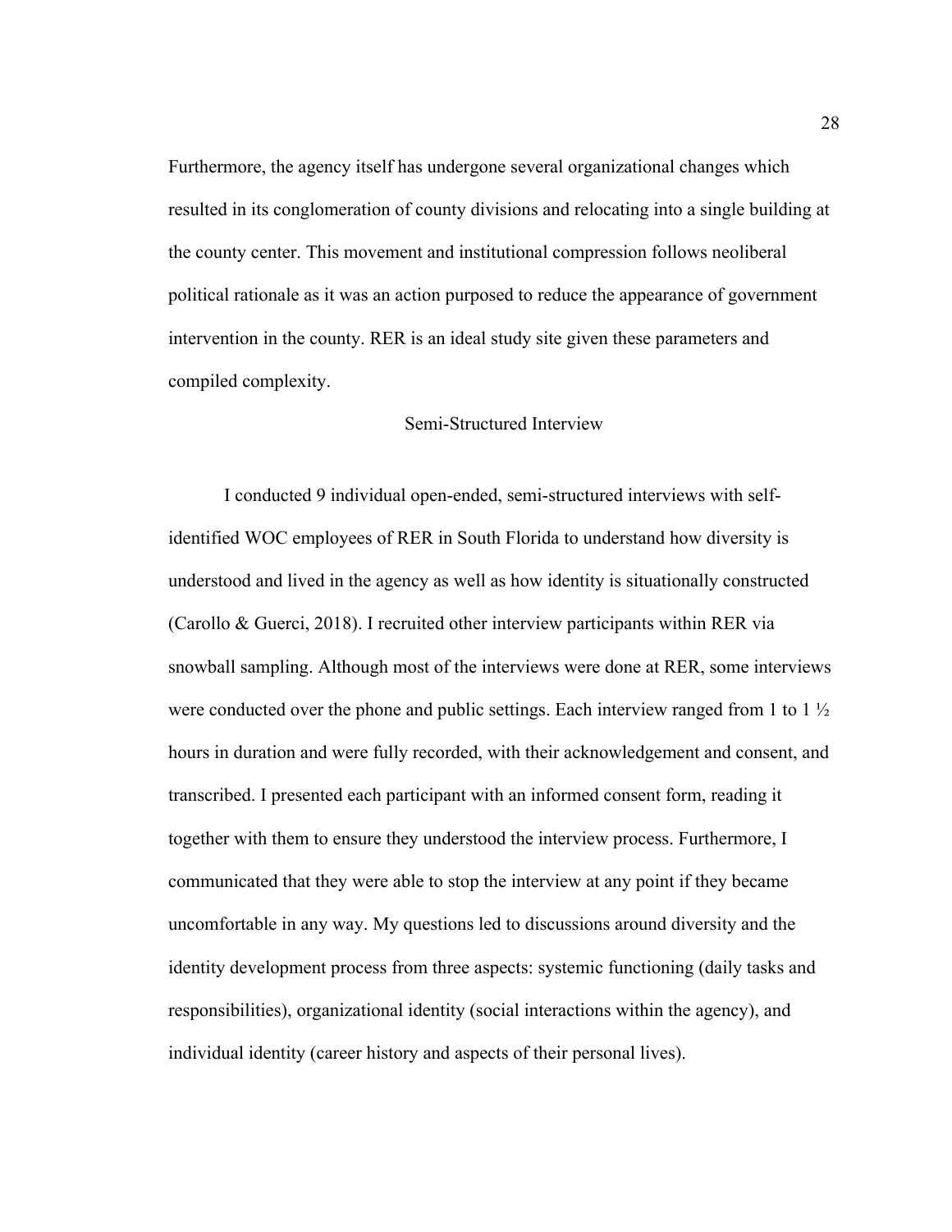Furthermore, the agency itself has undergone several organizational changes which resulted in its conglomeration of county divisions and relocating into a single building at the county center. This movement and institutional compression follows neoliberal political rationale as it was an action purposed to reduce the appearance of government intervention in the county. RER is an ideal study site given these parameters and compiled complexity.

## Semi-Structured Interview

I conducted 9 individual open-ended, semi-structured interviews with self-identified WOC employees of RER in South Florida to understand how diversity is understood and lived in the agency as well as how identity is situationally constructed (Carollo & Guerci, 2018). I recruited other interview participants within RER via snowball sampling. Although most of the interviews were done at RER, some interviews were conducted over the phone and public settings. Each interview ranged from 1 to 1 ½ hours in duration and were fully recorded, with their acknowledgement and consent, and transcribed. I presented each participant with an informed consent form, reading it together with them to ensure they understood the interview process. Furthermore, I communicated that they were able to stop the interview at any point if they became uncomfortable in any way. My questions led to discussions around diversity and the identity development process from three aspects: systemic functioning (daily tasks and responsibilities), organizational identity (social interactions within the agency), and individual identity (career history and aspects of their personal lives).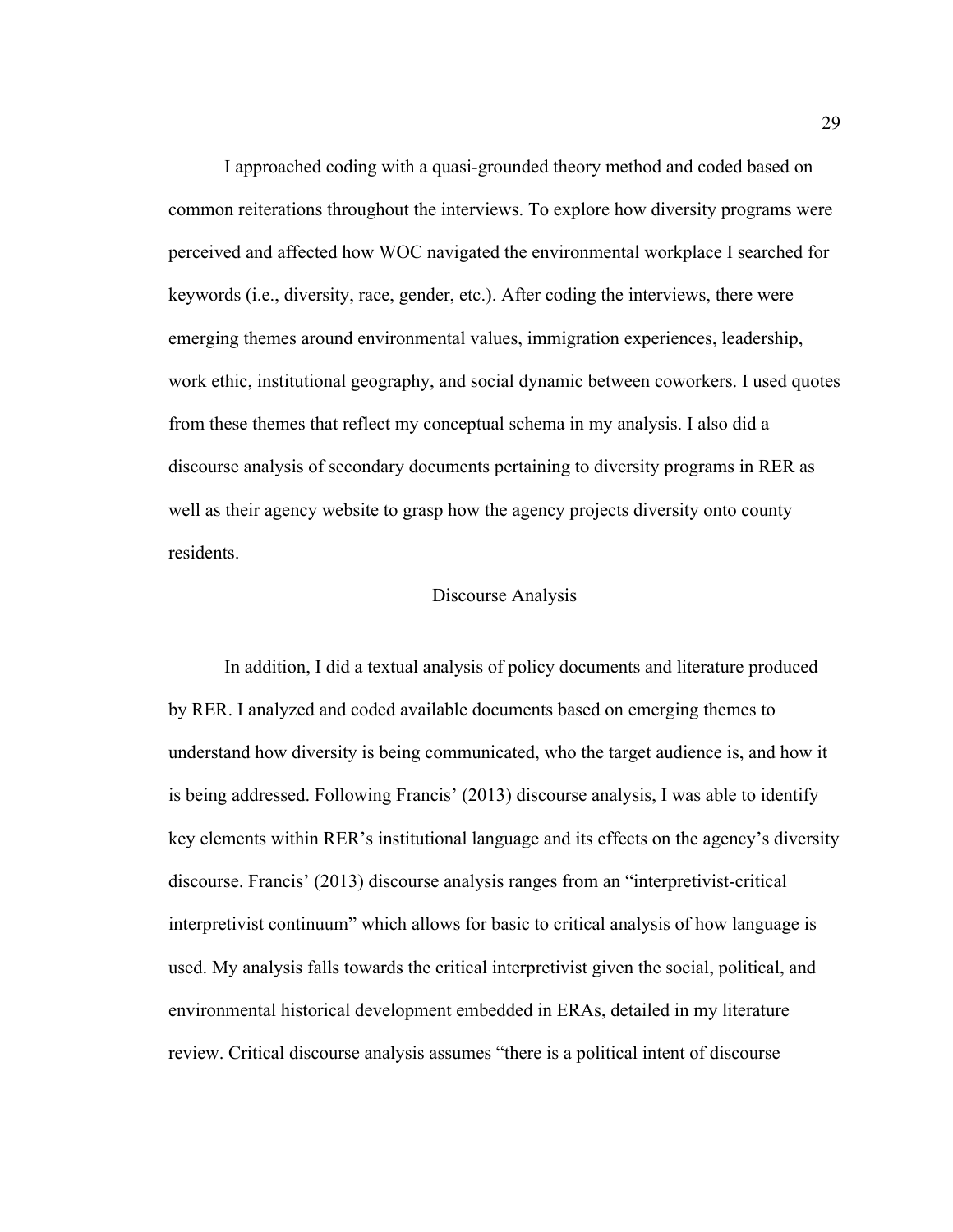I approached coding with a quasi-grounded theory method and coded based on common reiterations throughout the interviews. To explore how diversity programs were perceived and affected how WOC navigated the environmental workplace I searched for keywords (i.e., diversity, race, gender, etc.). After coding the interviews, there were emerging themes around environmental values, immigration experiences, leadership, work ethic, institutional geography, and social dynamic between coworkers. I used quotes from these themes that reflect my conceptual schema in my analysis. I also did a discourse analysis of secondary documents pertaining to diversity programs in RER as well as their agency website to grasp how the agency projects diversity onto county residents.

## Discourse Analysis

In addition, I did a textual analysis of policy documents and literature produced by RER. I analyzed and coded available documents based on emerging themes to understand how diversity is being communicated, who the target audience is, and how it is being addressed. Following Francis' (2013) discourse analysis, I was able to identify key elements within RER's institutional language and its effects on the agency's diversity discourse. Francis' (2013) discourse analysis ranges from an "interpretivist-critical interpretivist continuum" which allows for basic to critical analysis of how language is used. My analysis falls towards the critical interpretivist given the social, political, and environmental historical development embedded in ERAs, detailed in my literature review. Critical discourse analysis assumes "there is a political intent of discourse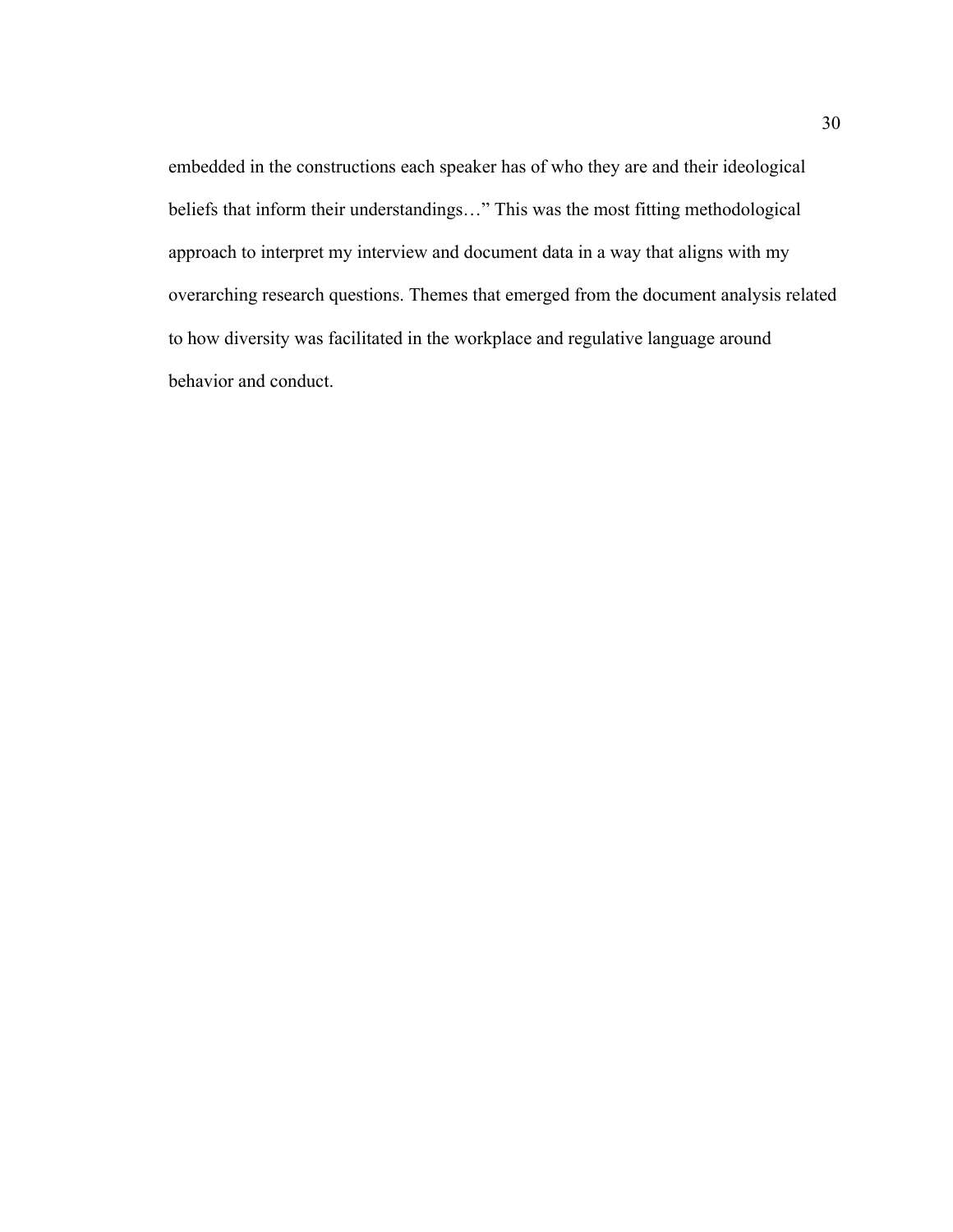embedded in the constructions each speaker has of who they are and their ideological beliefs that inform their understandings…" This was the most fitting methodological approach to interpret my interview and document data in a way that aligns with my overarching research questions. Themes that emerged from the document analysis related to how diversity was facilitated in the workplace and regulative language around behavior and conduct.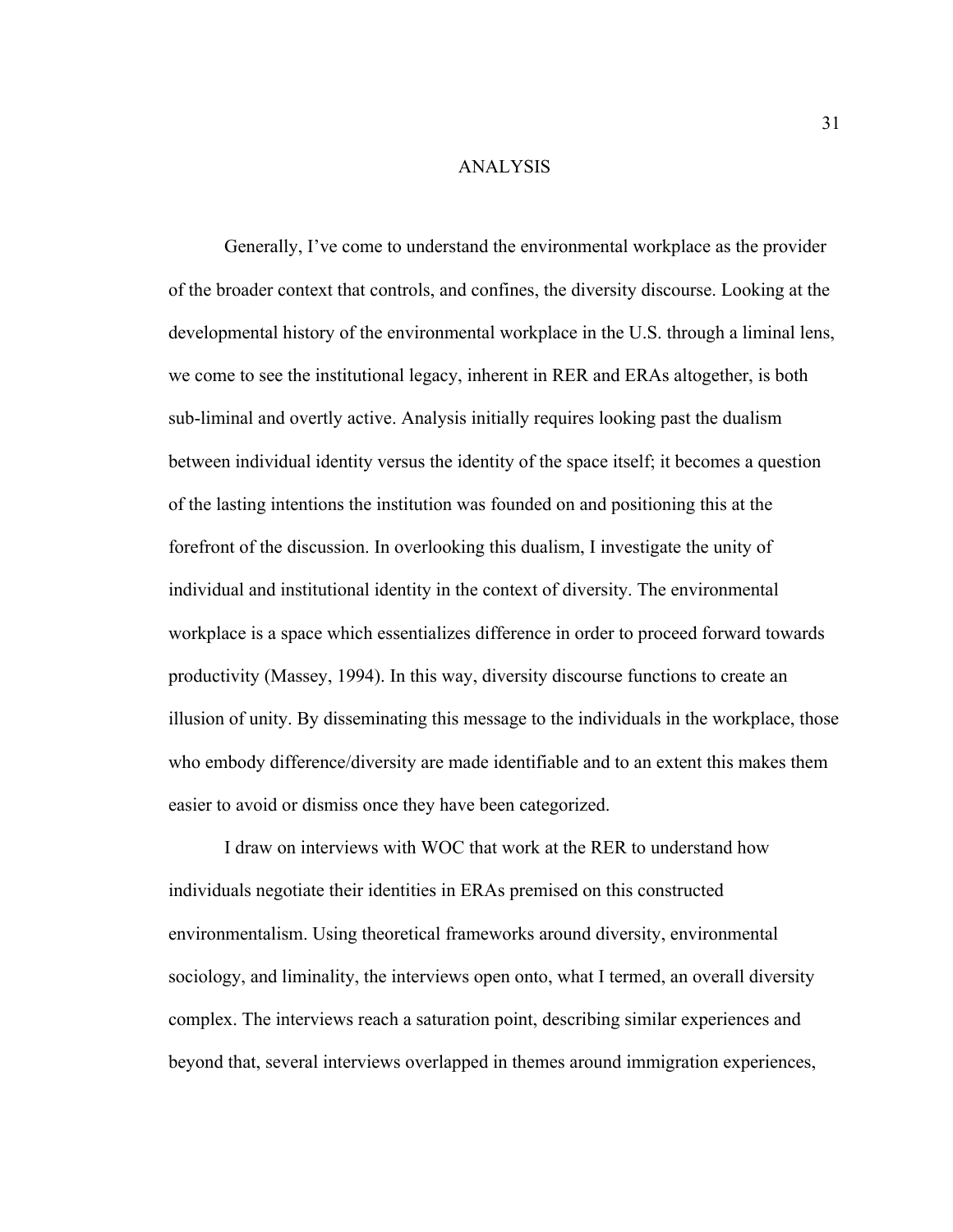# ANALYSIS

Generally, I've come to understand the environmental workplace as the provider of the broader context that controls, and confines, the diversity discourse. Looking at the developmental history of the environmental workplace in the U.S. through a liminal lens, we come to see the institutional legacy, inherent in RER and ERAs altogether, is both sub-liminal and overtly active. Analysis initially requires looking past the dualism between individual identity versus the identity of the space itself; it becomes a question of the lasting intentions the institution was founded on and positioning this at the forefront of the discussion. In overlooking this dualism, I investigate the unity of individual and institutional identity in the context of diversity. The environmental workplace is a space which essentializes difference in order to proceed forward towards productivity (Massey, 1994). In this way, diversity discourse functions to create an illusion of unity. By disseminating this message to the individuals in the workplace, those who embody difference/diversity are made identifiable and to an extent this makes them easier to avoid or dismiss once they have been categorized.

I draw on interviews with WOC that work at the RER to understand how individuals negotiate their identities in ERAs premised on this constructed environmentalism. Using theoretical frameworks around diversity, environmental sociology, and liminality, the interviews open onto, what I termed, an overall diversity complex. The interviews reach a saturation point, describing similar experiences and beyond that, several interviews overlapped in themes around immigration experiences,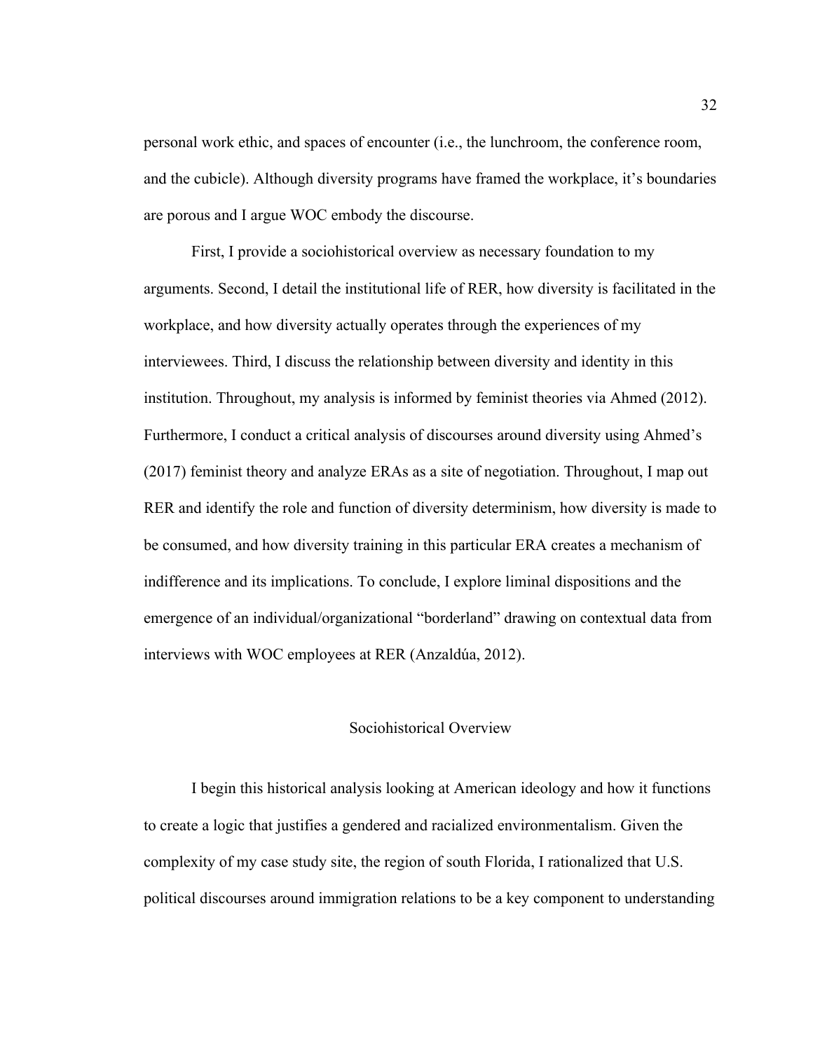personal work ethic, and spaces of encounter (i.e., the lunchroom, the conference room, and the cubicle). Although diversity programs have framed the workplace, it's boundaries are porous and I argue WOC embody the discourse.

First, I provide a sociohistorical overview as necessary foundation to my arguments. Second, I detail the institutional life of RER, how diversity is facilitated in the workplace, and how diversity actually operates through the experiences of my interviewees. Third, I discuss the relationship between diversity and identity in this institution. Throughout, my analysis is informed by feminist theories via Ahmed (2012). Furthermore, I conduct a critical analysis of discourses around diversity using Ahmed's (2017) feminist theory and analyze ERAs as a site of negotiation. Throughout, I map out RER and identify the role and function of diversity determinism, how diversity is made to be consumed, and how diversity training in this particular ERA creates a mechanism of indifference and its implications. To conclude, I explore liminal dispositions and the emergence of an individual/organizational "borderland" drawing on contextual data from interviews with WOC employees at RER (Anzaldúa, 2012).

## Sociohistorical Overview

I begin this historical analysis looking at American ideology and how it functions to create a logic that justifies a gendered and racialized environmentalism. Given the complexity of my case study site, the region of south Florida, I rationalized that U.S. political discourses around immigration relations to be a key component to understanding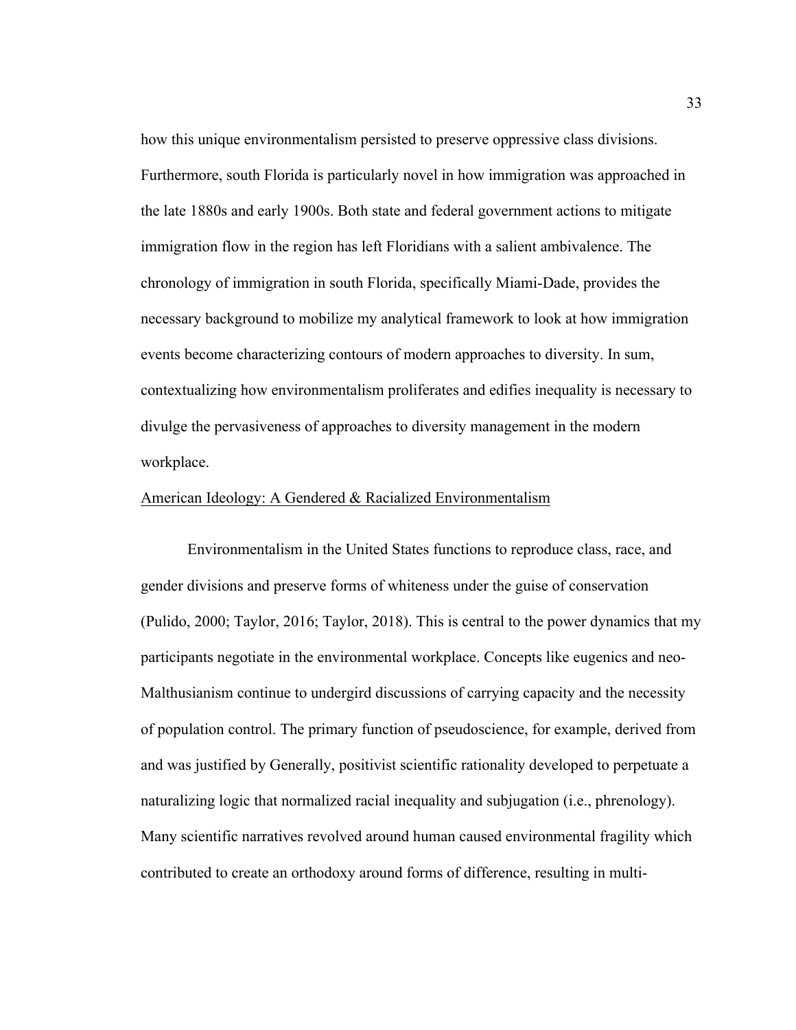how this unique environmentalism persisted to preserve oppressive class divisions. Furthermore, south Florida is particularly novel in how immigration was approached in the late 1880s and early 1900s. Both state and federal government actions to mitigate immigration flow in the region has left Floridians with a salient ambivalence. The chronology of immigration in south Florida, specifically Miami-Dade, provides the necessary background to mobilize my analytical framework to look at how immigration events become characterizing contours of modern approaches to diversity. In sum, contextualizing how environmentalism proliferates and edifies inequality is necessary to divulge the pervasiveness of approaches to diversity management in the modern workplace.

## American Ideology: A Gendered & Racialized Environmentalism

Environmentalism in the United States functions to reproduce class, race, and gender divisions and preserve forms of whiteness under the guise of conservation (Pulido, 2000; Taylor, 2016; Taylor, 2018). This is central to the power dynamics that my participants negotiate in the environmental workplace. Concepts like eugenics and neo-Malthusianism continue to undergird discussions of carrying capacity and the necessity of population control. The primary function of pseudoscience, for example, derived from and was justified by Generally, positivist scientific rationality developed to perpetuate a naturalizing logic that normalized racial inequality and subjugation (i.e., phrenology). Many scientific narratives revolved around human caused environmental fragility which contributed to create an orthodoxy around forms of difference, resulting in multi-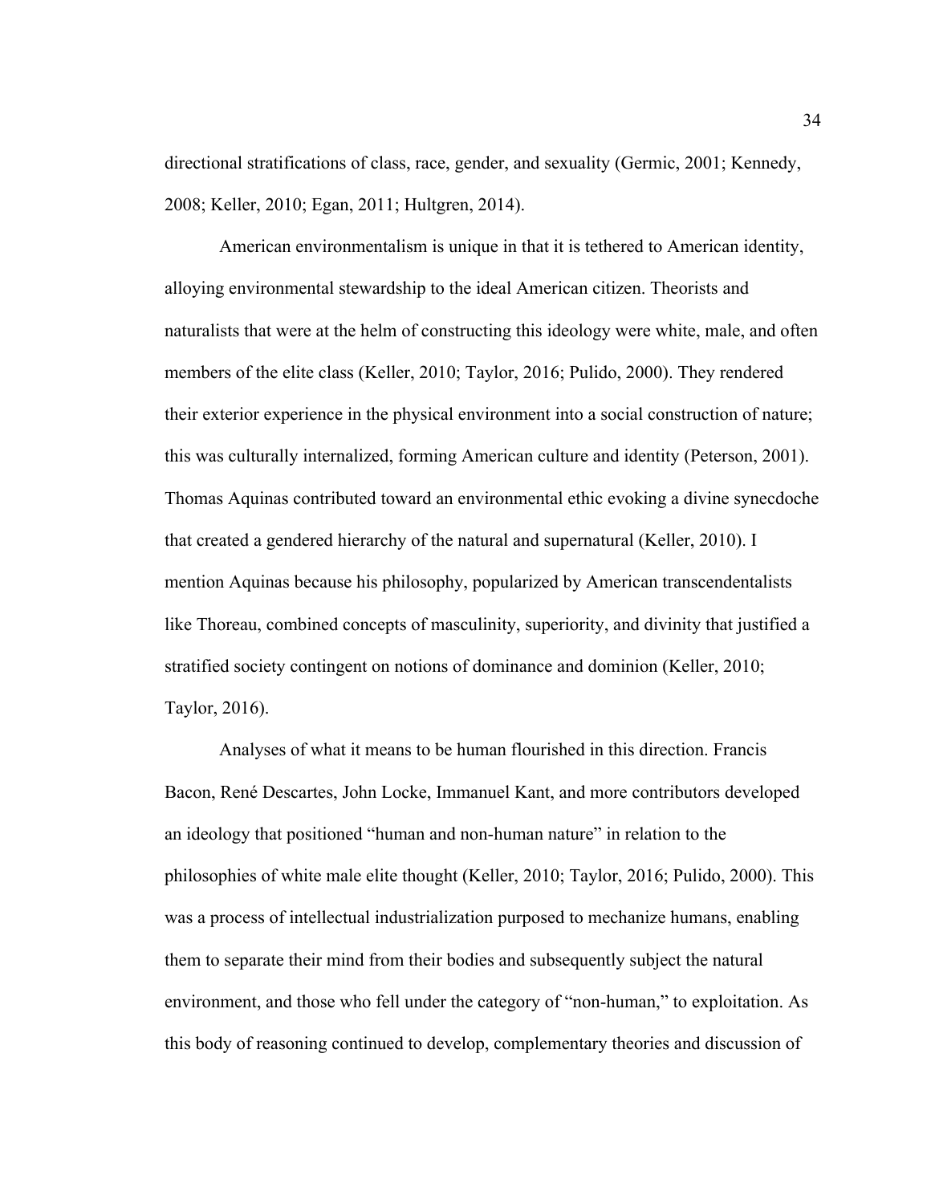directional stratifications of class, race, gender, and sexuality (Germic, 2001; Kennedy, 2008; Keller, 2010; Egan, 2011; Hultgren, 2014).

American environmentalism is unique in that it is tethered to American identity, alloying environmental stewardship to the ideal American citizen. Theorists and naturalists that were at the helm of constructing this ideology were white, male, and often members of the elite class (Keller, 2010; Taylor, 2016; Pulido, 2000). They rendered their exterior experience in the physical environment into a social construction of nature; this was culturally internalized, forming American culture and identity (Peterson, 2001). Thomas Aquinas contributed toward an environmental ethic evoking a divine synecdoche that created a gendered hierarchy of the natural and supernatural (Keller, 2010). I mention Aquinas because his philosophy, popularized by American transcendentalists like Thoreau, combined concepts of masculinity, superiority, and divinity that justified a stratified society contingent on notions of dominance and dominion (Keller, 2010; Taylor, 2016).

Analyses of what it means to be human flourished in this direction. Francis Bacon, René Descartes, John Locke, Immanuel Kant, and more contributors developed an ideology that positioned "human and non-human nature" in relation to the philosophies of white male elite thought (Keller, 2010; Taylor, 2016; Pulido, 2000). This was a process of intellectual industrialization purposed to mechanize humans, enabling them to separate their mind from their bodies and subsequently subject the natural environment, and those who fell under the category of "non-human," to exploitation. As this body of reasoning continued to develop, complementary theories and discussion of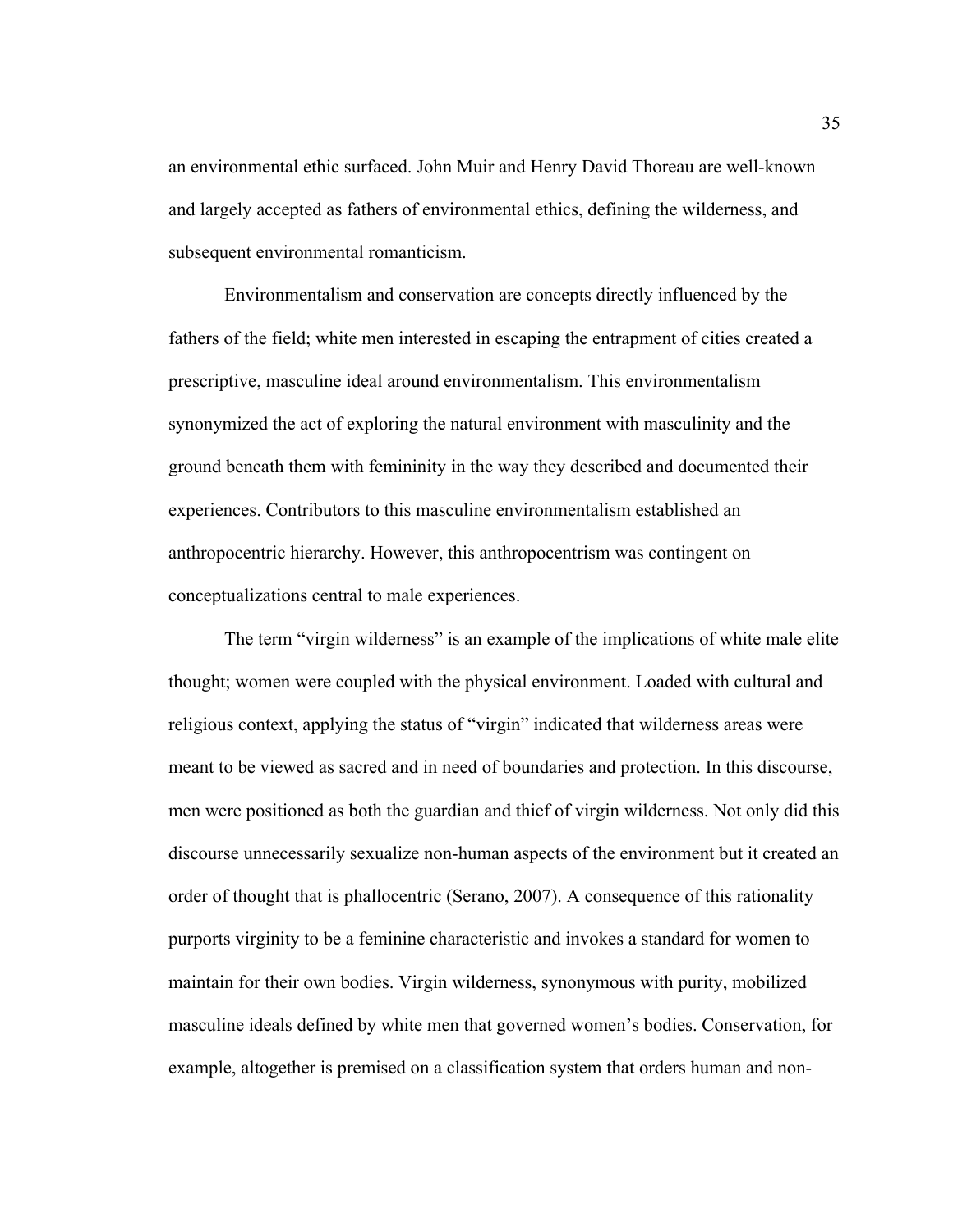an environmental ethic surfaced. John Muir and Henry David Thoreau are well-known and largely accepted as fathers of environmental ethics, defining the wilderness, and subsequent environmental romanticism.

Environmentalism and conservation are concepts directly influenced by the fathers of the field; white men interested in escaping the entrapment of cities created a prescriptive, masculine ideal around environmentalism. This environmentalism synonymized the act of exploring the natural environment with masculinity and the ground beneath them with femininity in the way they described and documented their experiences. Contributors to this masculine environmentalism established an anthropocentric hierarchy. However, this anthropocentrism was contingent on conceptualizations central to male experiences.

The term "virgin wilderness" is an example of the implications of white male elite thought; women were coupled with the physical environment. Loaded with cultural and religious context, applying the status of "virgin" indicated that wilderness areas were meant to be viewed as sacred and in need of boundaries and protection. In this discourse, men were positioned as both the guardian and thief of virgin wilderness. Not only did this discourse unnecessarily sexualize non-human aspects of the environment but it created an order of thought that is phallocentric (Serano, 2007). A consequence of this rationality purports virginity to be a feminine characteristic and invokes a standard for women to maintain for their own bodies. Virgin wilderness, synonymous with purity, mobilized masculine ideals defined by white men that governed women's bodies. Conservation, for example, altogether is premised on a classification system that orders human and non-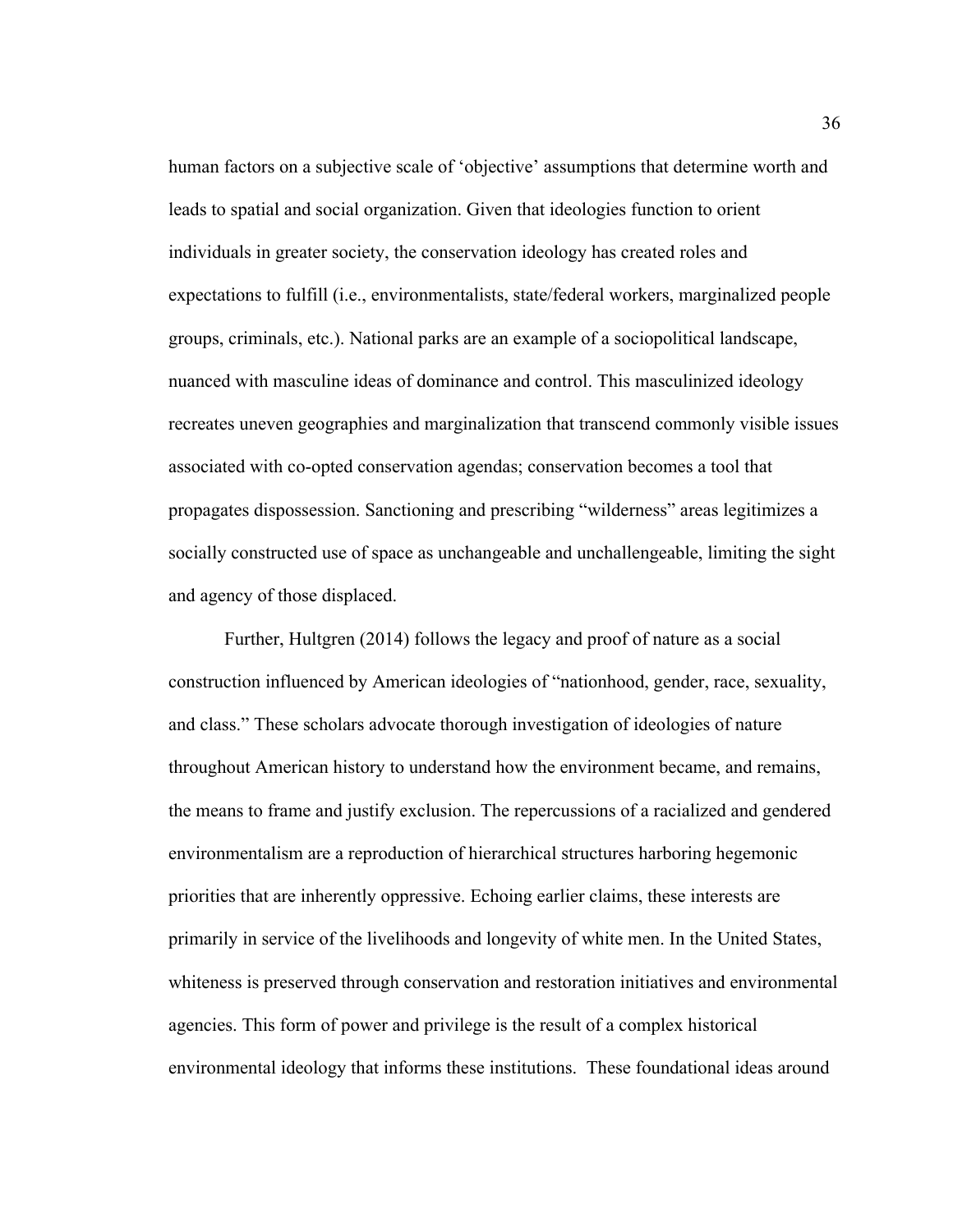human factors on a subjective scale of 'objective' assumptions that determine worth and leads to spatial and social organization. Given that ideologies function to orient individuals in greater society, the conservation ideology has created roles and expectations to fulfill (i.e., environmentalists, state/federal workers, marginalized people groups, criminals, etc.). National parks are an example of a sociopolitical landscape, nuanced with masculine ideas of dominance and control. This masculinized ideology recreates uneven geographies and marginalization that transcend commonly visible issues associated with co-opted conservation agendas; conservation becomes a tool that propagates dispossession. Sanctioning and prescribing "wilderness" areas legitimizes a socially constructed use of space as unchangeable and unchallengeable, limiting the sight and agency of those displaced.

Further, Hultgren (2014) follows the legacy and proof of nature as a social construction influenced by American ideologies of "nationhood, gender, race, sexuality, and class." These scholars advocate thorough investigation of ideologies of nature throughout American history to understand how the environment became, and remains, the means to frame and justify exclusion. The repercussions of a racialized and gendered environmentalism are a reproduction of hierarchical structures harboring hegemonic priorities that are inherently oppressive. Echoing earlier claims, these interests are primarily in service of the livelihoods and longevity of white men. In the United States, whiteness is preserved through conservation and restoration initiatives and environmental agencies. This form of power and privilege is the result of a complex historical environmental ideology that informs these institutions. These foundational ideas around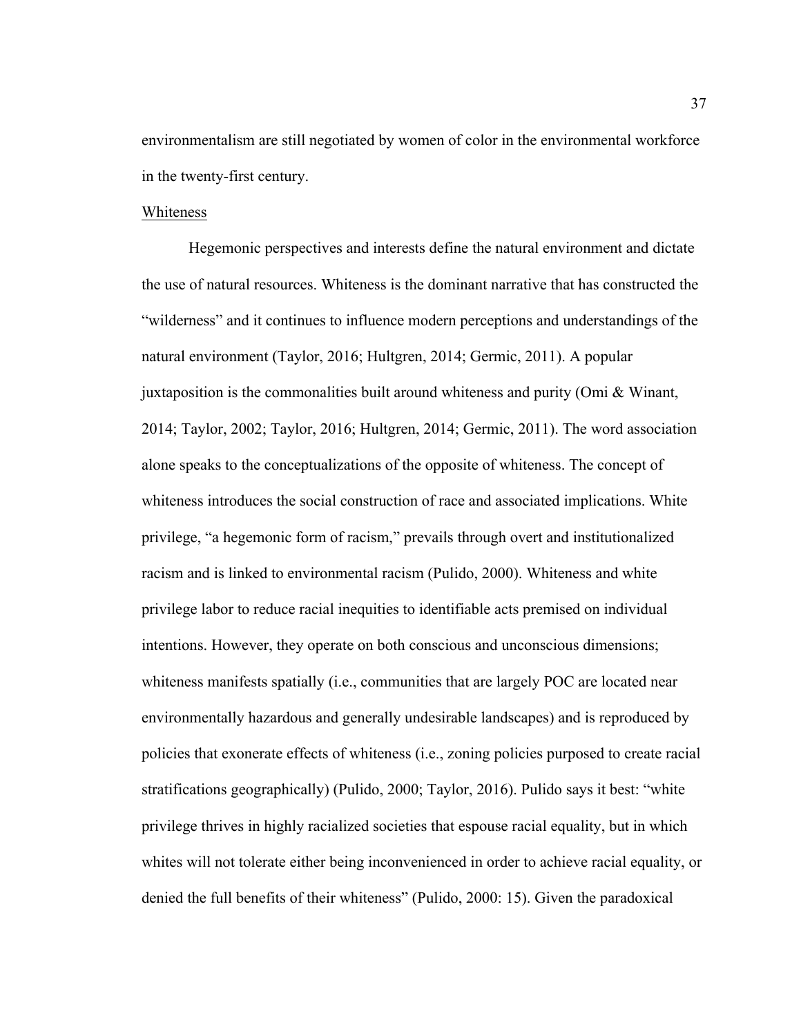environmentalism are still negotiated by women of color in the environmental workforce in the twenty-first century.

### Whiteness

Hegemonic perspectives and interests define the natural environment and dictate the use of natural resources. Whiteness is the dominant narrative that has constructed the "wilderness" and it continues to influence modern perceptions and understandings of the natural environment (Taylor, 2016; Hultgren, 2014; Germic, 2011). A popular juxtaposition is the commonalities built around whiteness and purity (Omi & Winant, 2014; Taylor, 2002; Taylor, 2016; Hultgren, 2014; Germic, 2011). The word association alone speaks to the conceptualizations of the opposite of whiteness. The concept of whiteness introduces the social construction of race and associated implications. White privilege, "a hegemonic form of racism," prevails through overt and institutionalized racism and is linked to environmental racism (Pulido, 2000). Whiteness and white privilege labor to reduce racial inequities to identifiable acts premised on individual intentions. However, they operate on both conscious and unconscious dimensions; whiteness manifests spatially (i.e., communities that are largely POC are located near environmentally hazardous and generally undesirable landscapes) and is reproduced by policies that exonerate effects of whiteness (i.e., zoning policies purposed to create racial stratifications geographically) (Pulido, 2000; Taylor, 2016). Pulido says it best: "white privilege thrives in highly racialized societies that espouse racial equality, but in which whites will not tolerate either being inconvenienced in order to achieve racial equality, or denied the full benefits of their whiteness" (Pulido, 2000: 15). Given the paradoxical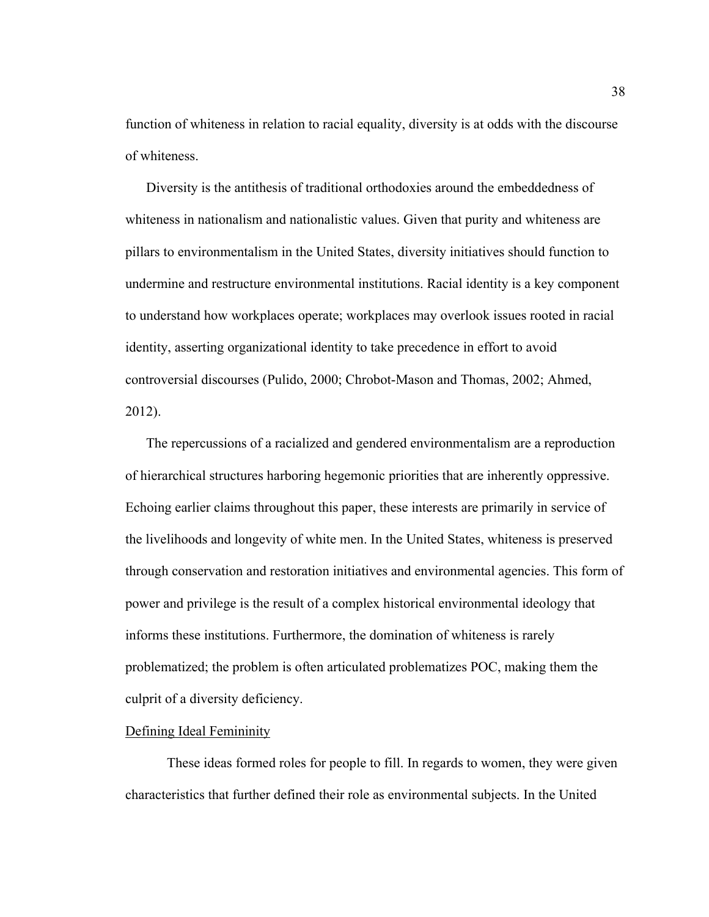function of whiteness in relation to racial equality, diversity is at odds with the discourse of whiteness.

Diversity is the antithesis of traditional orthodoxies around the embeddedness of whiteness in nationalism and nationalistic values. Given that purity and whiteness are pillars to environmentalism in the United States, diversity initiatives should function to undermine and restructure environmental institutions. Racial identity is a key component to understand how workplaces operate; workplaces may overlook issues rooted in racial identity, asserting organizational identity to take precedence in effort to avoid controversial discourses (Pulido, 2000; Chrobot-Mason and Thomas, 2002; Ahmed, 2012).

The repercussions of a racialized and gendered environmentalism are a reproduction of hierarchical structures harboring hegemonic priorities that are inherently oppressive. Echoing earlier claims throughout this paper, these interests are primarily in service of the livelihoods and longevity of white men. In the United States, whiteness is preserved through conservation and restoration initiatives and environmental agencies. This form of power and privilege is the result of a complex historical environmental ideology that informs these institutions. Furthermore, the domination of whiteness is rarely problematized; the problem is often articulated problematizes POC, making them the culprit of a diversity deficiency.

<u>Defining Ideal Femininity</u>

These ideas formed roles for people to fill. In regards to women, they were given characteristics that further defined their role as environmental subjects. In the United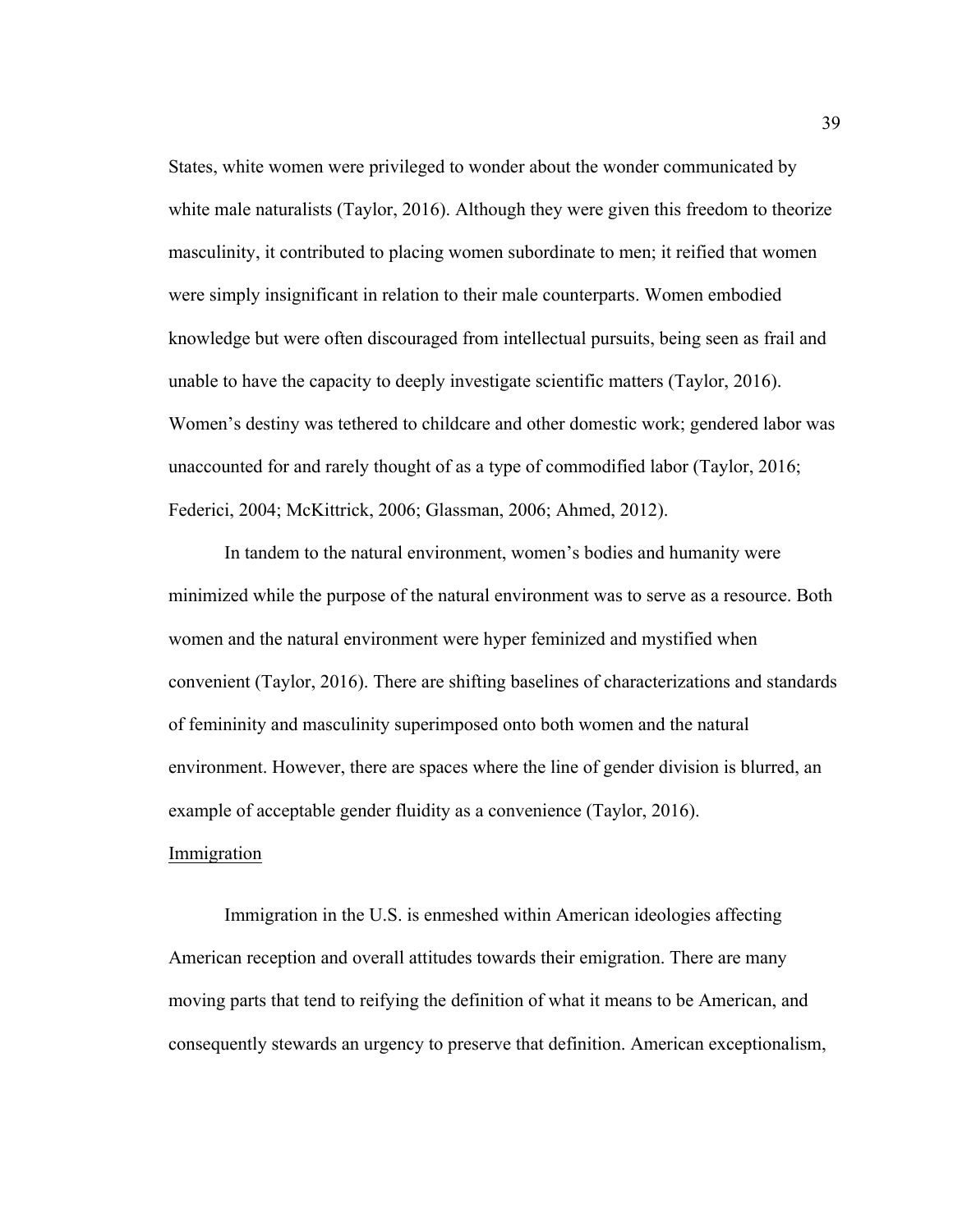States, white women were privileged to wonder about the wonder communicated by white male naturalists (Taylor, 2016). Although they were given this freedom to theorize masculinity, it contributed to placing women subordinate to men; it reified that women were simply insignificant in relation to their male counterparts. Women embodied knowledge but were often discouraged from intellectual pursuits, being seen as frail and unable to have the capacity to deeply investigate scientific matters (Taylor, 2016). Women's destiny was tethered to childcare and other domestic work; gendered labor was unaccounted for and rarely thought of as a type of commodified labor (Taylor, 2016; Federici, 2004; McKittrick, 2006; Glassman, 2006; Ahmed, 2012).

In tandem to the natural environment, women's bodies and humanity were minimized while the purpose of the natural environment was to serve as a resource. Both women and the natural environment were hyper feminized and mystified when convenient (Taylor, 2016). There are shifting baselines of characterizations and standards of femininity and masculinity superimposed onto both women and the natural environment. However, there are spaces where the line of gender division is blurred, an example of acceptable gender fluidity as a convenience (Taylor, 2016).

Immigration

Immigration in the U.S. is enmeshed within American ideologies affecting American reception and overall attitudes towards their emigration. There are many moving parts that tend to reifying the definition of what it means to be American, and consequently stewards an urgency to preserve that definition. American exceptionalism,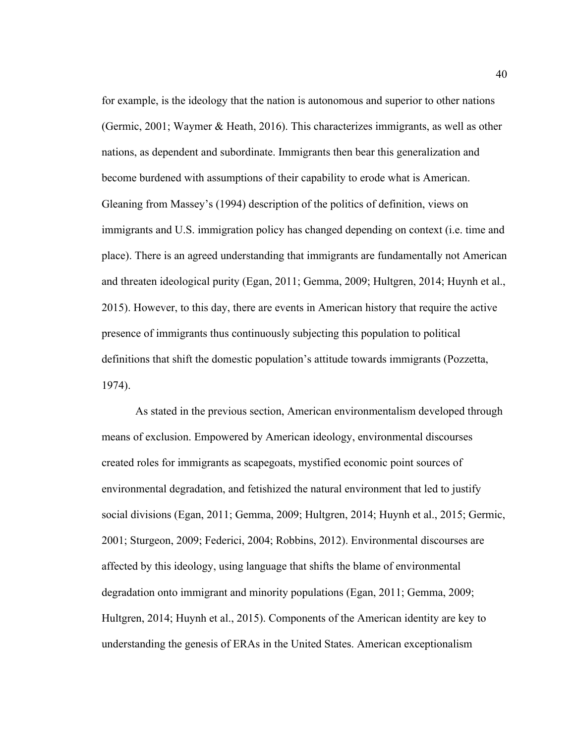for example, is the ideology that the nation is autonomous and superior to other nations (Germic, 2001; Waymer & Heath, 2016). This characterizes immigrants, as well as other nations, as dependent and subordinate. Immigrants then bear this generalization and become burdened with assumptions of their capability to erode what is American. Gleaning from Massey's (1994) description of the politics of definition, views on immigrants and U.S. immigration policy has changed depending on context (i.e. time and place). There is an agreed understanding that immigrants are fundamentally not American and threaten ideological purity (Egan, 2011; Gemma, 2009; Hultgren, 2014; Huynh et al., 2015). However, to this day, there are events in American history that require the active presence of immigrants thus continuously subjecting this population to political definitions that shift the domestic population's attitude towards immigrants (Pozzetta, 1974).

As stated in the previous section, American environmentalism developed through means of exclusion. Empowered by American ideology, environmental discourses created roles for immigrants as scapegoats, mystified economic point sources of environmental degradation, and fetishized the natural environment that led to justify social divisions (Egan, 2011; Gemma, 2009; Hultgren, 2014; Huynh et al., 2015; Germic, 2001; Sturgeon, 2009; Federici, 2004; Robbins, 2012). Environmental discourses are affected by this ideology, using language that shifts the blame of environmental degradation onto immigrant and minority populations (Egan, 2011; Gemma, 2009; Hultgren, 2014; Huynh et al., 2015). Components of the American identity are key to understanding the genesis of ERAs in the United States. American exceptionalism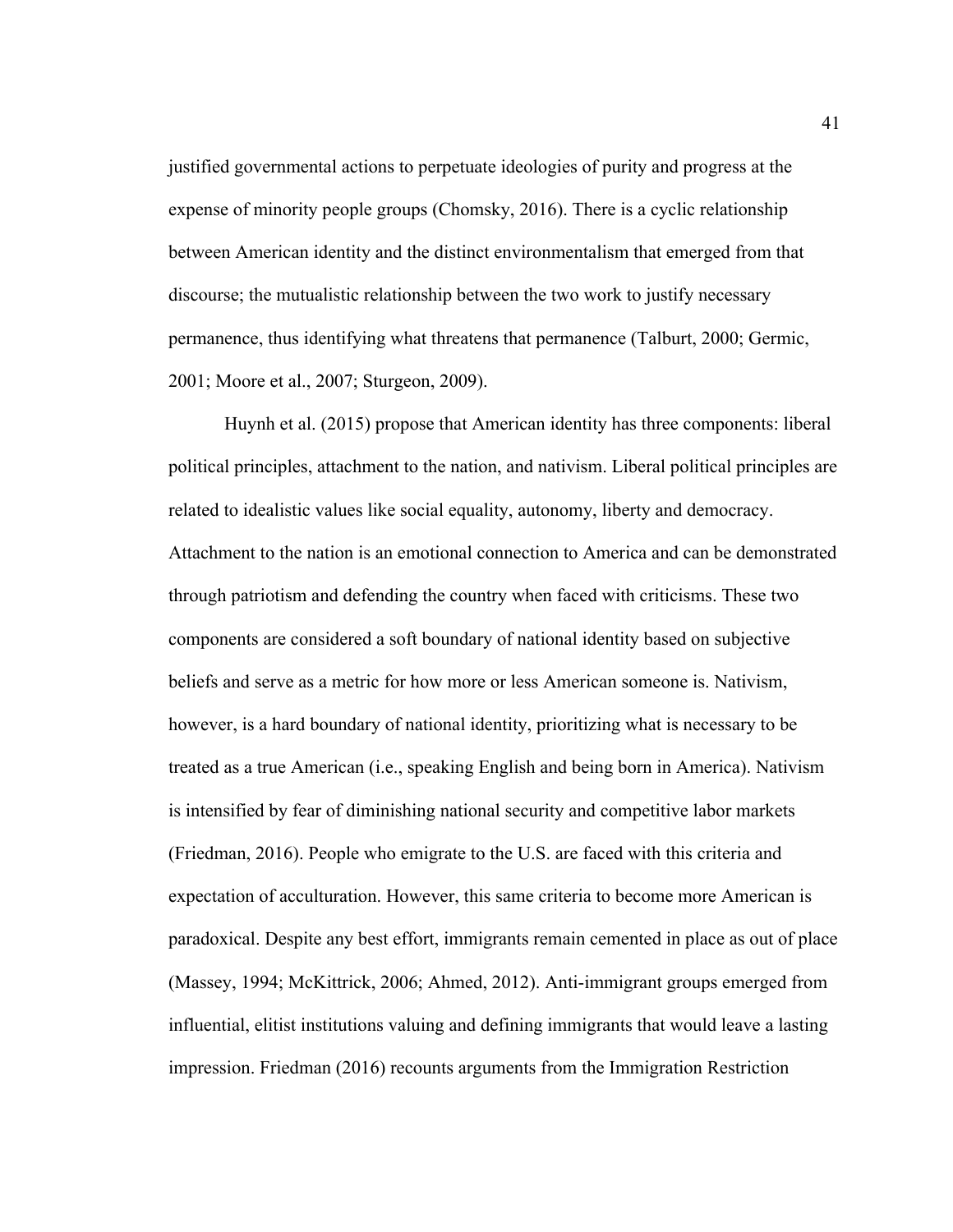justified governmental actions to perpetuate ideologies of purity and progress at the expense of minority people groups (Chomsky, 2016). There is a cyclic relationship between American identity and the distinct environmentalism that emerged from that discourse; the mutualistic relationship between the two work to justify necessary permanence, thus identifying what threatens that permanence (Talburt, 2000; Germic, 2001; Moore et al., 2007; Sturgeon, 2009).

Huynh et al. (2015) propose that American identity has three components: liberal political principles, attachment to the nation, and nativism. Liberal political principles are related to idealistic values like social equality, autonomy, liberty and democracy. Attachment to the nation is an emotional connection to America and can be demonstrated through patriotism and defending the country when faced with criticisms. These two components are considered a soft boundary of national identity based on subjective beliefs and serve as a metric for how more or less American someone is. Nativism, however, is a hard boundary of national identity, prioritizing what is necessary to be treated as a true American (i.e., speaking English and being born in America). Nativism is intensified by fear of diminishing national security and competitive labor markets (Friedman, 2016). People who emigrate to the U.S. are faced with this criteria and expectation of acculturation. However, this same criteria to become more American is paradoxical. Despite any best effort, immigrants remain cemented in place as out of place (Massey, 1994; McKittrick, 2006; Ahmed, 2012). Anti-immigrant groups emerged from influential, elitist institutions valuing and defining immigrants that would leave a lasting impression. Friedman (2016) recounts arguments from the Immigration Restriction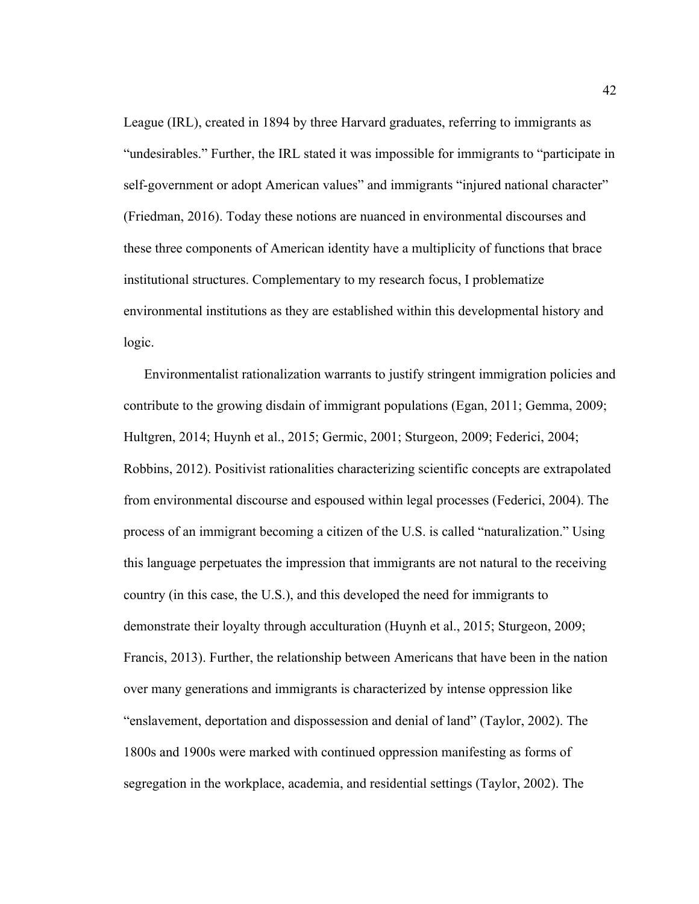League (IRL), created in 1894 by three Harvard graduates, referring to immigrants as "undesirables." Further, the IRL stated it was impossible for immigrants to "participate in self-government or adopt American values" and immigrants "injured national character" (Friedman, 2016). Today these notions are nuanced in environmental discourses and these three components of American identity have a multiplicity of functions that brace institutional structures. Complementary to my research focus, I problematize environmental institutions as they are established within this developmental history and logic.

Environmentalist rationalization warrants to justify stringent immigration policies and contribute to the growing disdain of immigrant populations (Egan, 2011; Gemma, 2009; Hultgren, 2014; Huynh et al., 2015; Germic, 2001; Sturgeon, 2009; Federici, 2004; Robbins, 2012). Positivist rationalities characterizing scientific concepts are extrapolated from environmental discourse and espoused within legal processes (Federici, 2004). The process of an immigrant becoming a citizen of the U.S. is called "naturalization." Using this language perpetuates the impression that immigrants are not natural to the receiving country (in this case, the U.S.), and this developed the need for immigrants to demonstrate their loyalty through acculturation (Huynh et al., 2015; Sturgeon, 2009; Francis, 2013). Further, the relationship between Americans that have been in the nation over many generations and immigrants is characterized by intense oppression like "enslavement, deportation and dispossession and denial of land" (Taylor, 2002). The 1800s and 1900s were marked with continued oppression manifesting as forms of segregation in the workplace, academia, and residential settings (Taylor, 2002). The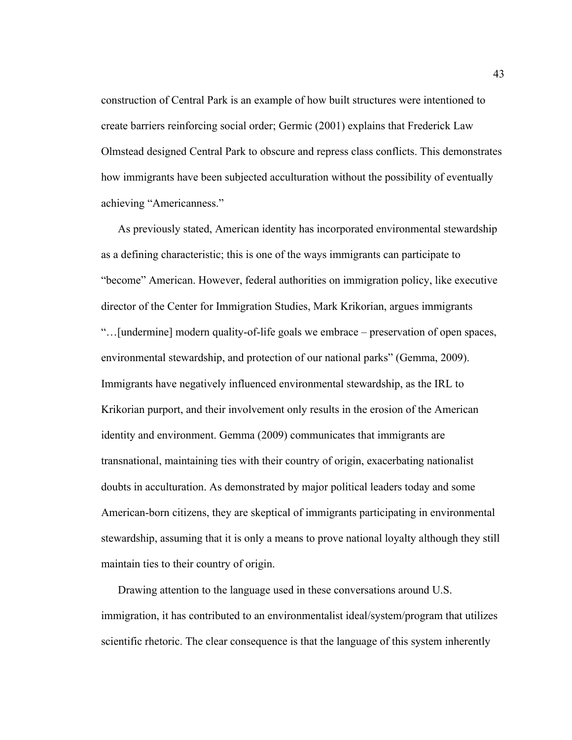construction of Central Park is an example of how built structures were intentioned to create barriers reinforcing social order; Germic (2001) explains that Frederick Law Olmstead designed Central Park to obscure and repress class conflicts. This demonstrates how immigrants have been subjected acculturation without the possibility of eventually achieving "Americanness."

As previously stated, American identity has incorporated environmental stewardship as a defining characteristic; this is one of the ways immigrants can participate to "become" American. However, federal authorities on immigration policy, like executive director of the Center for Immigration Studies, Mark Krikorian, argues immigrants "…[undermine] modern quality-of-life goals we embrace – preservation of open spaces, environmental stewardship, and protection of our national parks" (Gemma, 2009). Immigrants have negatively influenced environmental stewardship, as the IRL to Krikorian purport, and their involvement only results in the erosion of the American identity and environment. Gemma (2009) communicates that immigrants are transnational, maintaining ties with their country of origin, exacerbating nationalist doubts in acculturation. As demonstrated by major political leaders today and some American-born citizens, they are skeptical of immigrants participating in environmental stewardship, assuming that it is only a means to prove national loyalty although they still maintain ties to their country of origin.

Drawing attention to the language used in these conversations around U.S. immigration, it has contributed to an environmentalist ideal/system/program that utilizes scientific rhetoric. The clear consequence is that the language of this system inherently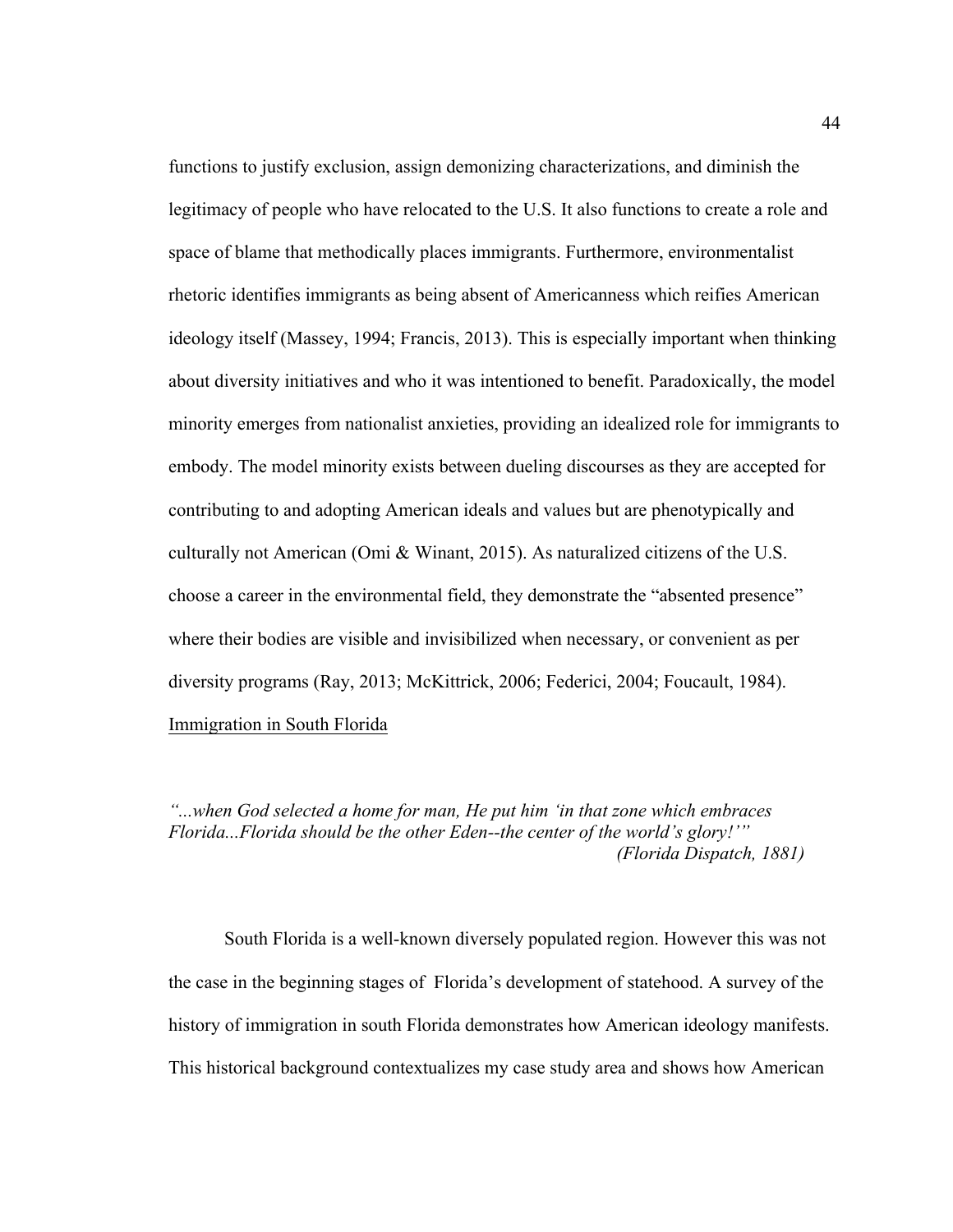functions to justify exclusion, assign demonizing characterizations, and diminish the legitimacy of people who have relocated to the U.S. It also functions to create a role and space of blame that methodically places immigrants. Furthermore, environmentalist rhetoric identifies immigrants as being absent of Americanness which reifies American ideology itself (Massey, 1994; Francis, 2013). This is especially important when thinking about diversity initiatives and who it was intentioned to benefit. Paradoxically, the model minority emerges from nationalist anxieties, providing an idealized role for immigrants to embody. The model minority exists between dueling discourses as they are accepted for contributing to and adopting American ideals and values but are phenotypically and culturally not American (Omi & Winant, 2015). As naturalized citizens of the U.S. choose a career in the environmental field, they demonstrate the "absented presence" where their bodies are visible and invisibilized when necessary, or convenient as per diversity programs (Ray, 2013; McKittrick, 2006; Federici, 2004; Foucault, 1984).

<u>Immigration in South Florida</u>

*"...when God selected a home for man, He put him 'in that zone which embraces Florida...Florida should be the other Eden--the center of the world's glory!'"*
*(Florida Dispatch, 1881)*

South Florida is a well-known diversely populated region. However this was not the case in the beginning stages of Florida's development of statehood. A survey of the history of immigration in south Florida demonstrates how American ideology manifests. This historical background contextualizes my case study area and shows how American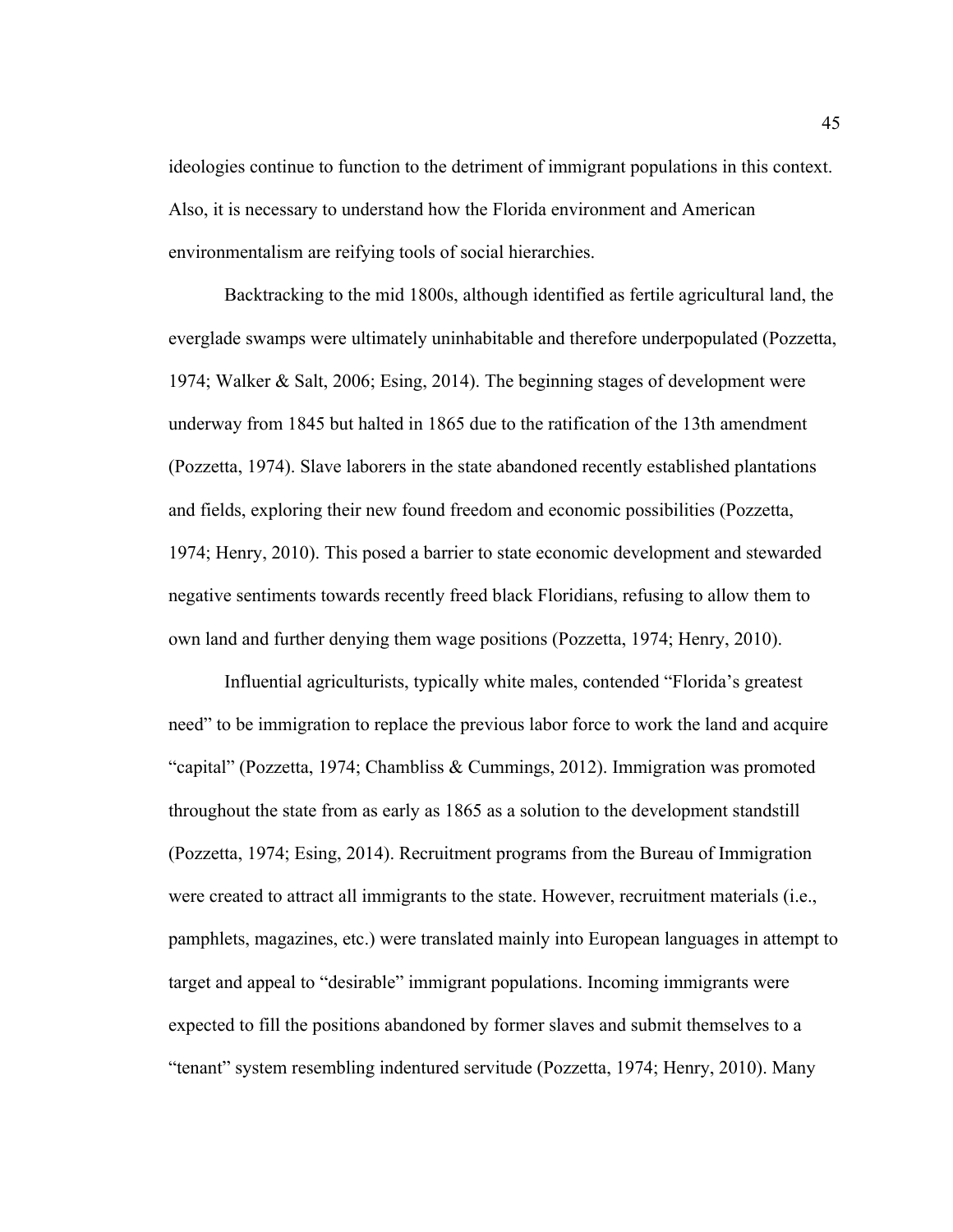ideologies continue to function to the detriment of immigrant populations in this context. Also, it is necessary to understand how the Florida environment and American environmentalism are reifying tools of social hierarchies.

Backtracking to the mid 1800s, although identified as fertile agricultural land, the everglade swamps were ultimately uninhabitable and therefore underpopulated (Pozzetta, 1974; Walker & Salt, 2006; Esing, 2014). The beginning stages of development were underway from 1845 but halted in 1865 due to the ratification of the 13th amendment (Pozzetta, 1974). Slave laborers in the state abandoned recently established plantations and fields, exploring their new found freedom and economic possibilities (Pozzetta, 1974; Henry, 2010). This posed a barrier to state economic development and stewarded negative sentiments towards recently freed black Floridians, refusing to allow them to own land and further denying them wage positions (Pozzetta, 1974; Henry, 2010).

Influential agriculturists, typically white males, contended "Florida's greatest need" to be immigration to replace the previous labor force to work the land and acquire "capital" (Pozzetta, 1974; Chambliss & Cummings, 2012). Immigration was promoted throughout the state from as early as 1865 as a solution to the development standstill (Pozzetta, 1974; Esing, 2014). Recruitment programs from the Bureau of Immigration were created to attract all immigrants to the state. However, recruitment materials (i.e., pamphlets, magazines, etc.) were translated mainly into European languages in attempt to target and appeal to "desirable" immigrant populations. Incoming immigrants were expected to fill the positions abandoned by former slaves and submit themselves to a "tenant" system resembling indentured servitude (Pozzetta, 1974; Henry, 2010). Many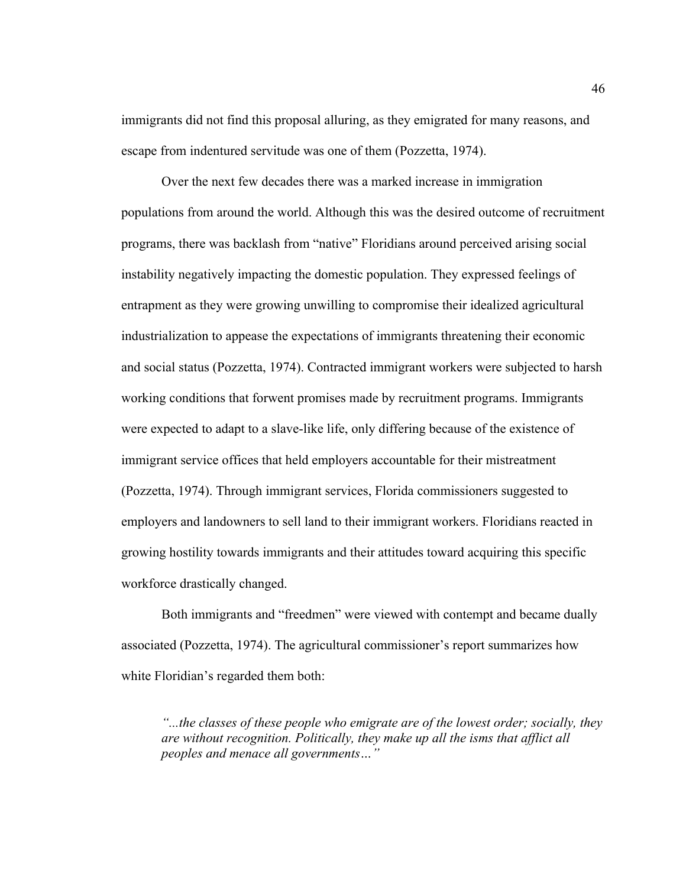immigrants did not find this proposal alluring, as they emigrated for many reasons, and escape from indentured servitude was one of them (Pozzetta, 1974).

Over the next few decades there was a marked increase in immigration populations from around the world. Although this was the desired outcome of recruitment programs, there was backlash from "native" Floridians around perceived arising social instability negatively impacting the domestic population. They expressed feelings of entrapment as they were growing unwilling to compromise their idealized agricultural industrialization to appease the expectations of immigrants threatening their economic and social status (Pozzetta, 1974). Contracted immigrant workers were subjected to harsh working conditions that forwent promises made by recruitment programs. Immigrants were expected to adapt to a slave-like life, only differing because of the existence of immigrant service offices that held employers accountable for their mistreatment (Pozzetta, 1974). Through immigrant services, Florida commissioners suggested to employers and landowners to sell land to their immigrant workers. Floridians reacted in growing hostility towards immigrants and their attitudes toward acquiring this specific workforce drastically changed.

Both immigrants and "freedmen" were viewed with contempt and became dually associated (Pozzetta, 1974). The agricultural commissioner's report summarizes how white Floridian's regarded them both:

> *"...the classes of these people who emigrate are of the lowest order; socially, they are without recognition. Politically, they make up all the isms that afflict all peoples and menace all governments…"*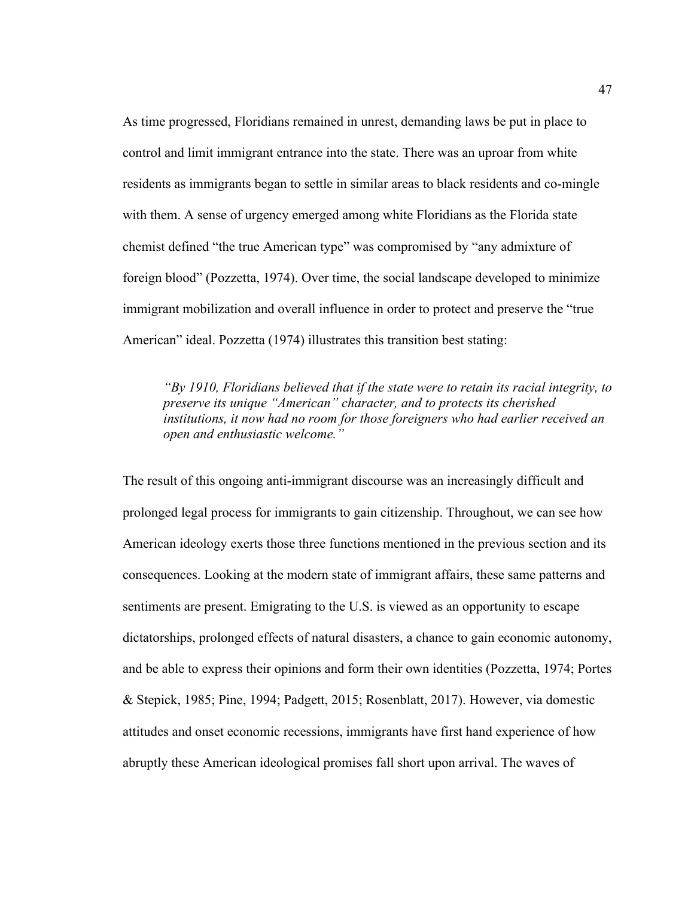As time progressed, Floridians remained in unrest, demanding laws be put in place to control and limit immigrant entrance into the state. There was an uproar from white residents as immigrants began to settle in similar areas to black residents and co-mingle with them. A sense of urgency emerged among white Floridians as the Florida state chemist defined "the true American type" was compromised by "any admixture of foreign blood" (Pozzetta, 1974). Over time, the social landscape developed to minimize immigrant mobilization and overall influence in order to protect and preserve the "true American" ideal. Pozzetta (1974) illustrates this transition best stating:

> *"By 1910, Floridians believed that if the state were to retain its racial integrity, to preserve its unique "American" character, and to protects its cherished institutions, it now had no room for those foreigners who had earlier received an open and enthusiastic welcome."*

The result of this ongoing anti-immigrant discourse was an increasingly difficult and prolonged legal process for immigrants to gain citizenship. Throughout, we can see how American ideology exerts those three functions mentioned in the previous section and its consequences. Looking at the modern state of immigrant affairs, these same patterns and sentiments are present. Emigrating to the U.S. is viewed as an opportunity to escape dictatorships, prolonged effects of natural disasters, a chance to gain economic autonomy, and be able to express their opinions and form their own identities (Pozzetta, 1974; Portes & Stepick, 1985; Pine, 1994; Padgett, 2015; Rosenblatt, 2017). However, via domestic attitudes and onset economic recessions, immigrants have first hand experience of how abruptly these American ideological promises fall short upon arrival. The waves of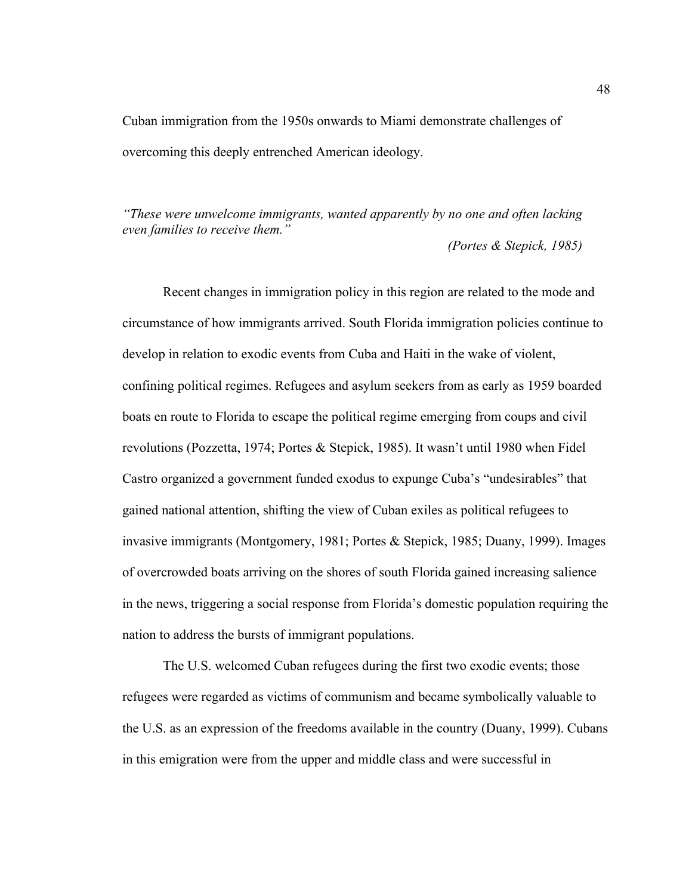Cuban immigration from the 1950s onwards to Miami demonstrate challenges of overcoming this deeply entrenched American ideology.

*"These were unwelcome immigrants, wanted apparently by no one and often lacking even families to receive them."*

*(Portes & Stepick, 1985)*

Recent changes in immigration policy in this region are related to the mode and circumstance of how immigrants arrived. South Florida immigration policies continue to develop in relation to exodic events from Cuba and Haiti in the wake of violent, confining political regimes. Refugees and asylum seekers from as early as 1959 boarded boats en route to Florida to escape the political regime emerging from coups and civil revolutions (Pozzetta, 1974; Portes & Stepick, 1985). It wasn't until 1980 when Fidel Castro organized a government funded exodus to expunge Cuba's "undesirables" that gained national attention, shifting the view of Cuban exiles as political refugees to invasive immigrants (Montgomery, 1981; Portes & Stepick, 1985; Duany, 1999). Images of overcrowded boats arriving on the shores of south Florida gained increasing salience in the news, triggering a social response from Florida's domestic population requiring the nation to address the bursts of immigrant populations.

The U.S. welcomed Cuban refugees during the first two exodic events; those refugees were regarded as victims of communism and became symbolically valuable to the U.S. as an expression of the freedoms available in the country (Duany, 1999). Cubans in this emigration were from the upper and middle class and were successful in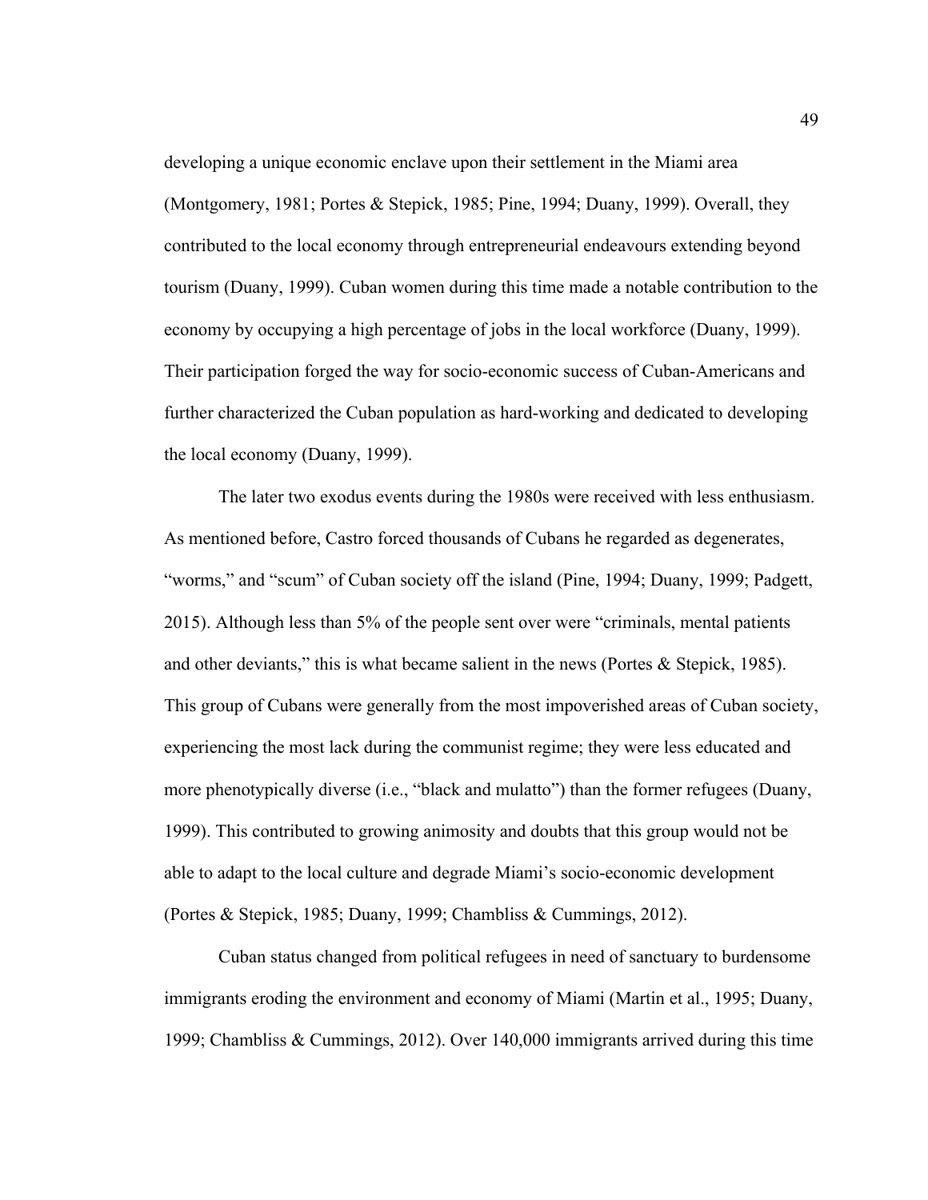developing a unique economic enclave upon their settlement in the Miami area (Montgomery, 1981; Portes & Stepick, 1985; Pine, 1994; Duany, 1999). Overall, they contributed to the local economy through entrepreneurial endeavours extending beyond tourism (Duany, 1999). Cuban women during this time made a notable contribution to the economy by occupying a high percentage of jobs in the local workforce (Duany, 1999). Their participation forged the way for socio-economic success of Cuban-Americans and further characterized the Cuban population as hard-working and dedicated to developing the local economy (Duany, 1999).

The later two exodus events during the 1980s were received with less enthusiasm. As mentioned before, Castro forced thousands of Cubans he regarded as degenerates, "worms," and "scum" of Cuban society off the island (Pine, 1994; Duany, 1999; Padgett, 2015). Although less than 5% of the people sent over were "criminals, mental patients and other deviants," this is what became salient in the news (Portes & Stepick, 1985). This group of Cubans were generally from the most impoverished areas of Cuban society, experiencing the most lack during the communist regime; they were less educated and more phenotypically diverse (i.e., "black and mulatto") than the former refugees (Duany, 1999). This contributed to growing animosity and doubts that this group would not be able to adapt to the local culture and degrade Miami's socio-economic development (Portes & Stepick, 1985; Duany, 1999; Chambliss & Cummings, 2012).

Cuban status changed from political refugees in need of sanctuary to burdensome immigrants eroding the environment and economy of Miami (Martin et al., 1995; Duany, 1999; Chambliss & Cummings, 2012). Over 140,000 immigrants arrived during this time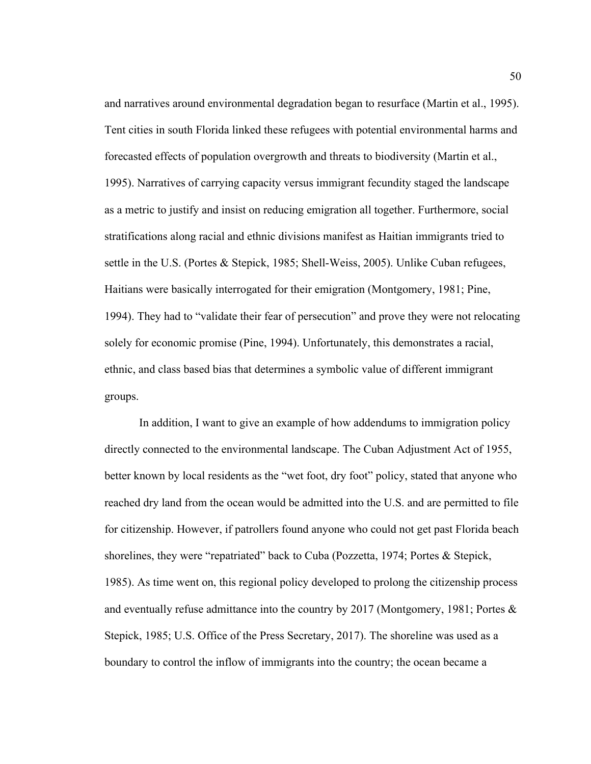and narratives around environmental degradation began to resurface (Martin et al., 1995). Tent cities in south Florida linked these refugees with potential environmental harms and forecasted effects of population overgrowth and threats to biodiversity (Martin et al., 1995). Narratives of carrying capacity versus immigrant fecundity staged the landscape as a metric to justify and insist on reducing emigration all together. Furthermore, social stratifications along racial and ethnic divisions manifest as Haitian immigrants tried to settle in the U.S. (Portes & Stepick, 1985; Shell-Weiss, 2005). Unlike Cuban refugees, Haitians were basically interrogated for their emigration (Montgomery, 1981; Pine, 1994). They had to "validate their fear of persecution" and prove they were not relocating solely for economic promise (Pine, 1994). Unfortunately, this demonstrates a racial, ethnic, and class based bias that determines a symbolic value of different immigrant groups.

In addition, I want to give an example of how addendums to immigration policy directly connected to the environmental landscape. The Cuban Adjustment Act of 1955, better known by local residents as the "wet foot, dry foot" policy, stated that anyone who reached dry land from the ocean would be admitted into the U.S. and are permitted to file for citizenship. However, if patrollers found anyone who could not get past Florida beach shorelines, they were "repatriated" back to Cuba (Pozzetta, 1974; Portes & Stepick, 1985). As time went on, this regional policy developed to prolong the citizenship process and eventually refuse admittance into the country by 2017 (Montgomery, 1981; Portes & Stepick, 1985; U.S. Office of the Press Secretary, 2017). The shoreline was used as a boundary to control the inflow of immigrants into the country; the ocean became a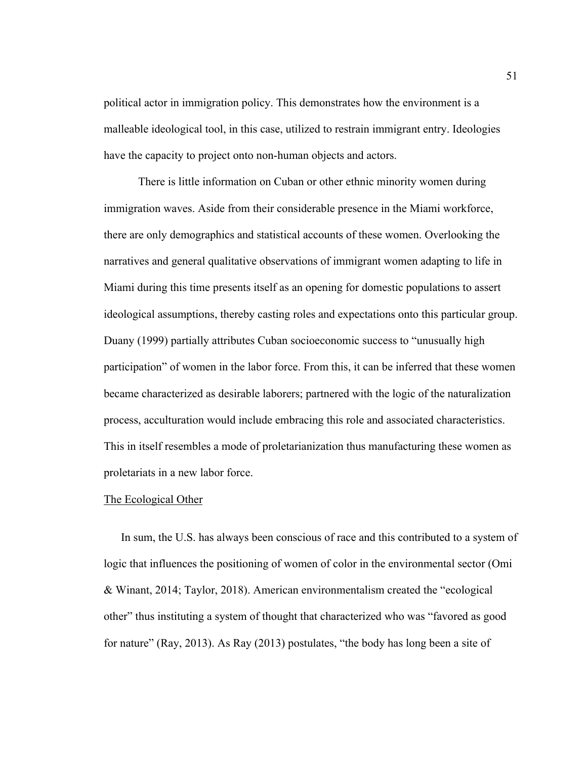political actor in immigration policy. This demonstrates how the environment is a malleable ideological tool, in this case, utilized to restrain immigrant entry. Ideologies have the capacity to project onto non-human objects and actors.

There is little information on Cuban or other ethnic minority women during immigration waves. Aside from their considerable presence in the Miami workforce, there are only demographics and statistical accounts of these women. Overlooking the narratives and general qualitative observations of immigrant women adapting to life in Miami during this time presents itself as an opening for domestic populations to assert ideological assumptions, thereby casting roles and expectations onto this particular group. Duany (1999) partially attributes Cuban socioeconomic success to "unusually high participation" of women in the labor force. From this, it can be inferred that these women became characterized as desirable laborers; partnered with the logic of the naturalization process, acculturation would include embracing this role and associated characteristics. This in itself resembles a mode of proletarianization thus manufacturing these women as proletariats in a new labor force.

<u>The Ecological Other</u>

In sum, the U.S. has always been conscious of race and this contributed to a system of logic that influences the positioning of women of color in the environmental sector (Omi & Winant, 2014; Taylor, 2018). American environmentalism created the "ecological other" thus instituting a system of thought that characterized who was "favored as good for nature" (Ray, 2013). As Ray (2013) postulates, "the body has long been a site of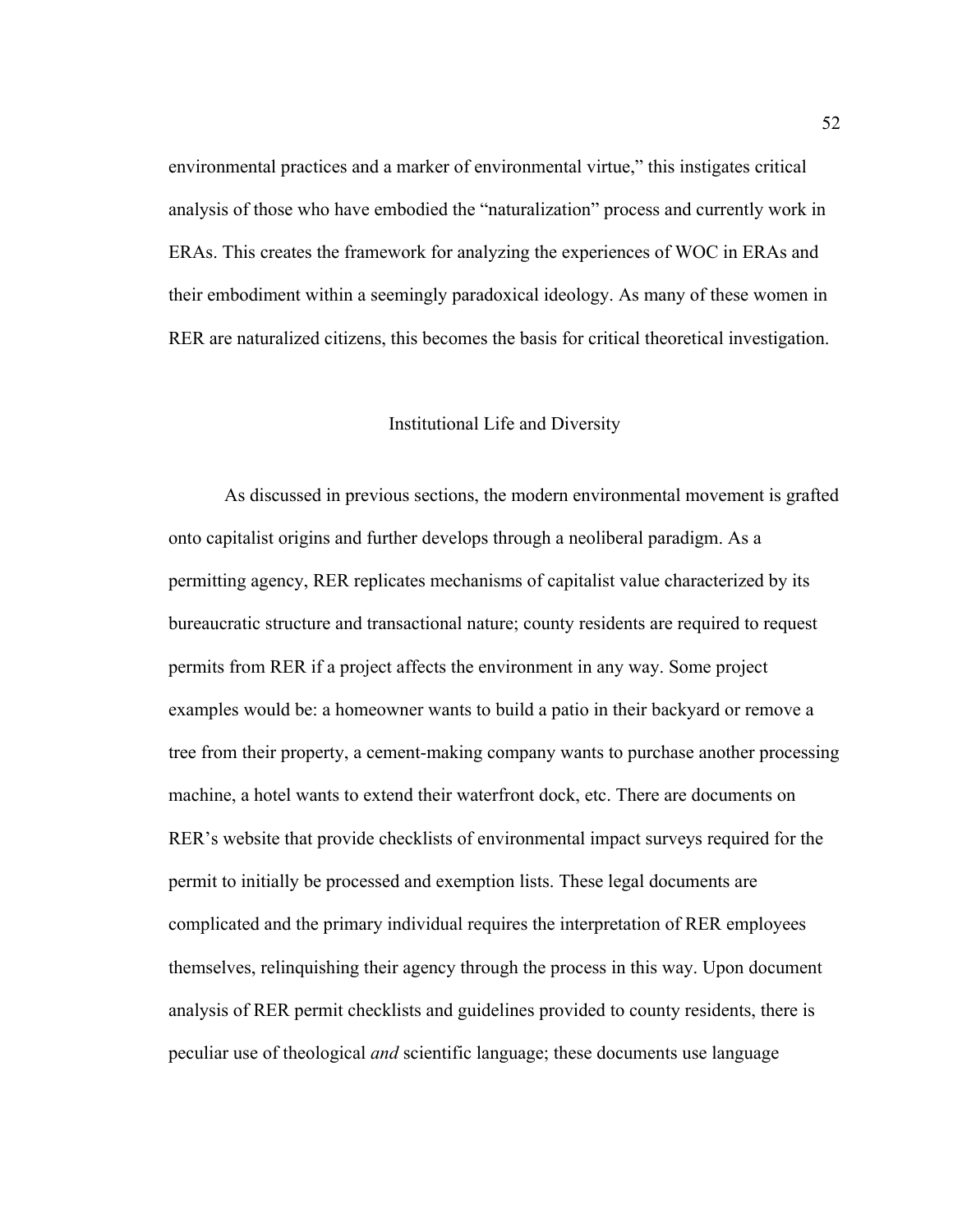environmental practices and a marker of environmental virtue," this instigates critical analysis of those who have embodied the "naturalization" process and currently work in ERAs. This creates the framework for analyzing the experiences of WOC in ERAs and their embodiment within a seemingly paradoxical ideology. As many of these women in RER are naturalized citizens, this becomes the basis for critical theoretical investigation.

## Institutional Life and Diversity

As discussed in previous sections, the modern environmental movement is grafted onto capitalist origins and further develops through a neoliberal paradigm. As a permitting agency, RER replicates mechanisms of capitalist value characterized by its bureaucratic structure and transactional nature; county residents are required to request permits from RER if a project affects the environment in any way. Some project examples would be: a homeowner wants to build a patio in their backyard or remove a tree from their property, a cement-making company wants to purchase another processing machine, a hotel wants to extend their waterfront dock, etc. There are documents on RER's website that provide checklists of environmental impact surveys required for the permit to initially be processed and exemption lists. These legal documents are complicated and the primary individual requires the interpretation of RER employees themselves, relinquishing their agency through the process in this way. Upon document analysis of RER permit checklists and guidelines provided to county residents, there is peculiar use of theological *and* scientific language; these documents use language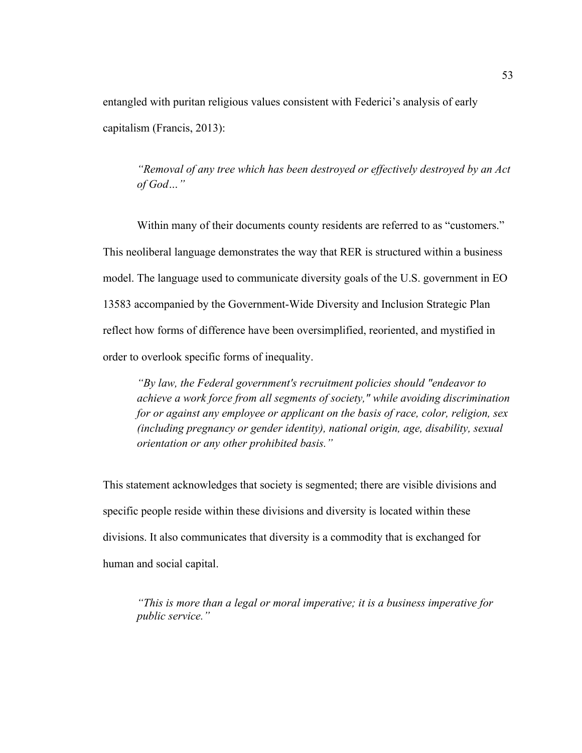entangled with puritan religious values consistent with Federici's analysis of early capitalism (Francis, 2013):

> *"Removal of any tree which has been destroyed or effectively destroyed by an Act of God…"*

Within many of their documents county residents are referred to as "customers." This neoliberal language demonstrates the way that RER is structured within a business model. The language used to communicate diversity goals of the U.S. government in EO 13583 accompanied by the Government-Wide Diversity and Inclusion Strategic Plan reflect how forms of difference have been oversimplified, reoriented, and mystified in order to overlook specific forms of inequality.

> *"By law, the Federal government's recruitment policies should "endeavor to achieve a work force from all segments of society," while avoiding discrimination for or against any employee or applicant on the basis of race, color, religion, sex (including pregnancy or gender identity), national origin, age, disability, sexual orientation or any other prohibited basis."*

This statement acknowledges that society is segmented; there are visible divisions and specific people reside within these divisions and diversity is located within these divisions. It also communicates that diversity is a commodity that is exchanged for human and social capital.

> *"This is more than a legal or moral imperative; it is a business imperative for public service."*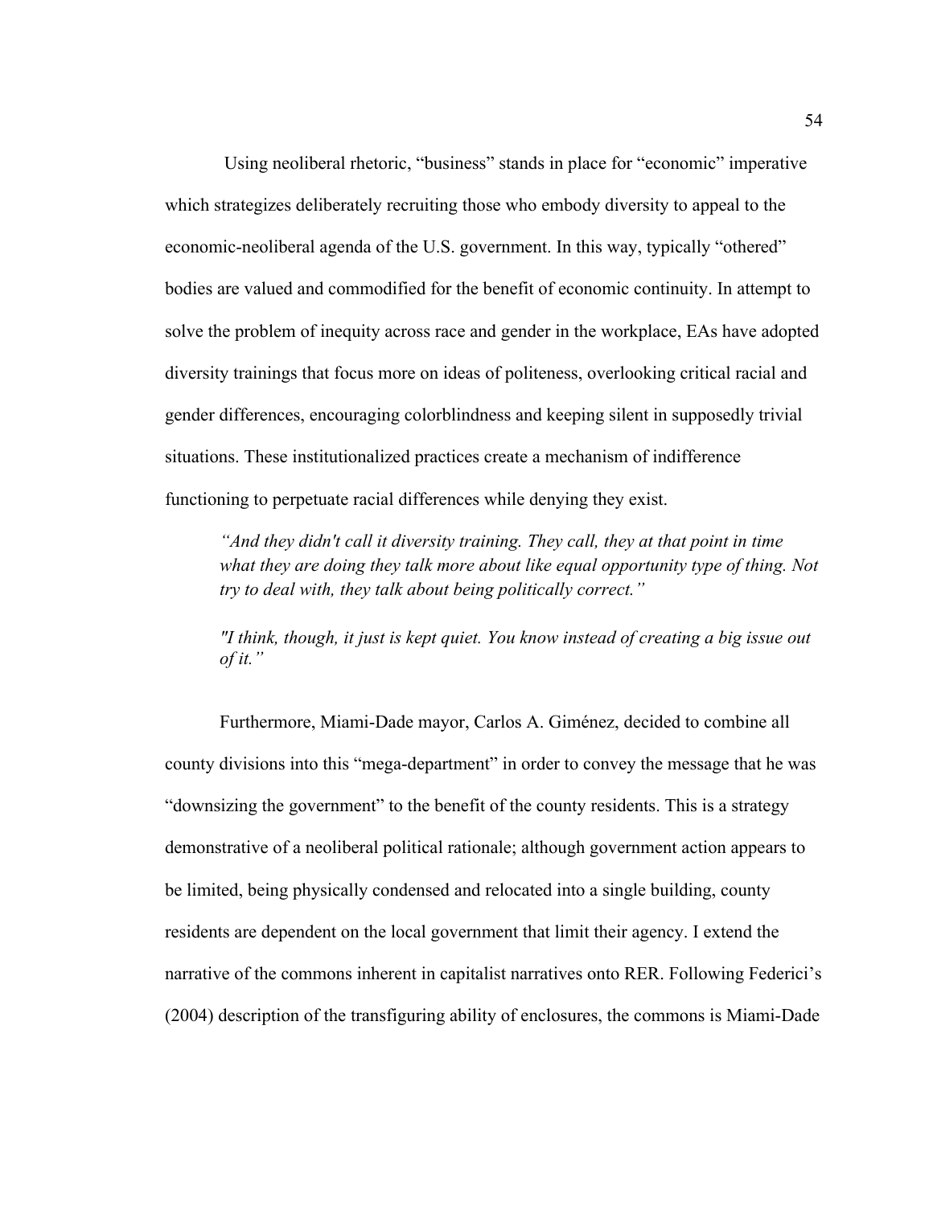Using neoliberal rhetoric, "business" stands in place for "economic" imperative which strategizes deliberately recruiting those who embody diversity to appeal to the economic-neoliberal agenda of the U.S. government. In this way, typically "othered" bodies are valued and commodified for the benefit of economic continuity. In attempt to solve the problem of inequity across race and gender in the workplace, EAs have adopted diversity trainings that focus more on ideas of politeness, overlooking critical racial and gender differences, encouraging colorblindness and keeping silent in supposedly trivial situations. These institutionalized practices create a mechanism of indifference functioning to perpetuate racial differences while denying they exist.

> *"And they didn't call it diversity training. They call, they at that point in time what they are doing they talk more about like equal opportunity type of thing. Not try to deal with, they talk about being politically correct."*

> *"I think, though, it just is kept quiet. You know instead of creating a big issue out of it."*

Furthermore, Miami-Dade mayor, Carlos A. Giménez, decided to combine all county divisions into this "mega-department" in order to convey the message that he was "downsizing the government" to the benefit of the county residents. This is a strategy demonstrative of a neoliberal political rationale; although government action appears to be limited, being physically condensed and relocated into a single building, county residents are dependent on the local government that limit their agency. I extend the narrative of the commons inherent in capitalist narratives onto RER. Following Federici's (2004) description of the transfiguring ability of enclosures, the commons is Miami-Dade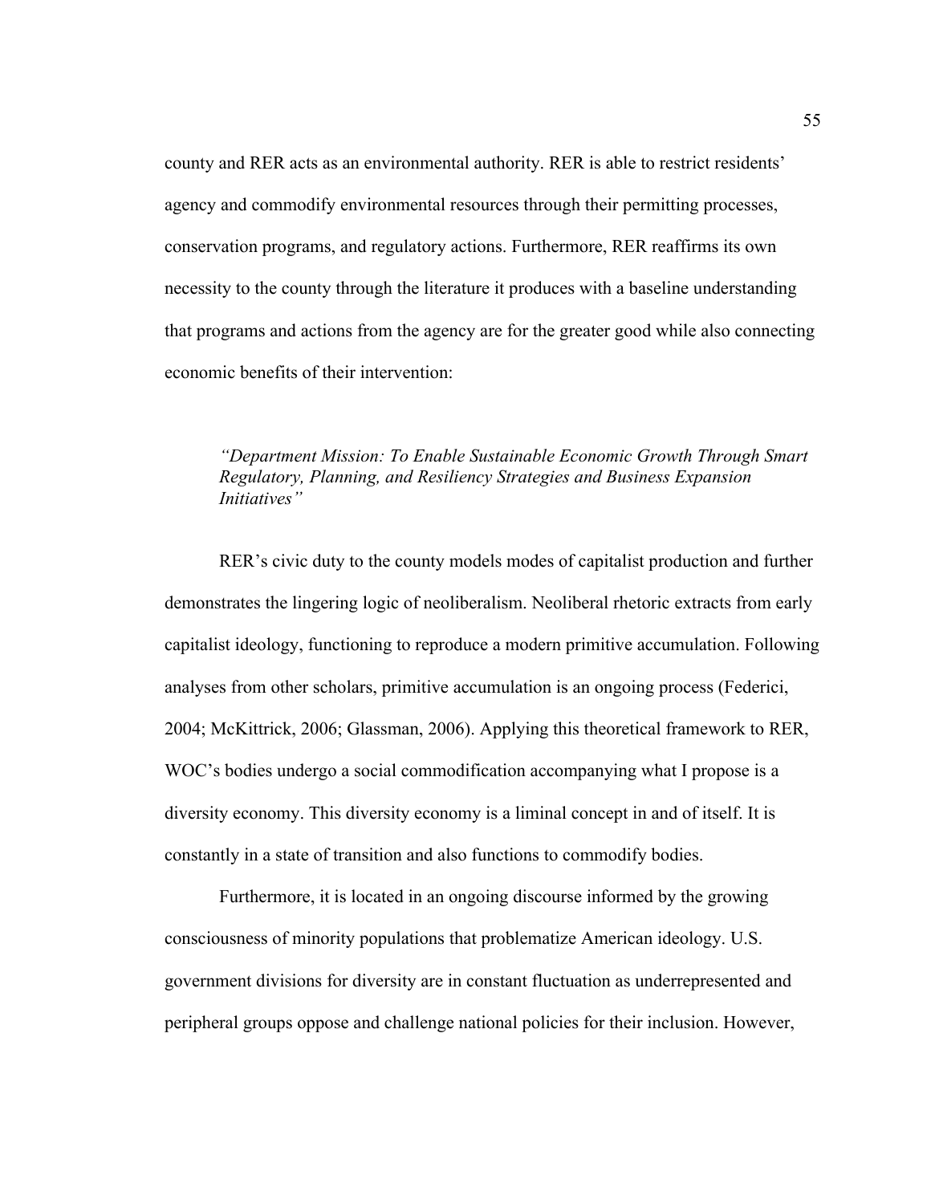county and RER acts as an environmental authority. RER is able to restrict residents' agency and commodify environmental resources through their permitting processes, conservation programs, and regulatory actions. Furthermore, RER reaffirms its own necessity to the county through the literature it produces with a baseline understanding that programs and actions from the agency are for the greater good while also connecting economic benefits of their intervention:

> *"Department Mission: To Enable Sustainable Economic Growth Through Smart Regulatory, Planning, and Resiliency Strategies and Business Expansion Initiatives"*

RER's civic duty to the county models modes of capitalist production and further demonstrates the lingering logic of neoliberalism. Neoliberal rhetoric extracts from early capitalist ideology, functioning to reproduce a modern primitive accumulation. Following analyses from other scholars, primitive accumulation is an ongoing process (Federici, 2004; McKittrick, 2006; Glassman, 2006). Applying this theoretical framework to RER, WOC's bodies undergo a social commodification accompanying what I propose is a diversity economy. This diversity economy is a liminal concept in and of itself. It is constantly in a state of transition and also functions to commodify bodies.

Furthermore, it is located in an ongoing discourse informed by the growing consciousness of minority populations that problematize American ideology. U.S. government divisions for diversity are in constant fluctuation as underrepresented and peripheral groups oppose and challenge national policies for their inclusion. However,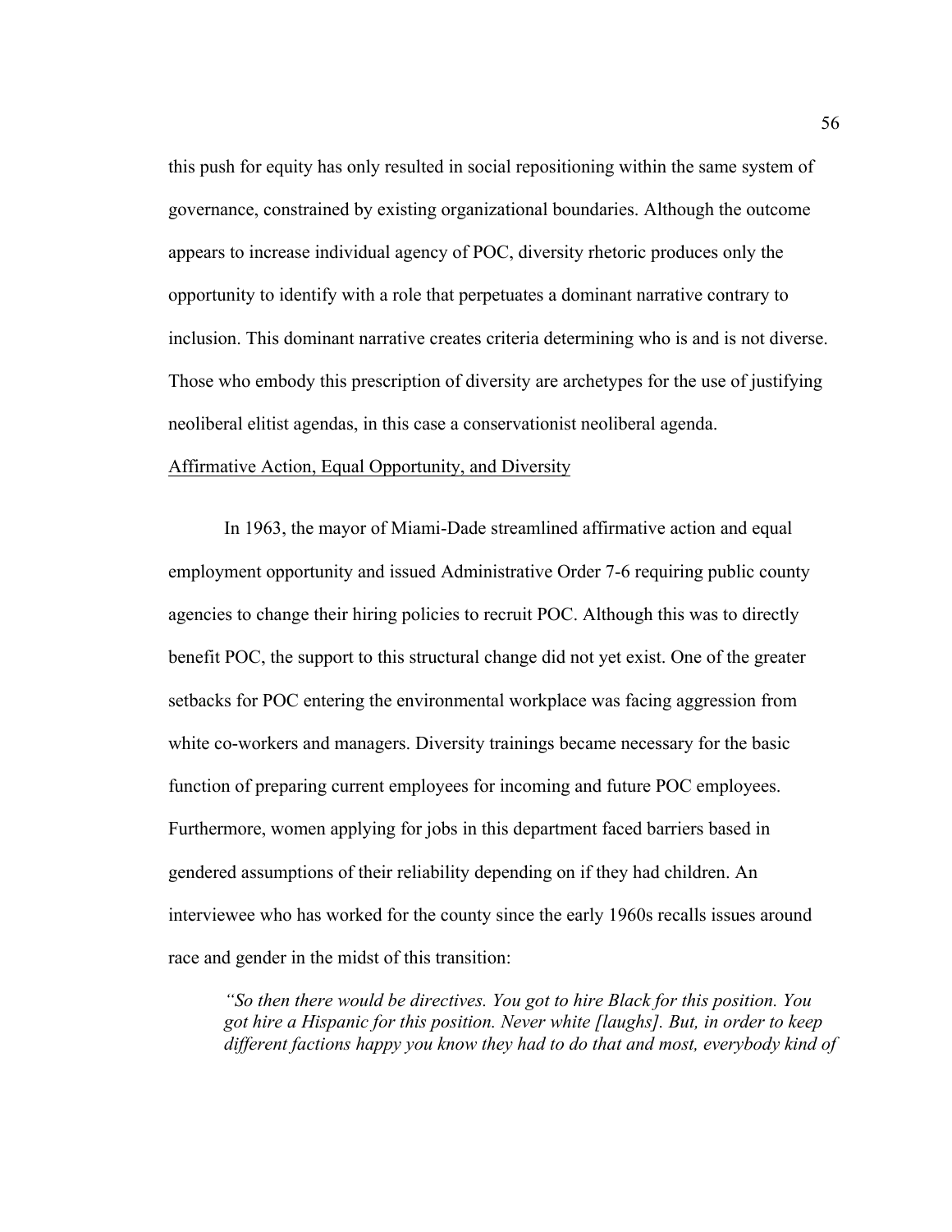this push for equity has only resulted in social repositioning within the same system of governance, constrained by existing organizational boundaries. Although the outcome appears to increase individual agency of POC, diversity rhetoric produces only the opportunity to identify with a role that perpetuates a dominant narrative contrary to inclusion. This dominant narrative creates criteria determining who is and is not diverse. Those who embody this prescription of diversity are archetypes for the use of justifying neoliberal elitist agendas, in this case a conservationist neoliberal agenda.

<u>Affirmative Action, Equal Opportunity, and Diversity</u>

In 1963, the mayor of Miami-Dade streamlined affirmative action and equal employment opportunity and issued Administrative Order 7-6 requiring public county agencies to change their hiring policies to recruit POC. Although this was to directly benefit POC, the support to this structural change did not yet exist. One of the greater setbacks for POC entering the environmental workplace was facing aggression from white co-workers and managers. Diversity trainings became necessary for the basic function of preparing current employees for incoming and future POC employees. Furthermore, women applying for jobs in this department faced barriers based in gendered assumptions of their reliability depending on if they had children. An interviewee who has worked for the county since the early 1960s recalls issues around race and gender in the midst of this transition:

> *"So then there would be directives. You got to hire Black for this position. You got hire a Hispanic for this position. Never white [laughs]. But, in order to keep different factions happy you know they had to do that and most, everybody kind of*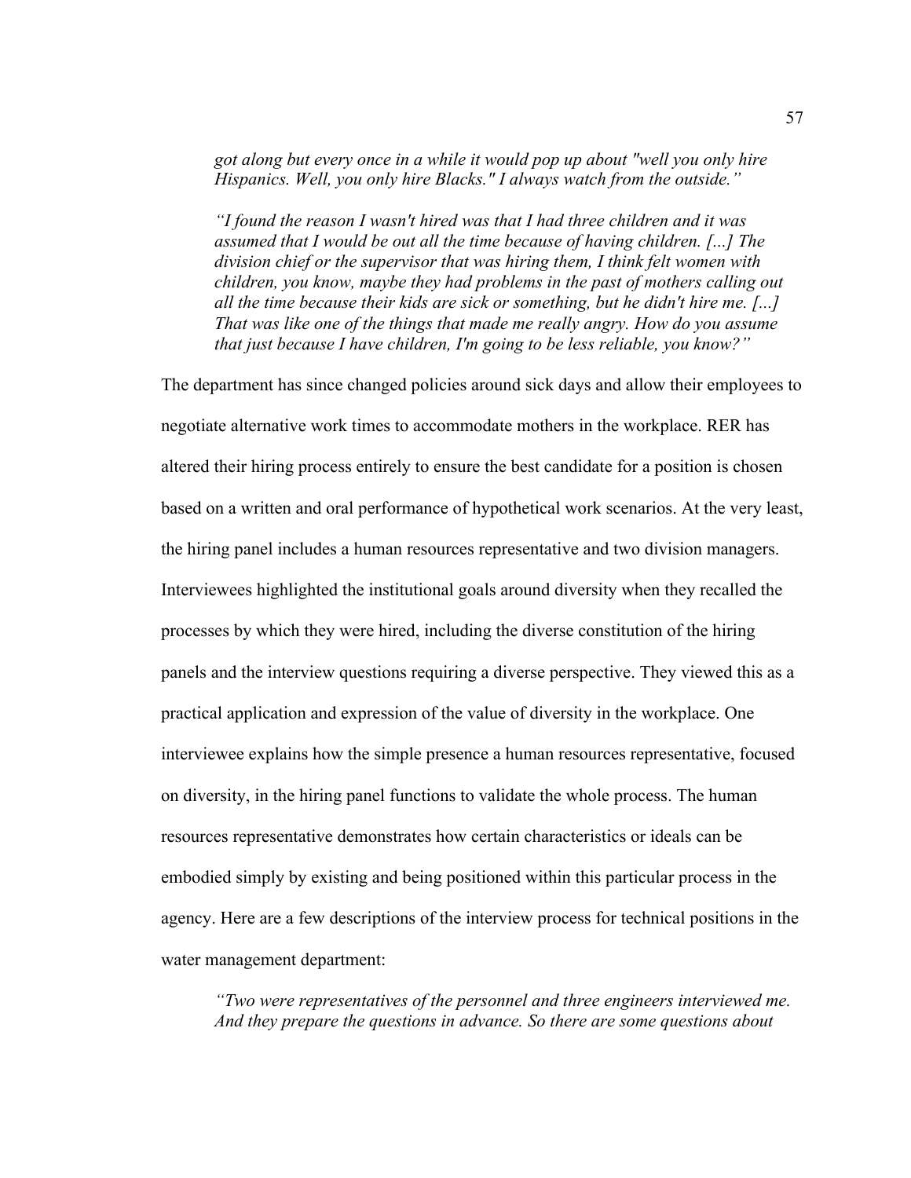> *got along but every once in a while it would pop up about "well you only hire Hispanics. Well, you only hire Blacks." I always watch from the outside.”*

> *“I found the reason I wasn't hired was that I had three children and it was assumed that I would be out all the time because of having children. [...] The division chief or the supervisor that was hiring them, I think felt women with children, you know, maybe they had problems in the past of mothers calling out all the time because their kids are sick or something, but he didn't hire me. [...] That was like one of the things that made me really angry. How do you assume that just because I have children, I'm going to be less reliable, you know?”*

The department has since changed policies around sick days and allow their employees to negotiate alternative work times to accommodate mothers in the workplace. RER has altered their hiring process entirely to ensure the best candidate for a position is chosen based on a written and oral performance of hypothetical work scenarios. At the very least, the hiring panel includes a human resources representative and two division managers. Interviewees highlighted the institutional goals around diversity when they recalled the processes by which they were hired, including the diverse constitution of the hiring panels and the interview questions requiring a diverse perspective. They viewed this as a practical application and expression of the value of diversity in the workplace. One interviewee explains how the simple presence a human resources representative, focused on diversity, in the hiring panel functions to validate the whole process. The human resources representative demonstrates how certain characteristics or ideals can be embodied simply by existing and being positioned within this particular process in the agency. Here are a few descriptions of the interview process for technical positions in the water management department:

> *“Two were representatives of the personnel and three engineers interviewed me. And they prepare the questions in advance. So there are some questions about*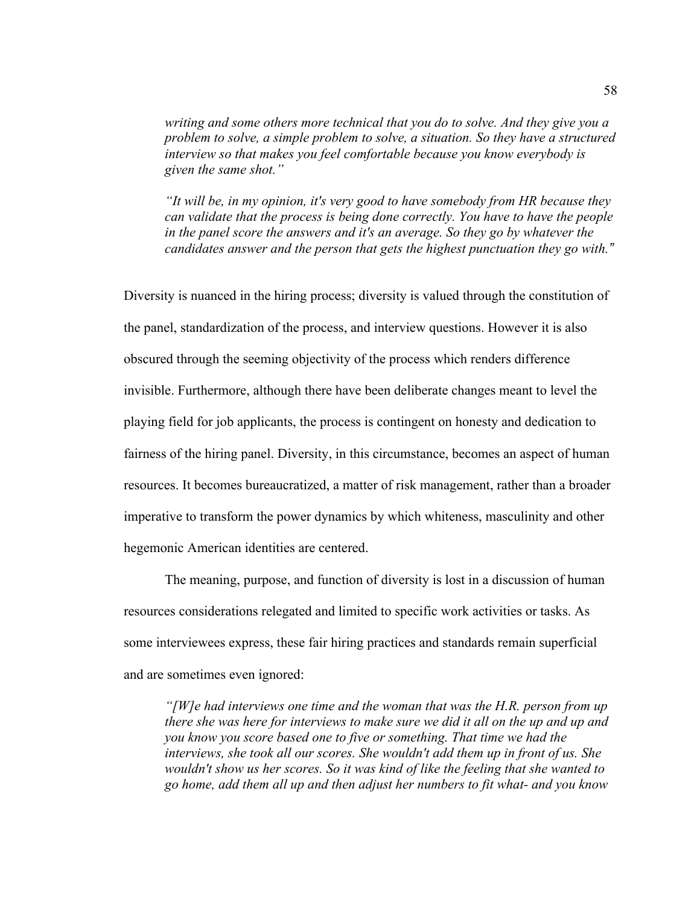*writing and some others more technical that you do to solve. And they give you a problem to solve, a simple problem to solve, a situation. So they have a structured interview so that makes you feel comfortable because you know everybody is given the same shot."*

> *"It will be, in my opinion, it's very good to have somebody from HR because they can validate that the process is being done correctly. You have to have the people in the panel score the answers and it's an average. So they go by whatever the candidates answer and the person that gets the highest punctuation they go with."*

Diversity is nuanced in the hiring process; diversity is valued through the constitution of the panel, standardization of the process, and interview questions. However it is also obscured through the seeming objectivity of the process which renders difference invisible. Furthermore, although there have been deliberate changes meant to level the playing field for job applicants, the process is contingent on honesty and dedication to fairness of the hiring panel. Diversity, in this circumstance, becomes an aspect of human resources. It becomes bureaucratized, a matter of risk management, rather than a broader imperative to transform the power dynamics by which whiteness, masculinity and other hegemonic American identities are centered.

The meaning, purpose, and function of diversity is lost in a discussion of human resources considerations relegated and limited to specific work activities or tasks. As some interviewees express, these fair hiring practices and standards remain superficial and are sometimes even ignored:

> *"[W]e had interviews one time and the woman that was the H.R. person from up there she was here for interviews to make sure we did it all on the up and up and you know you score based one to five or something. That time we had the interviews, she took all our scores. She wouldn't add them up in front of us. She wouldn't show us her scores. So it was kind of like the feeling that she wanted to go home, add them all up and then adjust her numbers to fit what- and you know*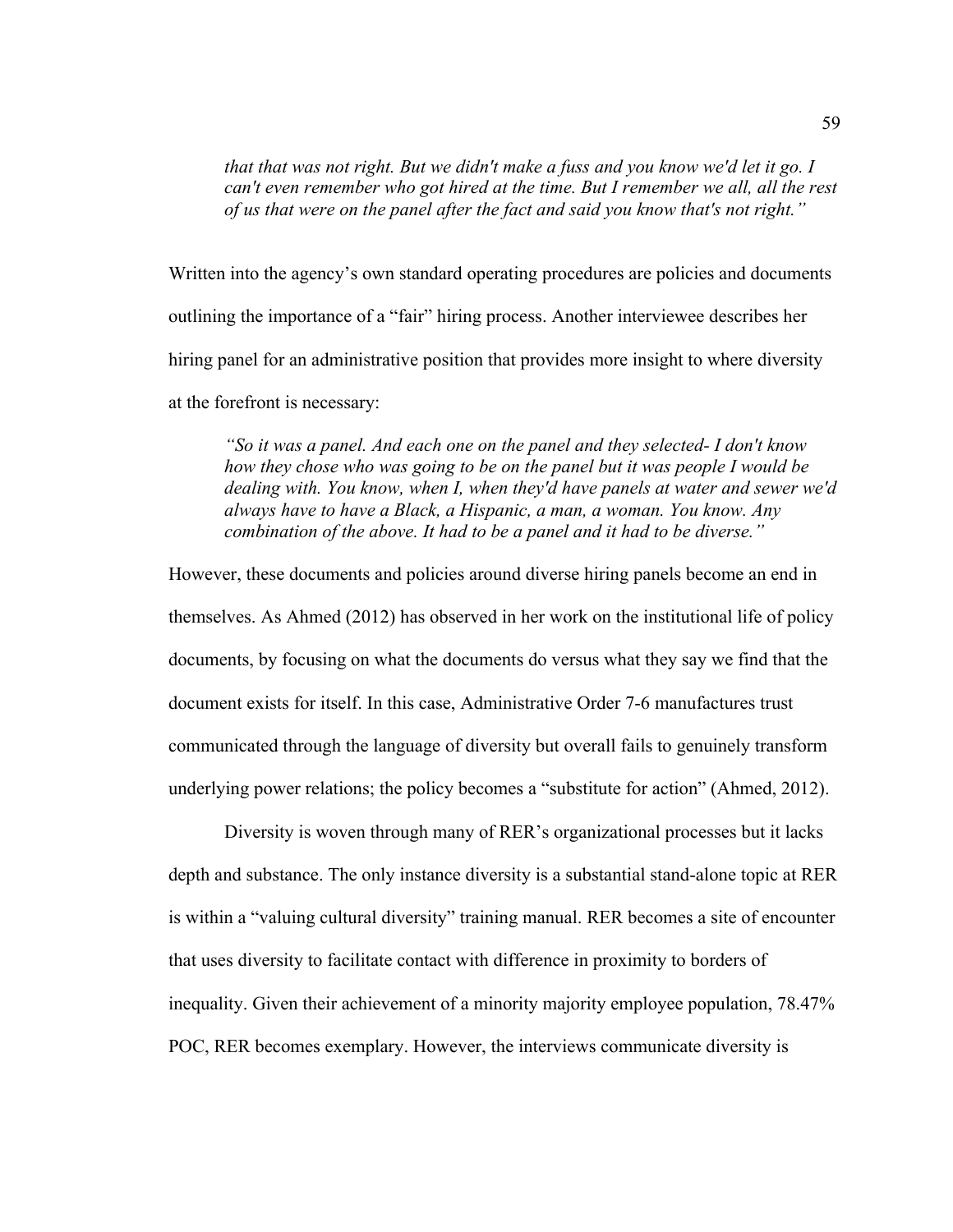> *that that was not right. But we didn't make a fuss and you know we'd let it go. I can't even remember who got hired at the time. But I remember we all, all the rest of us that were on the panel after the fact and said you know that's not right."*

Written into the agency's own standard operating procedures are policies and documents outlining the importance of a "fair" hiring process. Another interviewee describes her hiring panel for an administrative position that provides more insight to where diversity at the forefront is necessary:

> *"So it was a panel. And each one on the panel and they selected- I don't know how they chose who was going to be on the panel but it was people I would be dealing with. You know, when I, when they'd have panels at water and sewer we'd always have to have a Black, a Hispanic, a man, a woman. You know. Any combination of the above. It had to be a panel and it had to be diverse."*

However, these documents and policies around diverse hiring panels become an end in themselves. As Ahmed (2012) has observed in her work on the institutional life of policy documents, by focusing on what the documents do versus what they say we find that the document exists for itself. In this case, Administrative Order 7-6 manufactures trust communicated through the language of diversity but overall fails to genuinely transform underlying power relations; the policy becomes a "substitute for action" (Ahmed, 2012).

Diversity is woven through many of RER's organizational processes but it lacks depth and substance. The only instance diversity is a substantial stand-alone topic at RER is within a "valuing cultural diversity" training manual. RER becomes a site of encounter that uses diversity to facilitate contact with difference in proximity to borders of inequality. Given their achievement of a minority majority employee population, 78.47% POC, RER becomes exemplary. However, the interviews communicate diversity is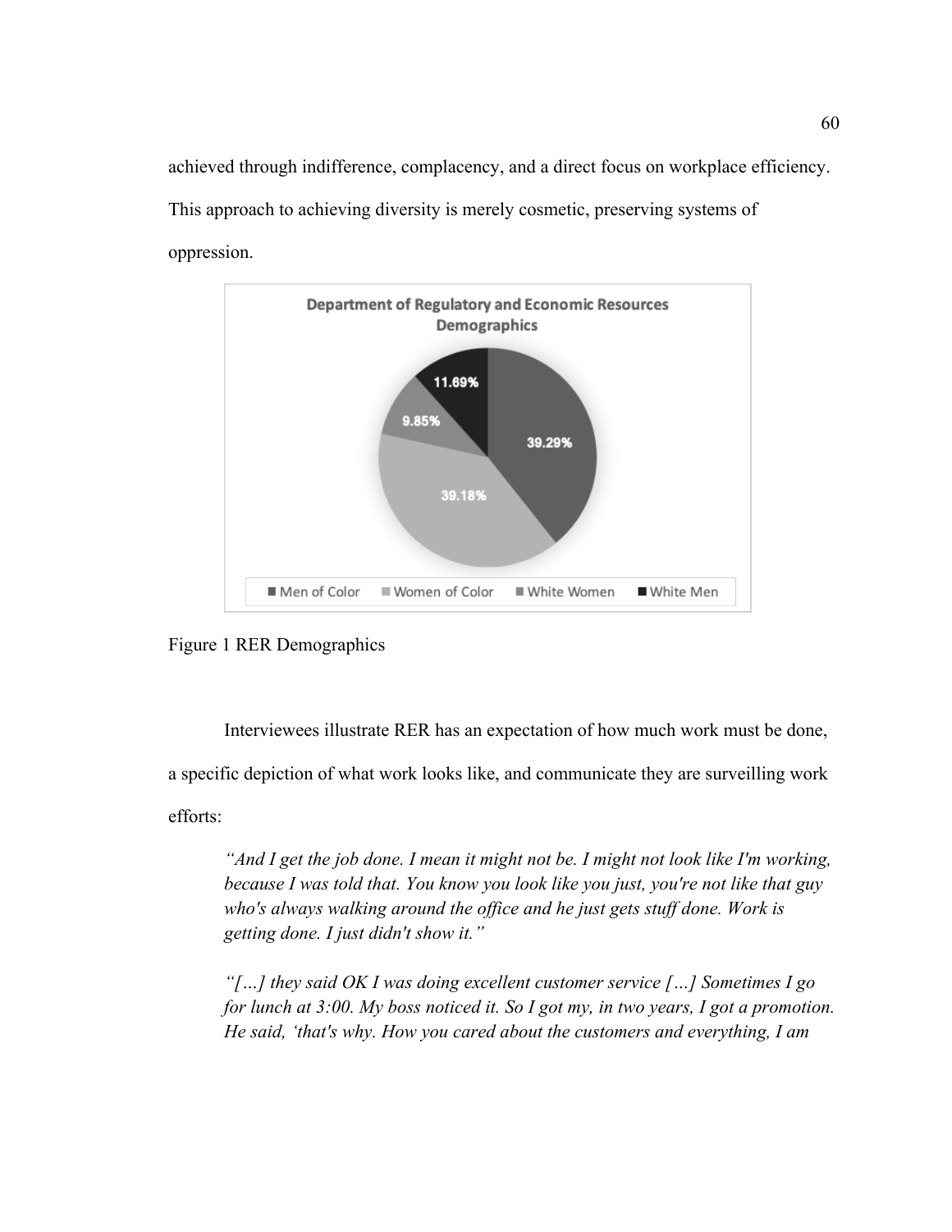achieved through indifference, complacency, and a direct focus on workplace efficiency. This approach to achieving diversity is merely cosmetic, preserving systems of oppression.

Figure 1 RER Demographics

Interviewees illustrate RER has an expectation of how much work must be done, a specific depiction of what work looks like, and communicate they are surveilling work efforts:

> *"And I get the job done. I mean it might not be. I might not look like I'm working, because I was told that. You know you look like you just, you're not like that guy who's always walking around the office and he just gets stuff done. Work is getting done. I just didn't show it."*
>
> *"[…] they said OK I was doing excellent customer service […] Sometimes I go for lunch at 3:00. My boss noticed it. So I got my, in two years, I got a promotion. He said, 'that's why. How you cared about the customers and everything, I am*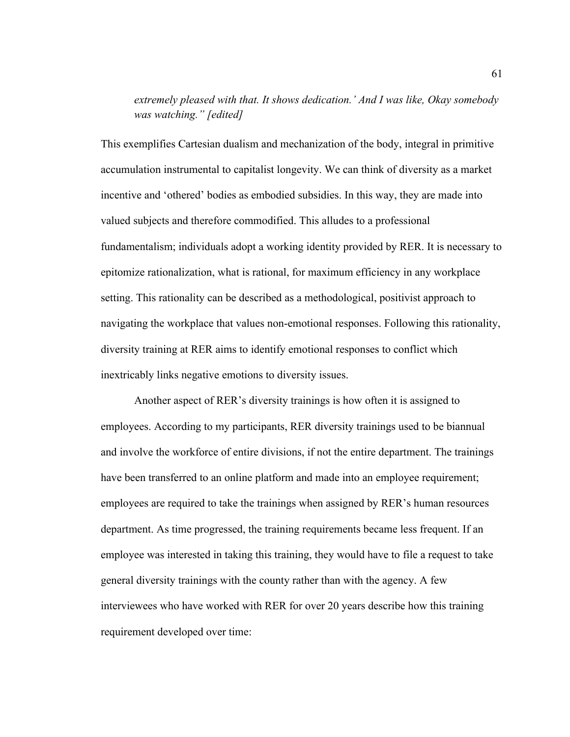*extremely pleased with that. It shows dedication.' And I was like, Okay somebody was watching." [edited]*

This exemplifies Cartesian dualism and mechanization of the body, integral in primitive accumulation instrumental to capitalist longevity. We can think of diversity as a market incentive and 'othered' bodies as embodied subsidies. In this way, they are made into valued subjects and therefore commodified. This alludes to a professional fundamentalism; individuals adopt a working identity provided by RER. It is necessary to epitomize rationalization, what is rational, for maximum efficiency in any workplace setting. This rationality can be described as a methodological, positivist approach to navigating the workplace that values non-emotional responses. Following this rationality, diversity training at RER aims to identify emotional responses to conflict which inextricably links negative emotions to diversity issues.

Another aspect of RER's diversity trainings is how often it is assigned to employees. According to my participants, RER diversity trainings used to be biannual and involve the workforce of entire divisions, if not the entire department. The trainings have been transferred to an online platform and made into an employee requirement; employees are required to take the trainings when assigned by RER's human resources department. As time progressed, the training requirements became less frequent. If an employee was interested in taking this training, they would have to file a request to take general diversity trainings with the county rather than with the agency. A few interviewees who have worked with RER for over 20 years describe how this training requirement developed over time: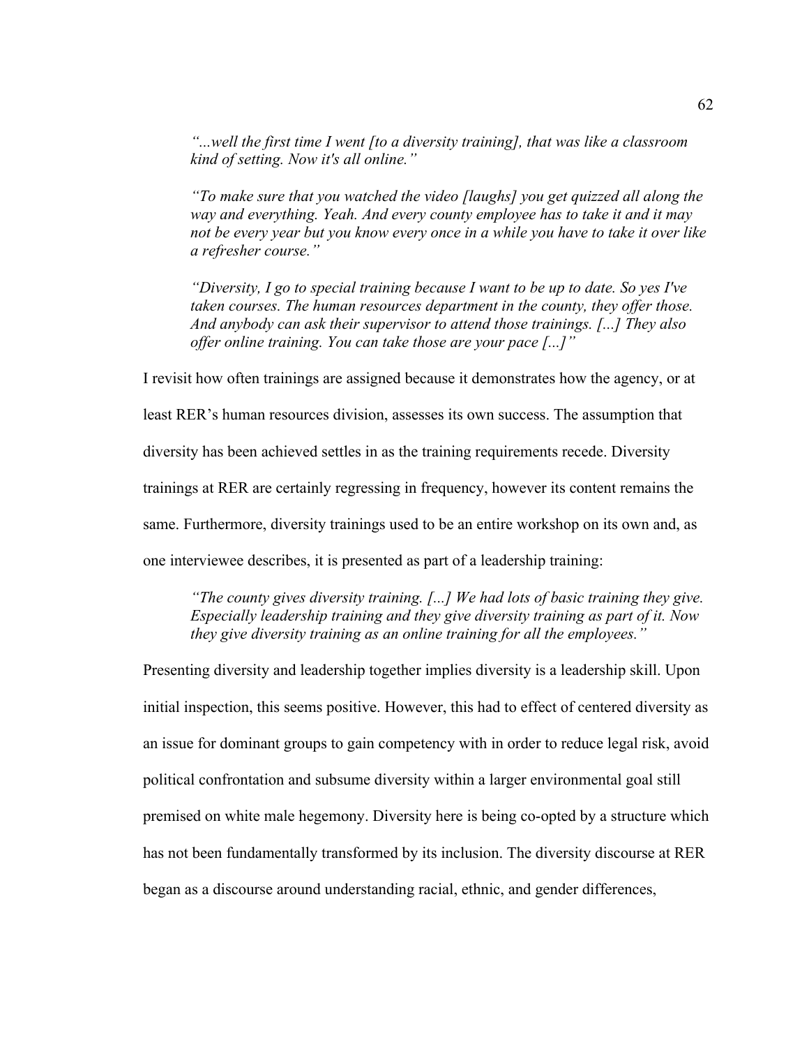*“...well the first time I went [to a diversity training], that was like a classroom kind of setting. Now it's all online.”*

*“To make sure that you watched the video [laughs] you get quizzed all along the way and everything. Yeah. And every county employee has to take it and it may not be every year but you know every once in a while you have to take it over like a refresher course.”*

*“Diversity, I go to special training because I want to be up to date. So yes I've taken courses. The human resources department in the county, they offer those. And anybody can ask their supervisor to attend those trainings. [...] They also offer online training. You can take those are your pace [...]”*

I revisit how often trainings are assigned because it demonstrates how the agency, or at least RER’s human resources division, assesses its own success. The assumption that diversity has been achieved settles in as the training requirements recede. Diversity trainings at RER are certainly regressing in frequency, however its content remains the same. Furthermore, diversity trainings used to be an entire workshop on its own and, as one interviewee describes, it is presented as part of a leadership training:

*“The county gives diversity training. [...] We had lots of basic training they give. Especially leadership training and they give diversity training as part of it. Now they give diversity training as an online training for all the employees.”*

Presenting diversity and leadership together implies diversity is a leadership skill. Upon initial inspection, this seems positive. However, this had to effect of centered diversity as an issue for dominant groups to gain competency with in order to reduce legal risk, avoid political confrontation and subsume diversity within a larger environmental goal still premised on white male hegemony. Diversity here is being co-opted by a structure which has not been fundamentally transformed by its inclusion. The diversity discourse at RER began as a discourse around understanding racial, ethnic, and gender differences,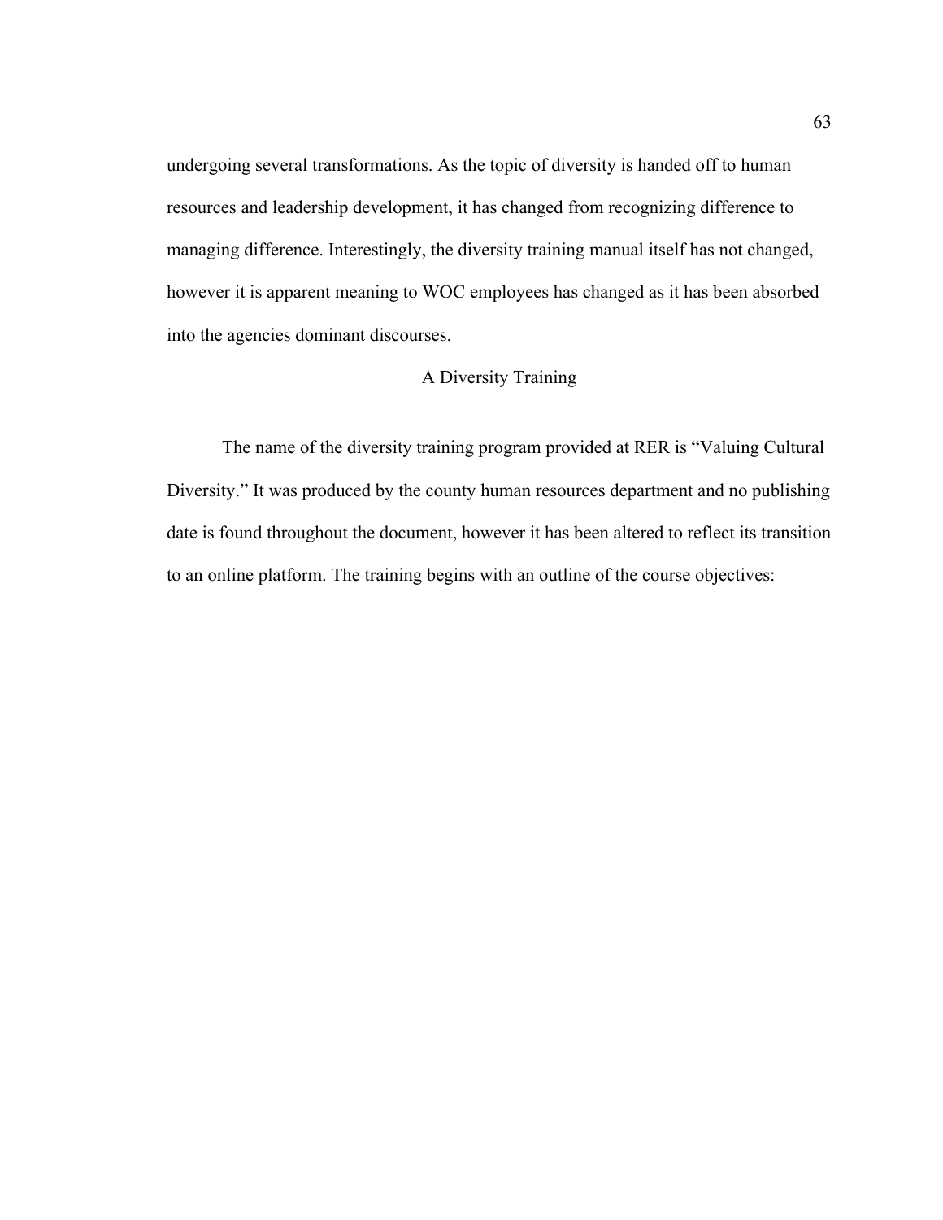undergoing several transformations. As the topic of diversity is handed off to human resources and leadership development, it has changed from recognizing difference to managing difference. Interestingly, the diversity training manual itself has not changed, however it is apparent meaning to WOC employees has changed as it has been absorbed into the agencies dominant discourses.

## A Diversity Training

The name of the diversity training program provided at RER is "Valuing Cultural Diversity." It was produced by the county human resources department and no publishing date is found throughout the document, however it has been altered to reflect its transition to an online platform. The training begins with an outline of the course objectives: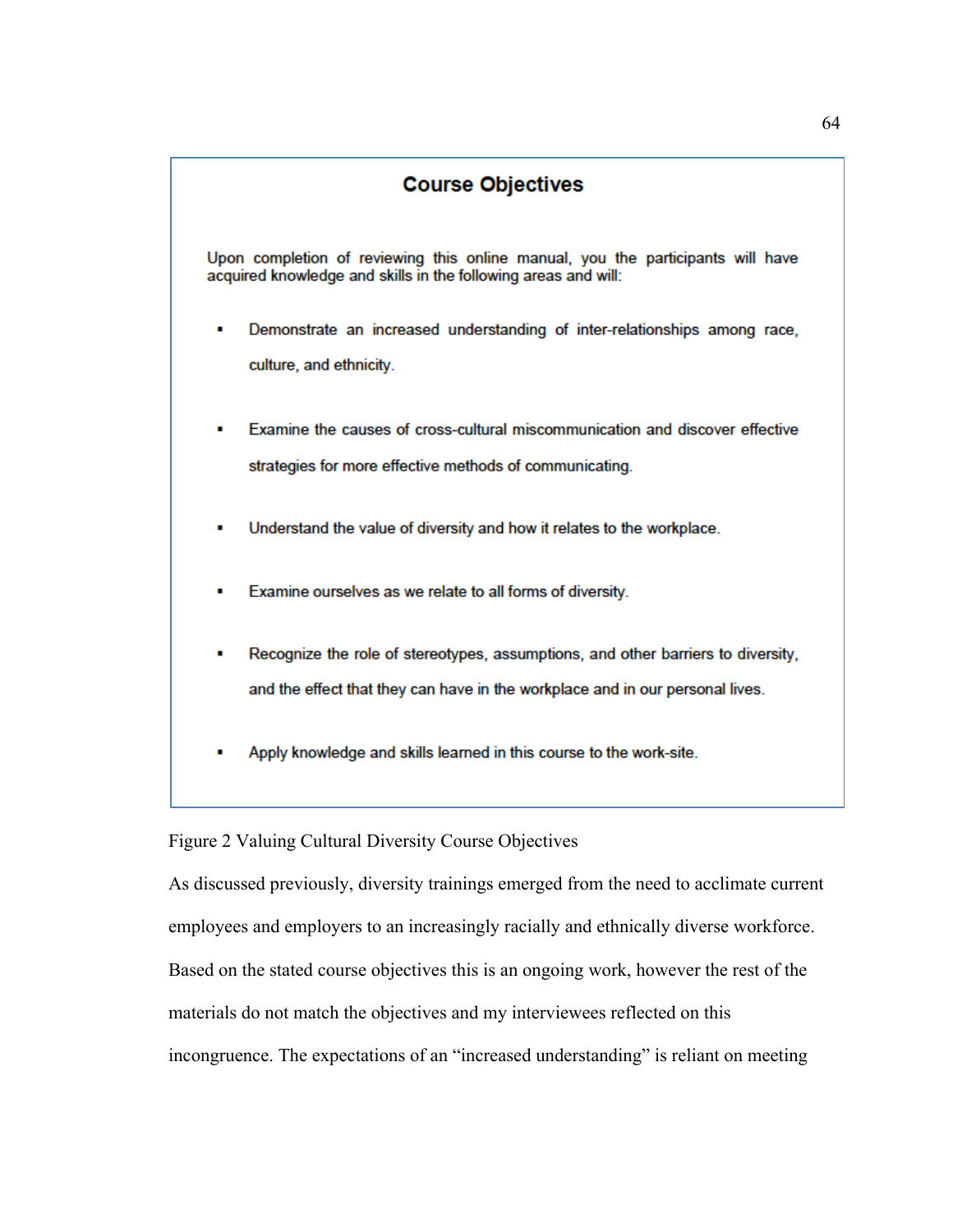**Course Objectives**

Upon completion of reviewing this online manual, you the participants will have acquired knowledge and skills in the following areas and will:

- Demonstrate an increased understanding of inter-relationships among race, culture, and ethnicity.
- Examine the causes of cross-cultural miscommunication and discover effective strategies for more effective methods of communicating.
- Understand the value of diversity and how it relates to the workplace.
- Examine ourselves as we relate to all forms of diversity.
- Recognize the role of stereotypes, assumptions, and other barriers to diversity, and the effect that they can have in the workplace and in our personal lives.
- Apply knowledge and skills learned in this course to the work-site.

Figure 2 Valuing Cultural Diversity Course Objectives

As discussed previously, diversity trainings emerged from the need to acclimate current employees and employers to an increasingly racially and ethnically diverse workforce. Based on the stated course objectives this is an ongoing work, however the rest of the materials do not match the objectives and my interviewees reflected on this incongruence. The expectations of an "increased understanding" is reliant on meeting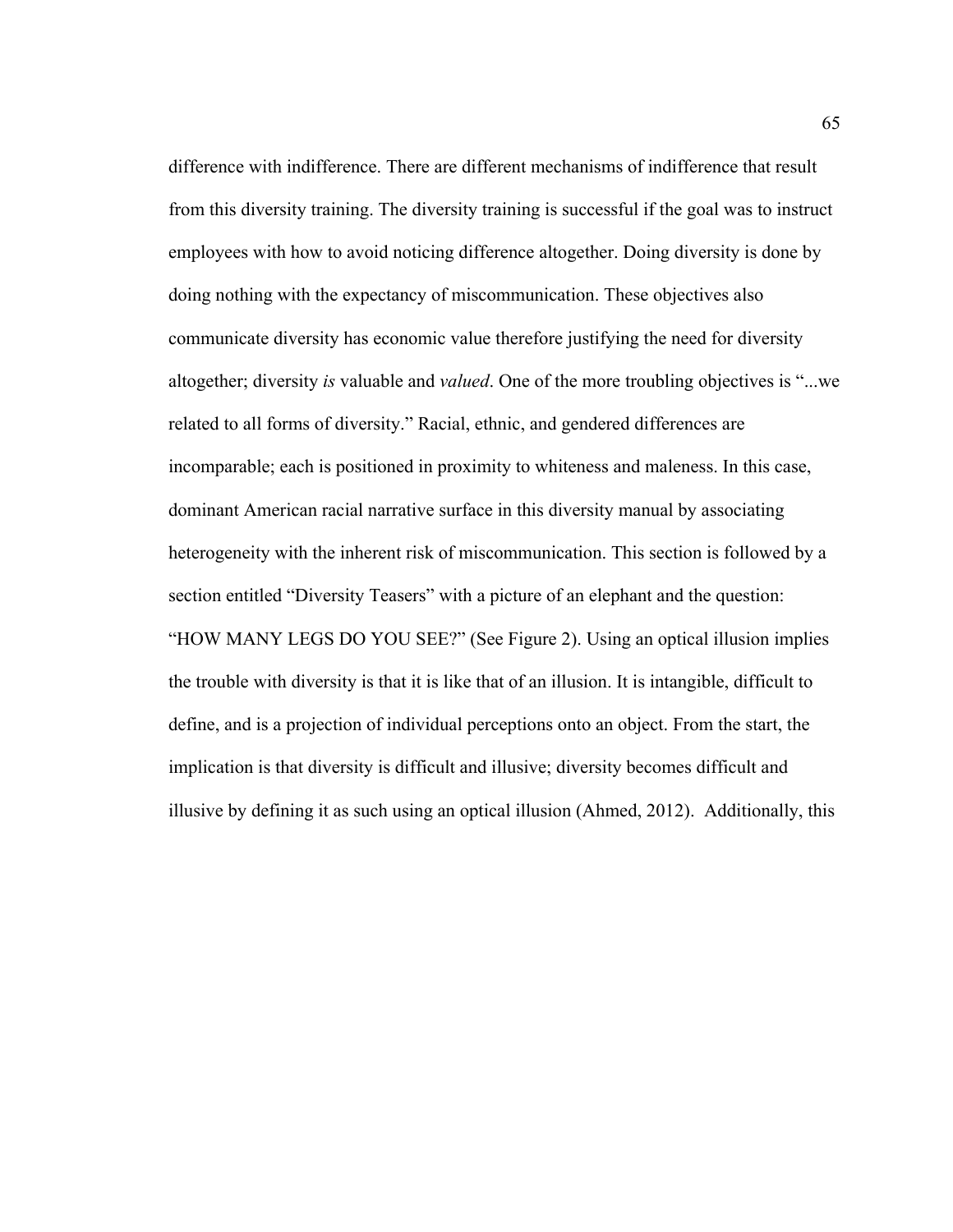difference with indifference. There are different mechanisms of indifference that result from this diversity training. The diversity training is successful if the goal was to instruct employees with how to avoid noticing difference altogether. Doing diversity is done by doing nothing with the expectancy of miscommunication. These objectives also communicate diversity has economic value therefore justifying the need for diversity altogether; diversity *is* valuable and *valued*. One of the more troubling objectives is "...we related to all forms of diversity." Racial, ethnic, and gendered differences are incomparable; each is positioned in proximity to whiteness and maleness. In this case, dominant American racial narrative surface in this diversity manual by associating heterogeneity with the inherent risk of miscommunication. This section is followed by a section entitled "Diversity Teasers" with a picture of an elephant and the question: "HOW MANY LEGS DO YOU SEE?" (See Figure 2). Using an optical illusion implies the trouble with diversity is that it is like that of an illusion. It is intangible, difficult to define, and is a projection of individual perceptions onto an object. From the start, the implication is that diversity is difficult and illusive; diversity becomes difficult and illusive by defining it as such using an optical illusion (Ahmed, 2012). Additionally, this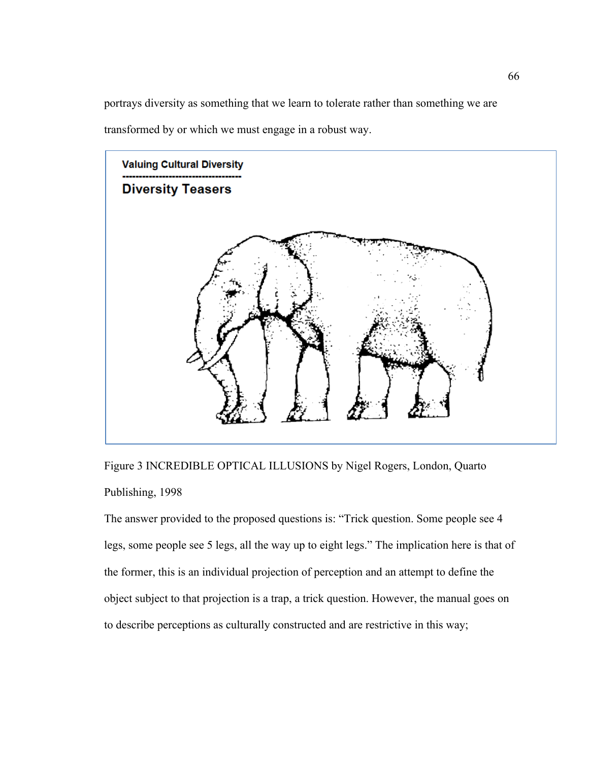portrays diversity as something that we learn to tolerate rather than something we are transformed by or which we must engage in a robust way.

**Valuing Cultural Diversity**

**Diversity Teasers**

Figure 3 INCREDIBLE OPTICAL ILLUSIONS by Nigel Rogers, London, Quarto Publishing, 1998

The answer provided to the proposed questions is: "Trick question. Some people see 4 legs, some people see 5 legs, all the way up to eight legs." The implication here is that of the former, this is an individual projection of perception and an attempt to define the object subject to that projection is a trap, a trick question. However, the manual goes on to describe perceptions as culturally constructed and are restrictive in this way;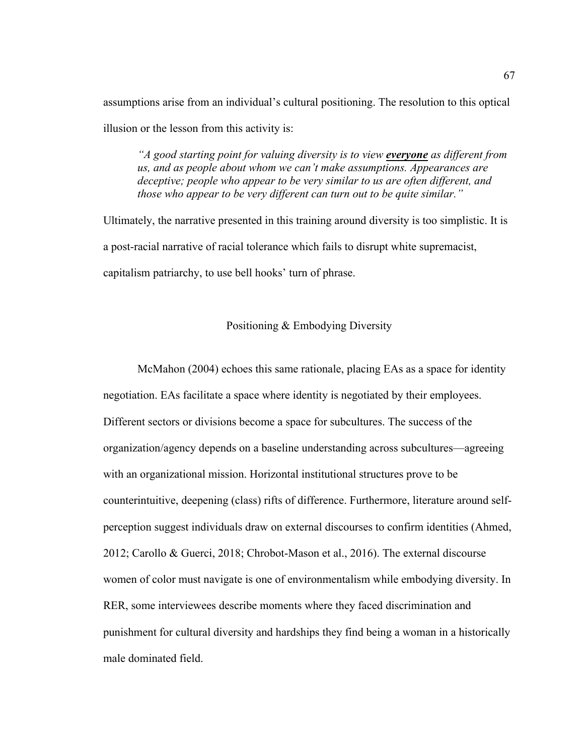assumptions arise from an individual's cultural positioning. The resolution to this optical illusion or the lesson from this activity is:

> *"A good starting point for valuing diversity is to view **everyone** as different from us, and as people about whom we can't make assumptions. Appearances are deceptive; people who appear to be very similar to us are often different, and those who appear to be very different can turn out to be quite similar."*

Ultimately, the narrative presented in this training around diversity is too simplistic. It is a post-racial narrative of racial tolerance which fails to disrupt white supremacist, capitalism patriarchy, to use bell hooks' turn of phrase.

## Positioning & Embodying Diversity

McMahon (2004) echoes this same rationale, placing EAs as a space for identity negotiation. EAs facilitate a space where identity is negotiated by their employees. Different sectors or divisions become a space for subcultures. The success of the organization/agency depends on a baseline understanding across subcultures—agreeing with an organizational mission. Horizontal institutional structures prove to be counterintuitive, deepening (class) rifts of difference. Furthermore, literature around self-perception suggest individuals draw on external discourses to confirm identities (Ahmed, 2012; Carollo & Guerci, 2018; Chrobot-Mason et al., 2016). The external discourse women of color must navigate is one of environmentalism while embodying diversity. In RER, some interviewees describe moments where they faced discrimination and punishment for cultural diversity and hardships they find being a woman in a historically male dominated field.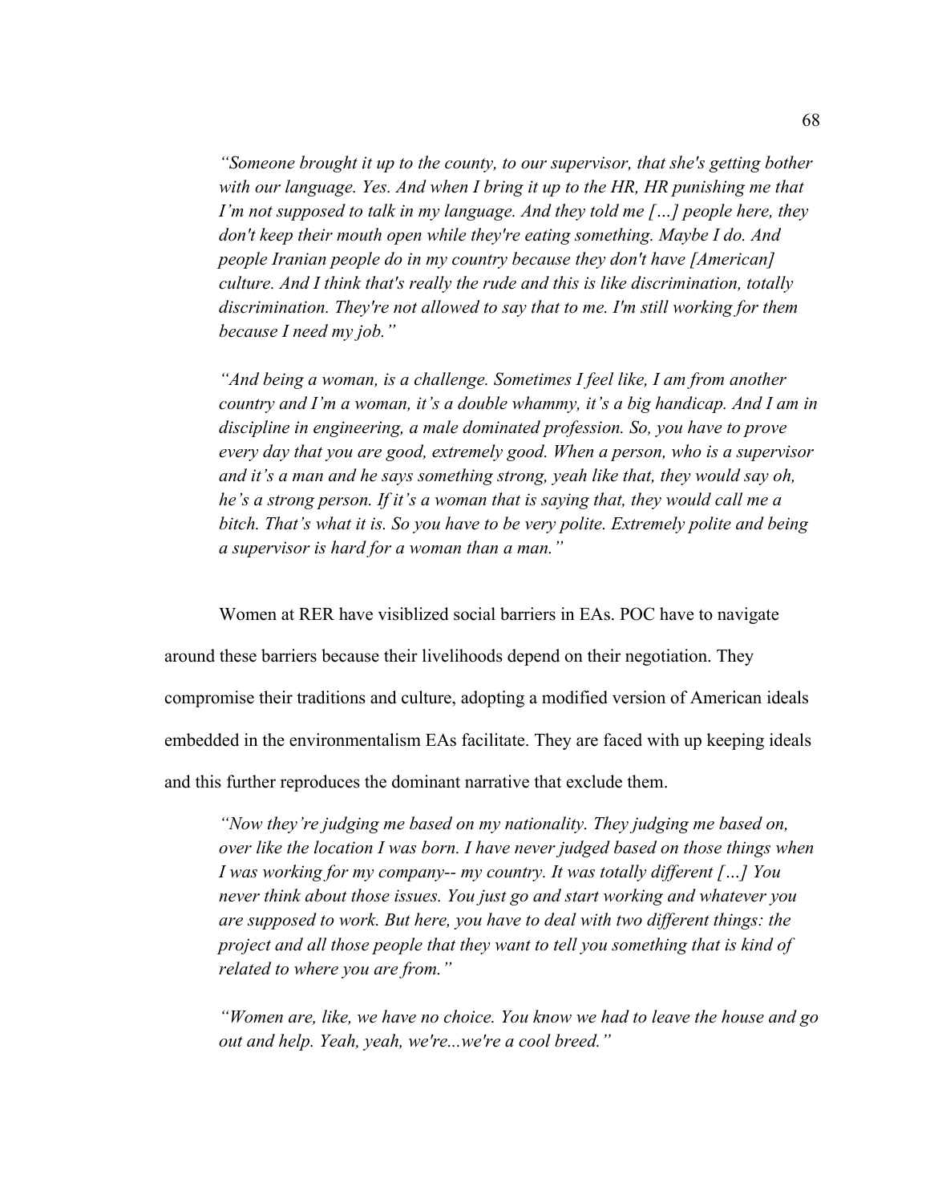> *"Someone brought it up to the county, to our supervisor, that she's getting bother with our language. Yes. And when I bring it up to the HR, HR punishing me that I'm not supposed to talk in my language. And they told me […] people here, they don't keep their mouth open while they're eating something. Maybe I do. And people Iranian people do in my country because they don't have [American] culture. And I think that's really the rude and this is like discrimination, totally discrimination. They're not allowed to say that to me. I'm still working for them because I need my job."*

> *"And being a woman, is a challenge. Sometimes I feel like, I am from another country and I'm a woman, it's a double whammy, it's a big handicap. And I am in discipline in engineering, a male dominated profession. So, you have to prove every day that you are good, extremely good. When a person, who is a supervisor and it's a man and he says something strong, yeah like that, they would say oh, he's a strong person. If it's a woman that is saying that, they would call me a bitch. That's what it is. So you have to be very polite. Extremely polite and being a supervisor is hard for a woman than a man."*

Women at RER have visiblized social barriers in EAs. POC have to navigate around these barriers because their livelihoods depend on their negotiation. They compromise their traditions and culture, adopting a modified version of American ideals embedded in the environmentalism EAs facilitate. They are faced with up keeping ideals and this further reproduces the dominant narrative that exclude them.

> *"Now they're judging me based on my nationality. They judging me based on, over like the location I was born. I have never judged based on those things when I was working for my company-- my country. It was totally different […] You never think about those issues. You just go and start working and whatever you are supposed to work. But here, you have to deal with two different things: the project and all those people that they want to tell you something that is kind of related to where you are from."*

> *"Women are, like, we have no choice. You know we had to leave the house and go out and help. Yeah, yeah, we're...we're a cool breed."*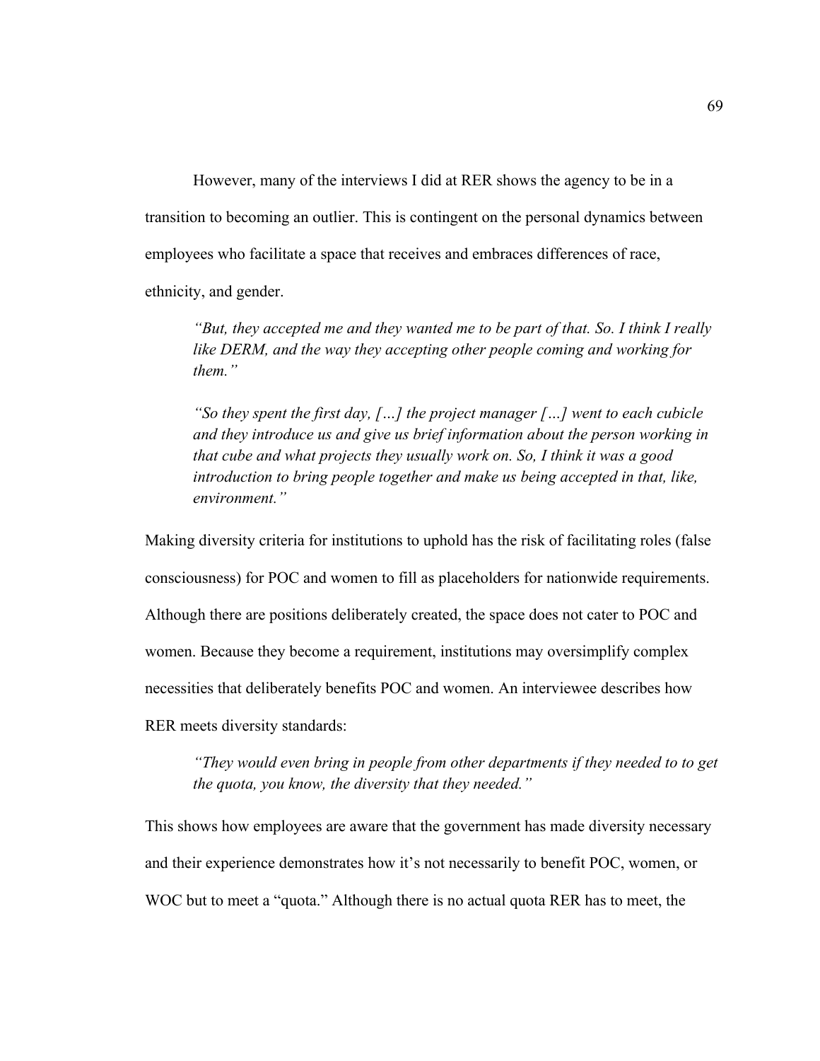However, many of the interviews I did at RER shows the agency to be in a transition to becoming an outlier. This is contingent on the personal dynamics between employees who facilitate a space that receives and embraces differences of race, ethnicity, and gender.

> *"But, they accepted me and they wanted me to be part of that. So. I think I really like DERM, and the way they accepting other people coming and working for them."*
>
> *"So they spent the first day, […] the project manager […] went to each cubicle and they introduce us and give us brief information about the person working in that cube and what projects they usually work on. So, I think it was a good introduction to bring people together and make us being accepted in that, like, environment."*

Making diversity criteria for institutions to uphold has the risk of facilitating roles (false consciousness) for POC and women to fill as placeholders for nationwide requirements. Although there are positions deliberately created, the space does not cater to POC and women. Because they become a requirement, institutions may oversimplify complex necessities that deliberately benefits POC and women. An interviewee describes how RER meets diversity standards:

> *"They would even bring in people from other departments if they needed to to get the quota, you know, the diversity that they needed."*

This shows how employees are aware that the government has made diversity necessary and their experience demonstrates how it's not necessarily to benefit POC, women, or WOC but to meet a "quota." Although there is no actual quota RER has to meet, the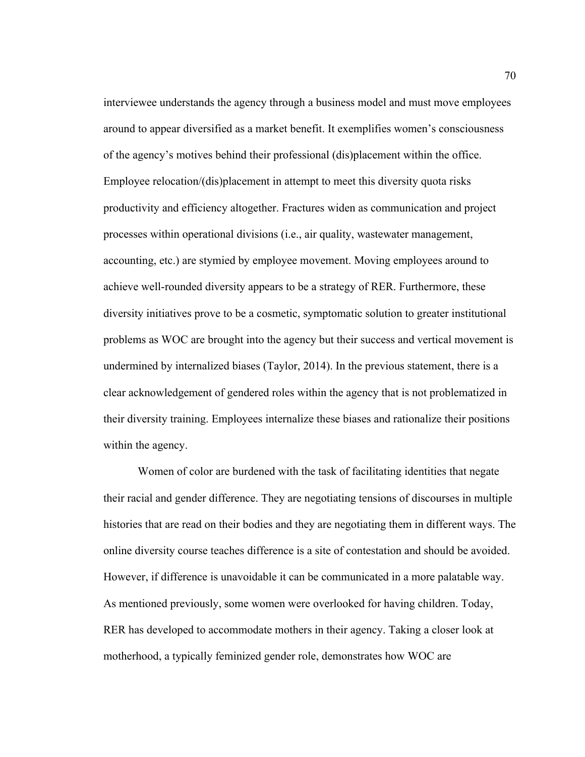interviewee understands the agency through a business model and must move employees around to appear diversified as a market benefit. It exemplifies women's consciousness of the agency's motives behind their professional (dis)placement within the office. Employee relocation/(dis)placement in attempt to meet this diversity quota risks productivity and efficiency altogether. Fractures widen as communication and project processes within operational divisions (i.e., air quality, wastewater management, accounting, etc.) are stymied by employee movement. Moving employees around to achieve well-rounded diversity appears to be a strategy of RER. Furthermore, these diversity initiatives prove to be a cosmetic, symptomatic solution to greater institutional problems as WOC are brought into the agency but their success and vertical movement is undermined by internalized biases (Taylor, 2014). In the previous statement, there is a clear acknowledgement of gendered roles within the agency that is not problematized in their diversity training. Employees internalize these biases and rationalize their positions within the agency.

Women of color are burdened with the task of facilitating identities that negate their racial and gender difference. They are negotiating tensions of discourses in multiple histories that are read on their bodies and they are negotiating them in different ways. The online diversity course teaches difference is a site of contestation and should be avoided. However, if difference is unavoidable it can be communicated in a more palatable way. As mentioned previously, some women were overlooked for having children. Today, RER has developed to accommodate mothers in their agency. Taking a closer look at motherhood, a typically feminized gender role, demonstrates how WOC are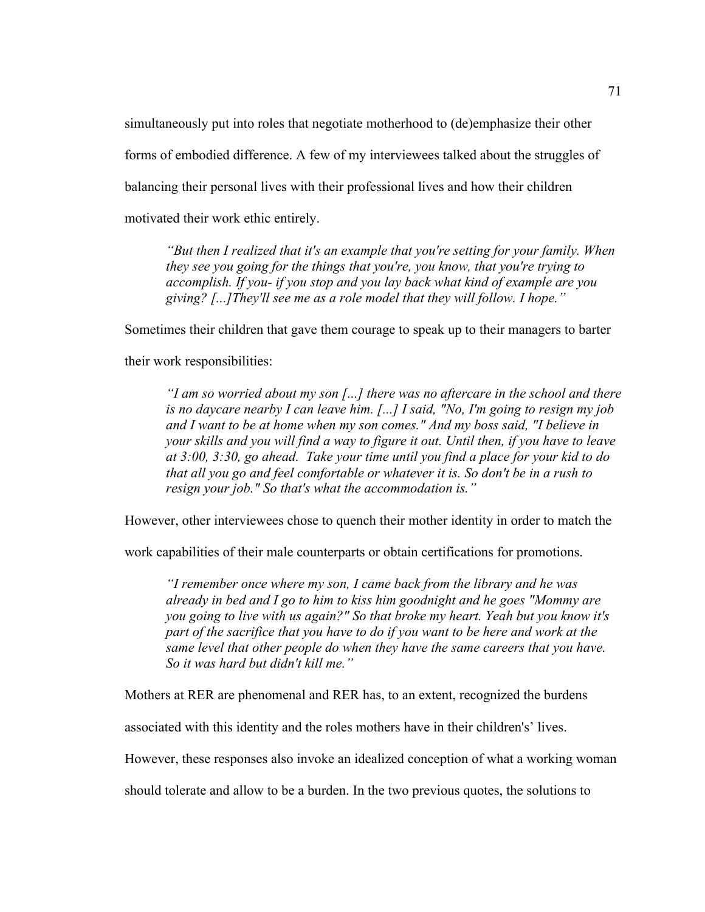simultaneously put into roles that negotiate motherhood to (de)emphasize their other forms of embodied difference. A few of my interviewees talked about the struggles of balancing their personal lives with their professional lives and how their children motivated their work ethic entirely.

> *"But then I realized that it's an example that you're setting for your family. When they see you going for the things that you're, you know, that you're trying to accomplish. If you- if you stop and you lay back what kind of example are you giving? [...]They'll see me as a role model that they will follow. I hope."*

Sometimes their children that gave them courage to speak up to their managers to barter their work responsibilities:

> *"I am so worried about my son [...] there was no aftercare in the school and there is no daycare nearby I can leave him. [...] I said, "No, I'm going to resign my job and I want to be at home when my son comes." And my boss said, "I believe in your skills and you will find a way to figure it out. Until then, if you have to leave at 3:00, 3:30, go ahead. Take your time until you find a place for your kid to do that all you go and feel comfortable or whatever it is. So don't be in a rush to resign your job." So that's what the accommodation is."*

However, other interviewees chose to quench their mother identity in order to match the work capabilities of their male counterparts or obtain certifications for promotions.

> *"I remember once where my son, I came back from the library and he was already in bed and I go to him to kiss him goodnight and he goes "Mommy are you going to live with us again?" So that broke my heart. Yeah but you know it's part of the sacrifice that you have to do if you want to be here and work at the same level that other people do when they have the same careers that you have. So it was hard but didn't kill me."*

Mothers at RER are phenomenal and RER has, to an extent, recognized the burdens associated with this identity and the roles mothers have in their children's' lives. However, these responses also invoke an idealized conception of what a working woman should tolerate and allow to be a burden. In the two previous quotes, the solutions to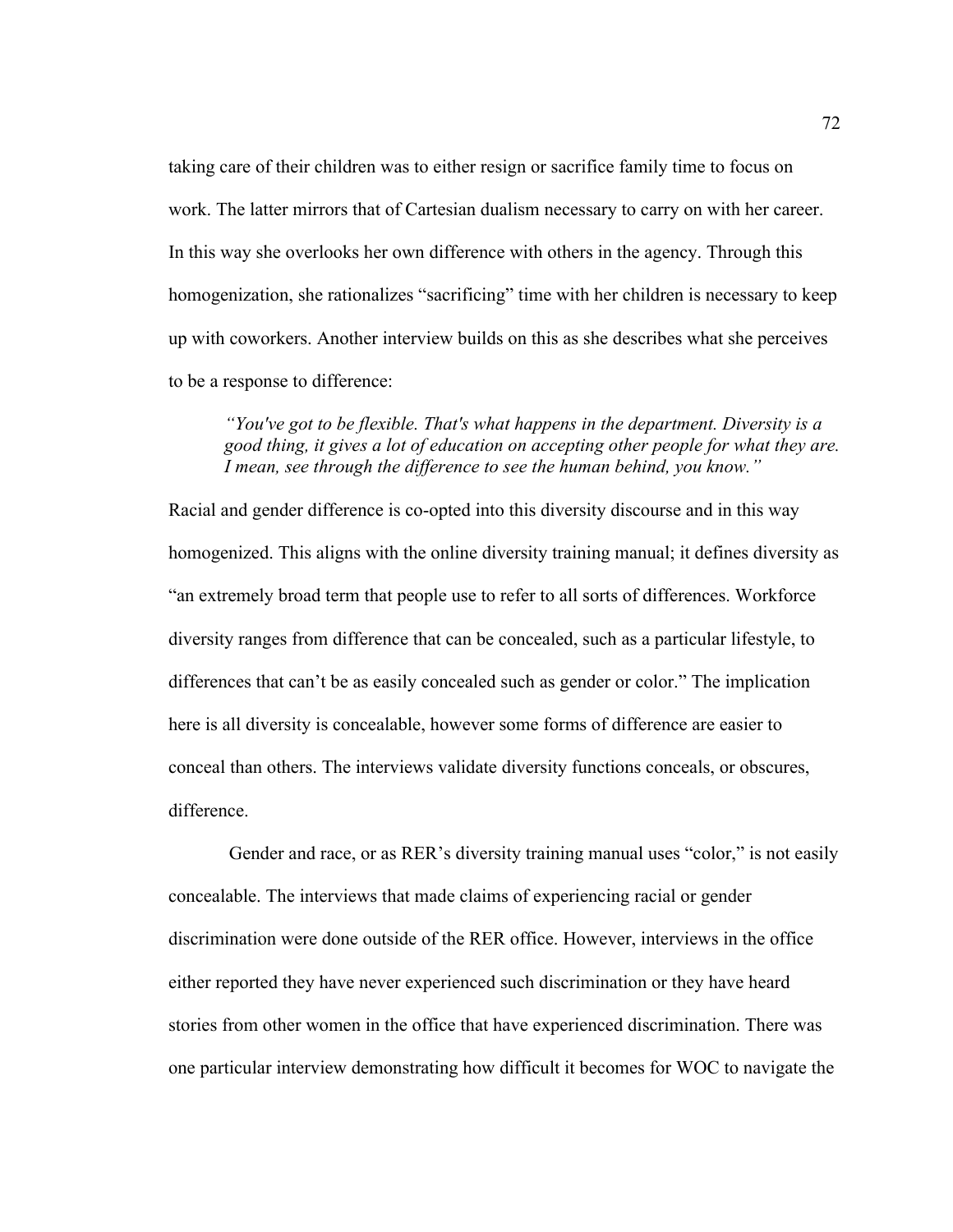taking care of their children was to either resign or sacrifice family time to focus on work. The latter mirrors that of Cartesian dualism necessary to carry on with her career. In this way she overlooks her own difference with others in the agency. Through this homogenization, she rationalizes "sacrificing" time with her children is necessary to keep up with coworkers. Another interview builds on this as she describes what she perceives to be a response to difference:

> *"You've got to be flexible. That's what happens in the department. Diversity is a good thing, it gives a lot of education on accepting other people for what they are. I mean, see through the difference to see the human behind, you know."*

Racial and gender difference is co-opted into this diversity discourse and in this way homogenized. This aligns with the online diversity training manual; it defines diversity as "an extremely broad term that people use to refer to all sorts of differences. Workforce diversity ranges from difference that can be concealed, such as a particular lifestyle, to differences that can't be as easily concealed such as gender or color." The implication here is all diversity is concealable, however some forms of difference are easier to conceal than others. The interviews validate diversity functions conceals, or obscures, difference.

Gender and race, or as RER's diversity training manual uses "color," is not easily concealable. The interviews that made claims of experiencing racial or gender discrimination were done outside of the RER office. However, interviews in the office either reported they have never experienced such discrimination or they have heard stories from other women in the office that have experienced discrimination. There was one particular interview demonstrating how difficult it becomes for WOC to navigate the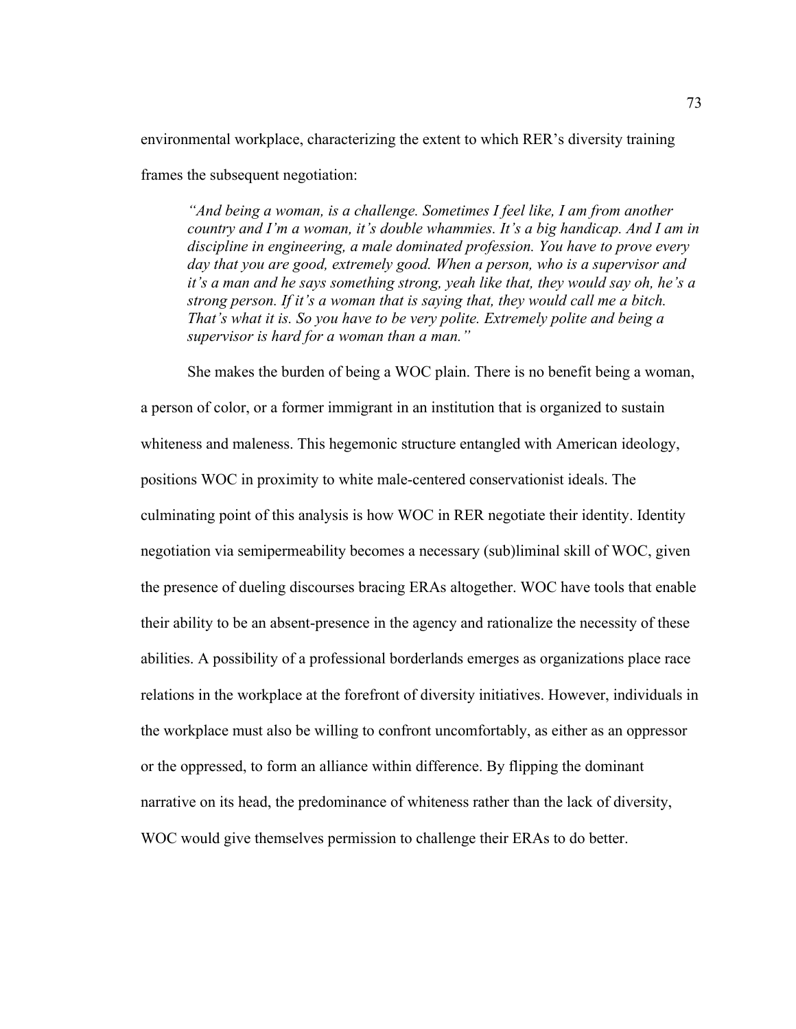environmental workplace, characterizing the extent to which RER's diversity training frames the subsequent negotiation:

> *"And being a woman, is a challenge. Sometimes I feel like, I am from another country and I'm a woman, it's double whammies. It's a big handicap. And I am in discipline in engineering, a male dominated profession. You have to prove every day that you are good, extremely good. When a person, who is a supervisor and it's a man and he says something strong, yeah like that, they would say oh, he's a strong person. If it's a woman that is saying that, they would call me a bitch. That's what it is. So you have to be very polite. Extremely polite and being a supervisor is hard for a woman than a man."*

She makes the burden of being a WOC plain. There is no benefit being a woman, a person of color, or a former immigrant in an institution that is organized to sustain whiteness and maleness. This hegemonic structure entangled with American ideology, positions WOC in proximity to white male-centered conservationist ideals. The culminating point of this analysis is how WOC in RER negotiate their identity. Identity negotiation via semipermeability becomes a necessary (sub)liminal skill of WOC, given the presence of dueling discourses bracing ERAs altogether. WOC have tools that enable their ability to be an absent-presence in the agency and rationalize the necessity of these abilities. A possibility of a professional borderlands emerges as organizations place race relations in the workplace at the forefront of diversity initiatives. However, individuals in the workplace must also be willing to confront uncomfortably, as either as an oppressor or the oppressed, to form an alliance within difference. By flipping the dominant narrative on its head, the predominance of whiteness rather than the lack of diversity, WOC would give themselves permission to challenge their ERAs to do better.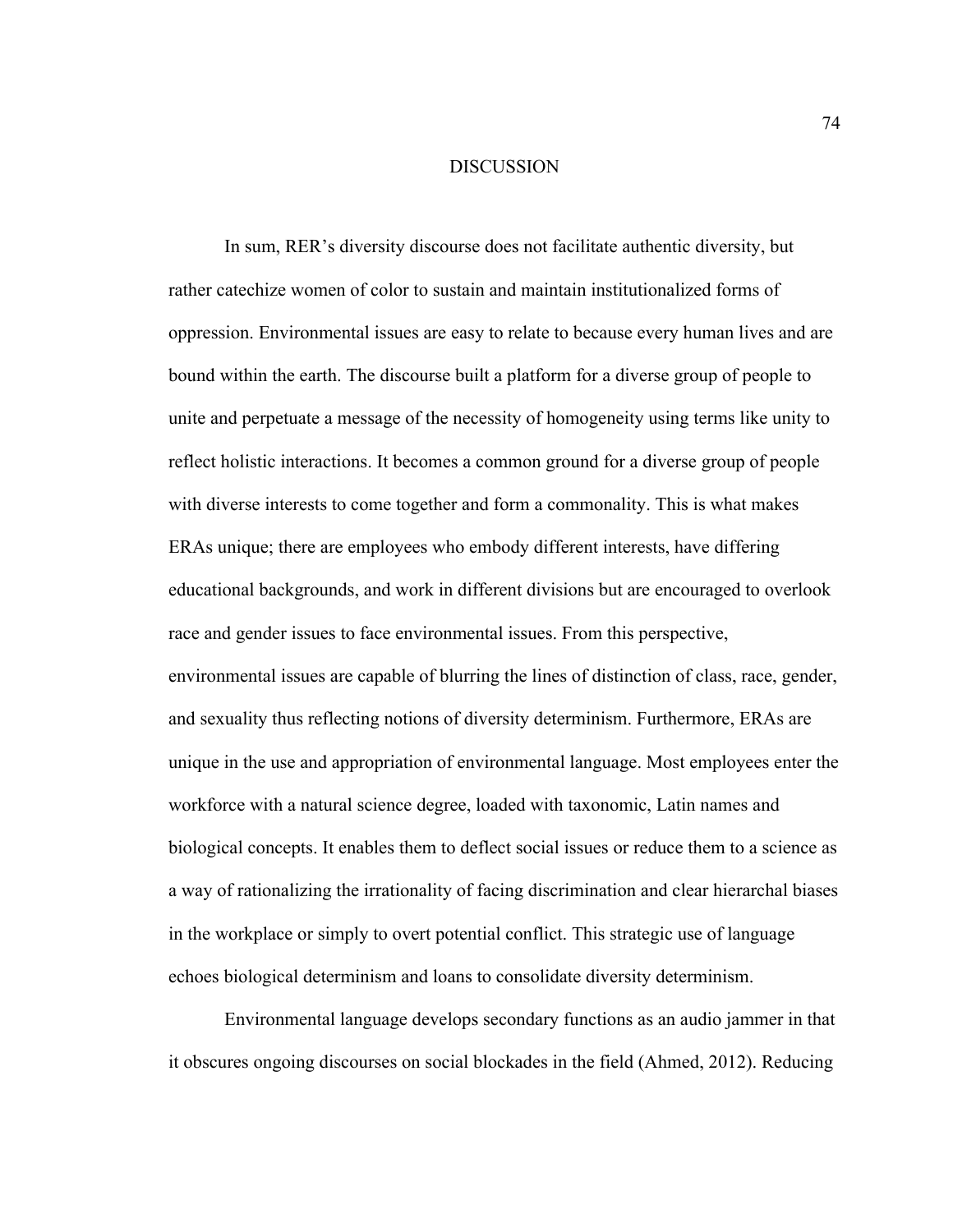# DISCUSSION

In sum, RER's diversity discourse does not facilitate authentic diversity, but rather catechize women of color to sustain and maintain institutionalized forms of oppression. Environmental issues are easy to relate to because every human lives and are bound within the earth. The discourse built a platform for a diverse group of people to unite and perpetuate a message of the necessity of homogeneity using terms like unity to reflect holistic interactions. It becomes a common ground for a diverse group of people with diverse interests to come together and form a commonality. This is what makes ERAs unique; there are employees who embody different interests, have differing educational backgrounds, and work in different divisions but are encouraged to overlook race and gender issues to face environmental issues. From this perspective, environmental issues are capable of blurring the lines of distinction of class, race, gender, and sexuality thus reflecting notions of diversity determinism. Furthermore, ERAs are unique in the use and appropriation of environmental language. Most employees enter the workforce with a natural science degree, loaded with taxonomic, Latin names and biological concepts. It enables them to deflect social issues or reduce them to a science as a way of rationalizing the irrationality of facing discrimination and clear hierarchal biases in the workplace or simply to overt potential conflict. This strategic use of language echoes biological determinism and loans to consolidate diversity determinism.

Environmental language develops secondary functions as an audio jammer in that it obscures ongoing discourses on social blockades in the field (Ahmed, 2012). Reducing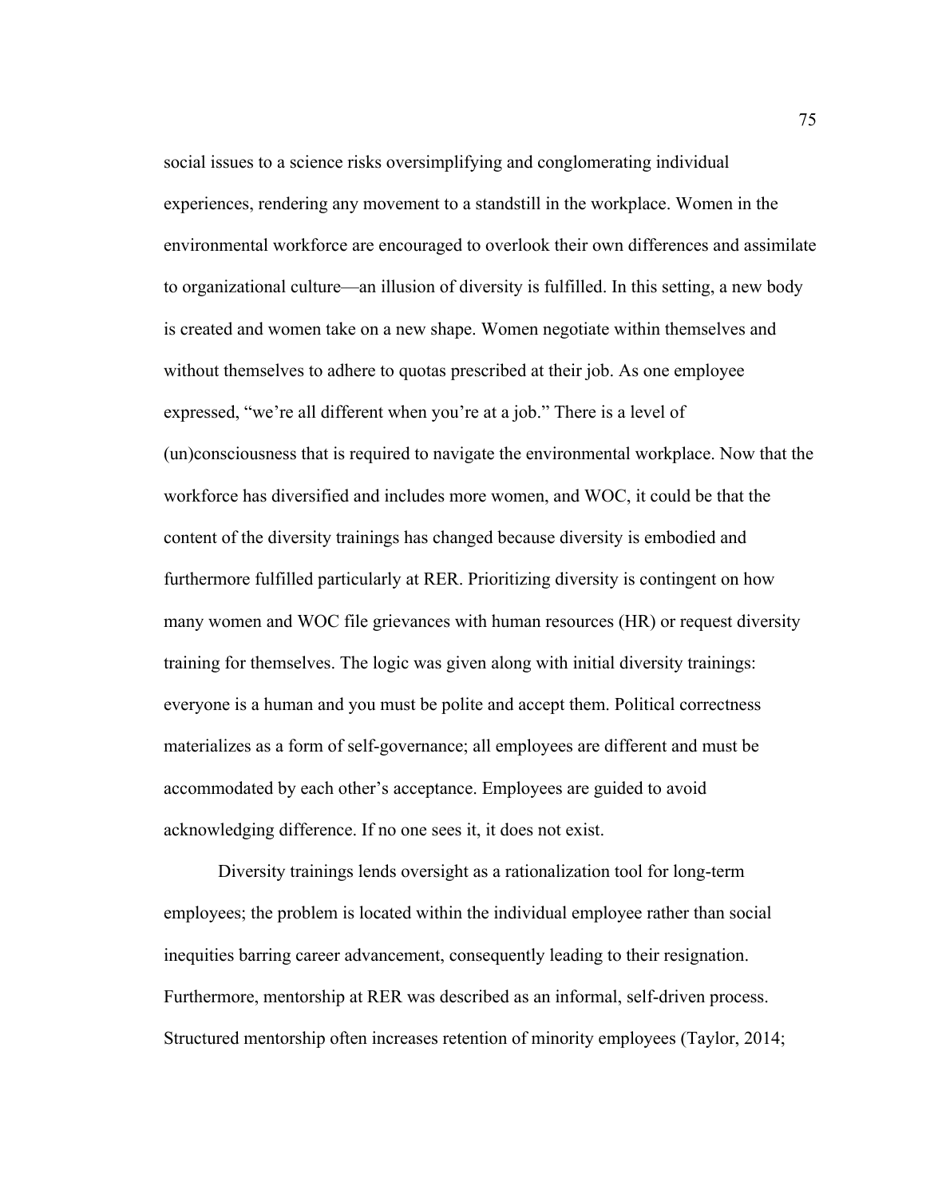social issues to a science risks oversimplifying and conglomerating individual experiences, rendering any movement to a standstill in the workplace. Women in the environmental workforce are encouraged to overlook their own differences and assimilate to organizational culture—an illusion of diversity is fulfilled. In this setting, a new body is created and women take on a new shape. Women negotiate within themselves and without themselves to adhere to quotas prescribed at their job. As one employee expressed, "we're all different when you're at a job." There is a level of (un)consciousness that is required to navigate the environmental workplace. Now that the workforce has diversified and includes more women, and WOC, it could be that the content of the diversity trainings has changed because diversity is embodied and furthermore fulfilled particularly at RER. Prioritizing diversity is contingent on how many women and WOC file grievances with human resources (HR) or request diversity training for themselves. The logic was given along with initial diversity trainings: everyone is a human and you must be polite and accept them. Political correctness materializes as a form of self-governance; all employees are different and must be accommodated by each other's acceptance. Employees are guided to avoid acknowledging difference. If no one sees it, it does not exist.

Diversity trainings lends oversight as a rationalization tool for long-term employees; the problem is located within the individual employee rather than social inequities barring career advancement, consequently leading to their resignation. Furthermore, mentorship at RER was described as an informal, self-driven process. Structured mentorship often increases retention of minority employees (Taylor, 2014;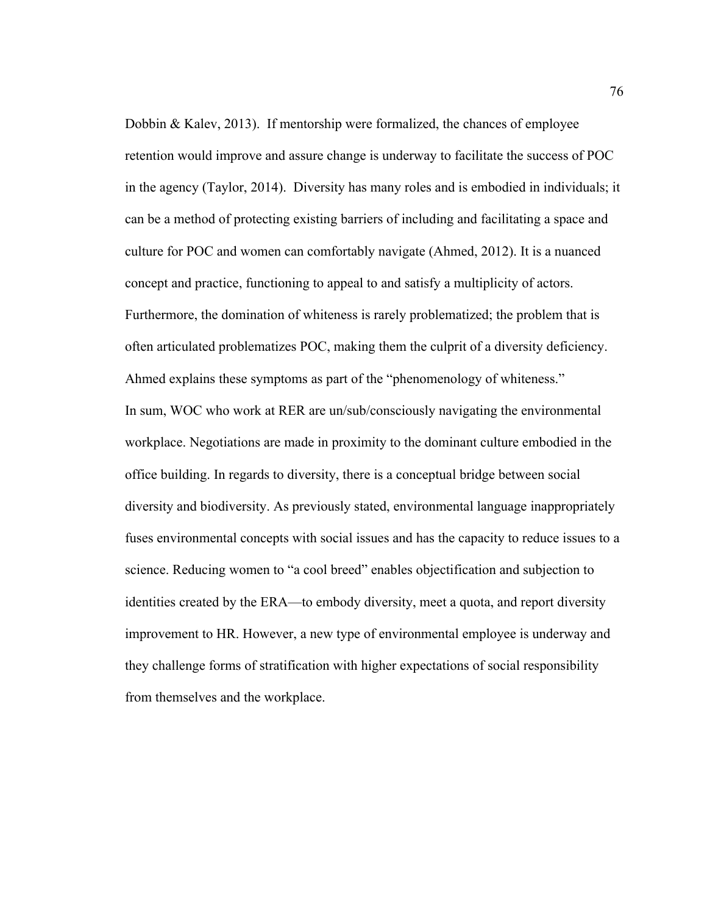Dobbin & Kalev, 2013). If mentorship were formalized, the chances of employee retention would improve and assure change is underway to facilitate the success of POC in the agency (Taylor, 2014). Diversity has many roles and is embodied in individuals; it can be a method of protecting existing barriers of including and facilitating a space and culture for POC and women can comfortably navigate (Ahmed, 2012). It is a nuanced concept and practice, functioning to appeal to and satisfy a multiplicity of actors. Furthermore, the domination of whiteness is rarely problematized; the problem that is often articulated problematizes POC, making them the culprit of a diversity deficiency. Ahmed explains these symptoms as part of the "phenomenology of whiteness."

In sum, WOC who work at RER are un/sub/consciously navigating the environmental workplace. Negotiations are made in proximity to the dominant culture embodied in the office building. In regards to diversity, there is a conceptual bridge between social diversity and biodiversity. As previously stated, environmental language inappropriately fuses environmental concepts with social issues and has the capacity to reduce issues to a science. Reducing women to "a cool breed" enables objectification and subjection to identities created by the ERA—to embody diversity, meet a quota, and report diversity improvement to HR. However, a new type of environmental employee is underway and they challenge forms of stratification with higher expectations of social responsibility from themselves and the workplace.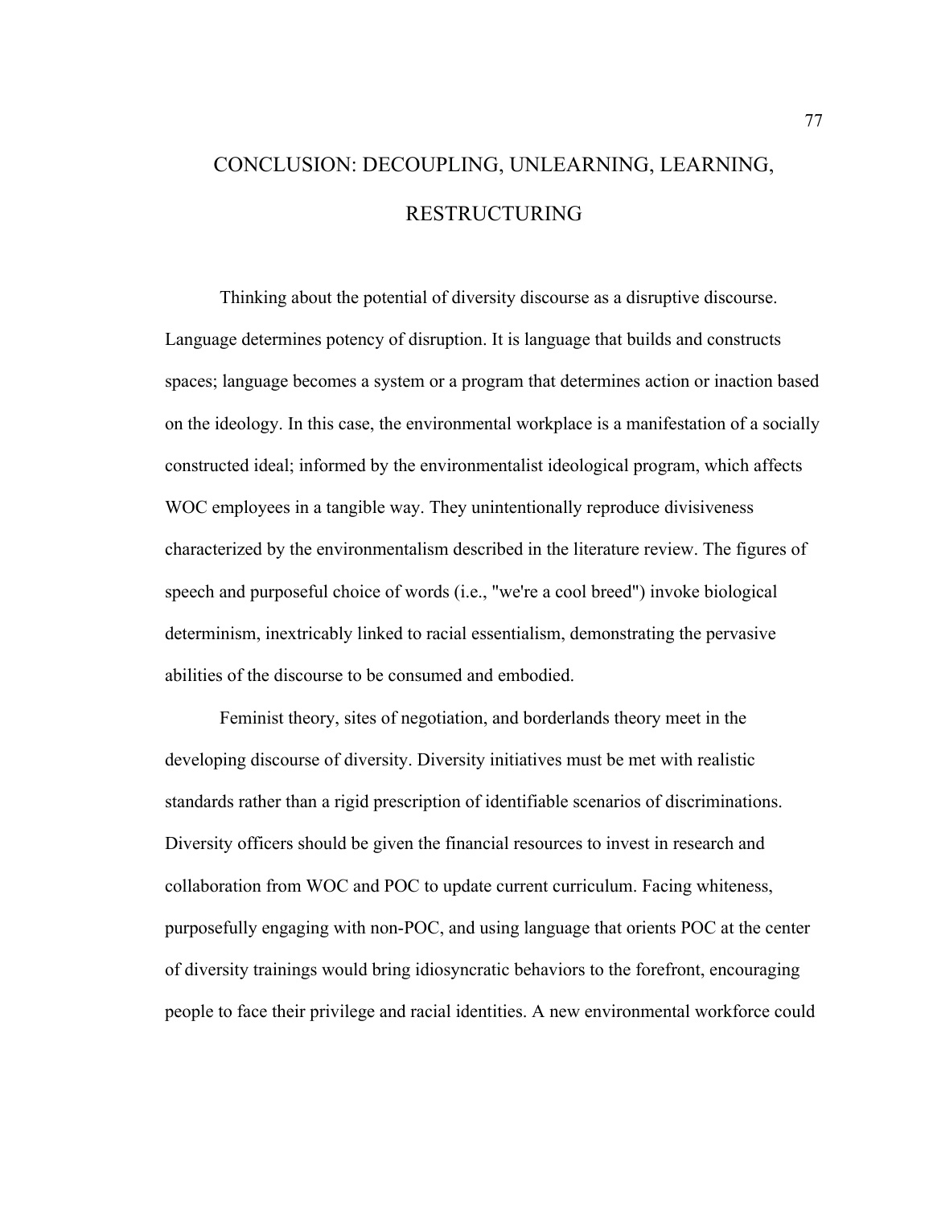# CONCLUSION: DECOUPLING, UNLEARNING, LEARNING, RESTRUCTURING

Thinking about the potential of diversity discourse as a disruptive discourse. Language determines potency of disruption. It is language that builds and constructs spaces; language becomes a system or a program that determines action or inaction based on the ideology. In this case, the environmental workplace is a manifestation of a socially constructed ideal; informed by the environmentalist ideological program, which affects WOC employees in a tangible way. They unintentionally reproduce divisiveness characterized by the environmentalism described in the literature review. The figures of speech and purposeful choice of words (i.e., "we're a cool breed") invoke biological determinism, inextricably linked to racial essentialism, demonstrating the pervasive abilities of the discourse to be consumed and embodied.

Feminist theory, sites of negotiation, and borderlands theory meet in the developing discourse of diversity. Diversity initiatives must be met with realistic standards rather than a rigid prescription of identifiable scenarios of discriminations. Diversity officers should be given the financial resources to invest in research and collaboration from WOC and POC to update current curriculum. Facing whiteness, purposefully engaging with non-POC, and using language that orients POC at the center of diversity trainings would bring idiosyncratic behaviors to the forefront, encouraging people to face their privilege and racial identities. A new environmental workforce could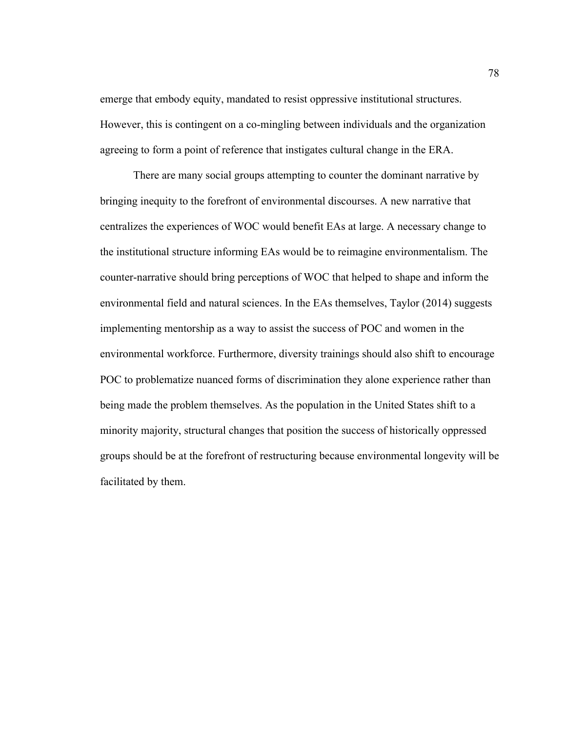emerge that embody equity, mandated to resist oppressive institutional structures. However, this is contingent on a co-mingling between individuals and the organization agreeing to form a point of reference that instigates cultural change in the ERA.

There are many social groups attempting to counter the dominant narrative by bringing inequity to the forefront of environmental discourses. A new narrative that centralizes the experiences of WOC would benefit EAs at large. A necessary change to the institutional structure informing EAs would be to reimagine environmentalism. The counter-narrative should bring perceptions of WOC that helped to shape and inform the environmental field and natural sciences. In the EAs themselves, Taylor (2014) suggests implementing mentorship as a way to assist the success of POC and women in the environmental workforce. Furthermore, diversity trainings should also shift to encourage POC to problematize nuanced forms of discrimination they alone experience rather than being made the problem themselves. As the population in the United States shift to a minority majority, structural changes that position the success of historically oppressed groups should be at the forefront of restructuring because environmental longevity will be facilitated by them.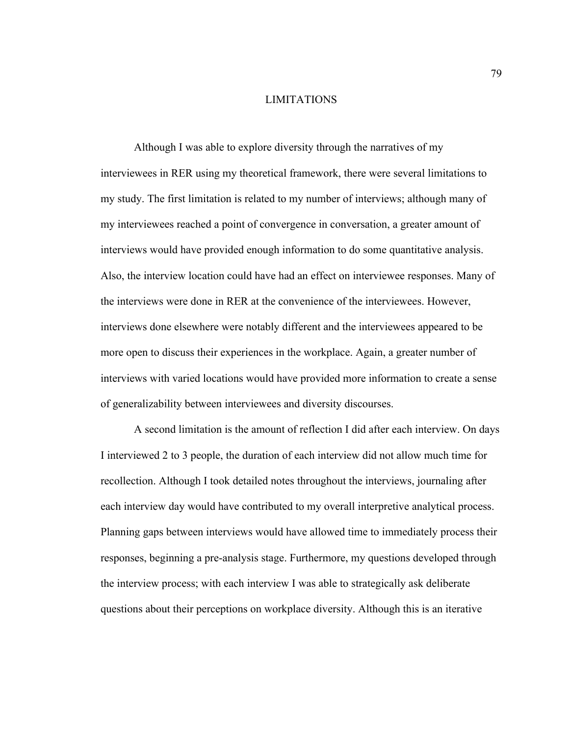# LIMITATIONS

Although I was able to explore diversity through the narratives of my interviewees in RER using my theoretical framework, there were several limitations to my study. The first limitation is related to my number of interviews; although many of my interviewees reached a point of convergence in conversation, a greater amount of interviews would have provided enough information to do some quantitative analysis. Also, the interview location could have had an effect on interviewee responses. Many of the interviews were done in RER at the convenience of the interviewees. However, interviews done elsewhere were notably different and the interviewees appeared to be more open to discuss their experiences in the workplace. Again, a greater number of interviews with varied locations would have provided more information to create a sense of generalizability between interviewees and diversity discourses.

A second limitation is the amount of reflection I did after each interview. On days I interviewed 2 to 3 people, the duration of each interview did not allow much time for recollection. Although I took detailed notes throughout the interviews, journaling after each interview day would have contributed to my overall interpretive analytical process. Planning gaps between interviews would have allowed time to immediately process their responses, beginning a pre-analysis stage. Furthermore, my questions developed through the interview process; with each interview I was able to strategically ask deliberate questions about their perceptions on workplace diversity. Although this is an iterative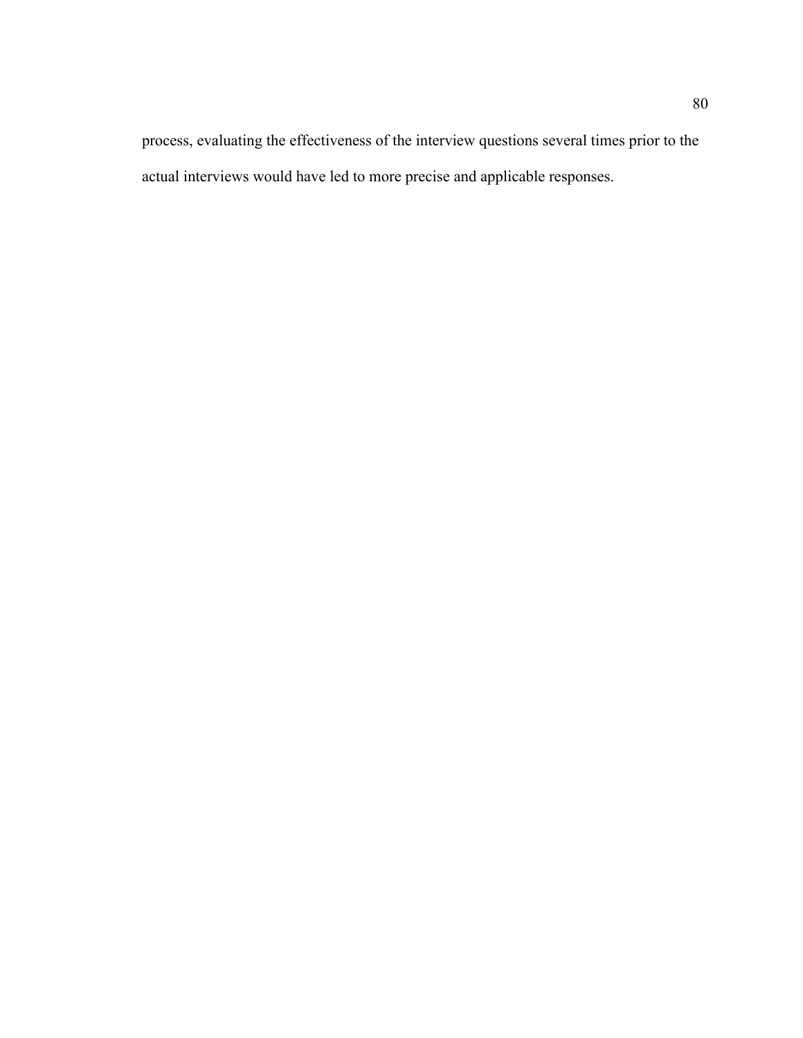process, evaluating the effectiveness of the interview questions several times prior to the actual interviews would have led to more precise and applicable responses.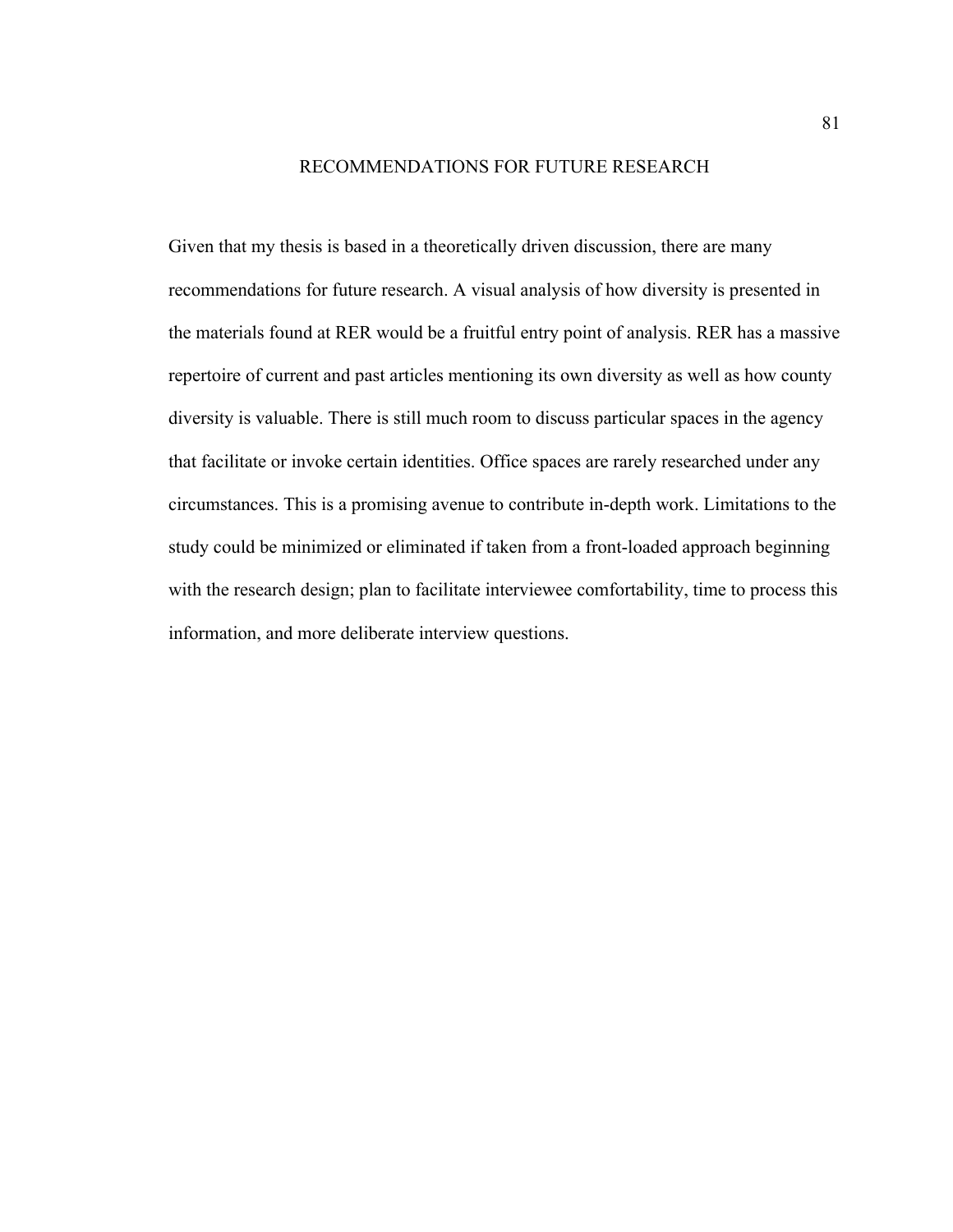# RECOMMENDATIONS FOR FUTURE RESEARCH

Given that my thesis is based in a theoretically driven discussion, there are many recommendations for future research. A visual analysis of how diversity is presented in the materials found at RER would be a fruitful entry point of analysis. RER has a massive repertoire of current and past articles mentioning its own diversity as well as how county diversity is valuable. There is still much room to discuss particular spaces in the agency that facilitate or invoke certain identities. Office spaces are rarely researched under any circumstances. This is a promising avenue to contribute in-depth work. Limitations to the study could be minimized or eliminated if taken from a front-loaded approach beginning with the research design; plan to facilitate interviewee comfortability, time to process this information, and more deliberate interview questions.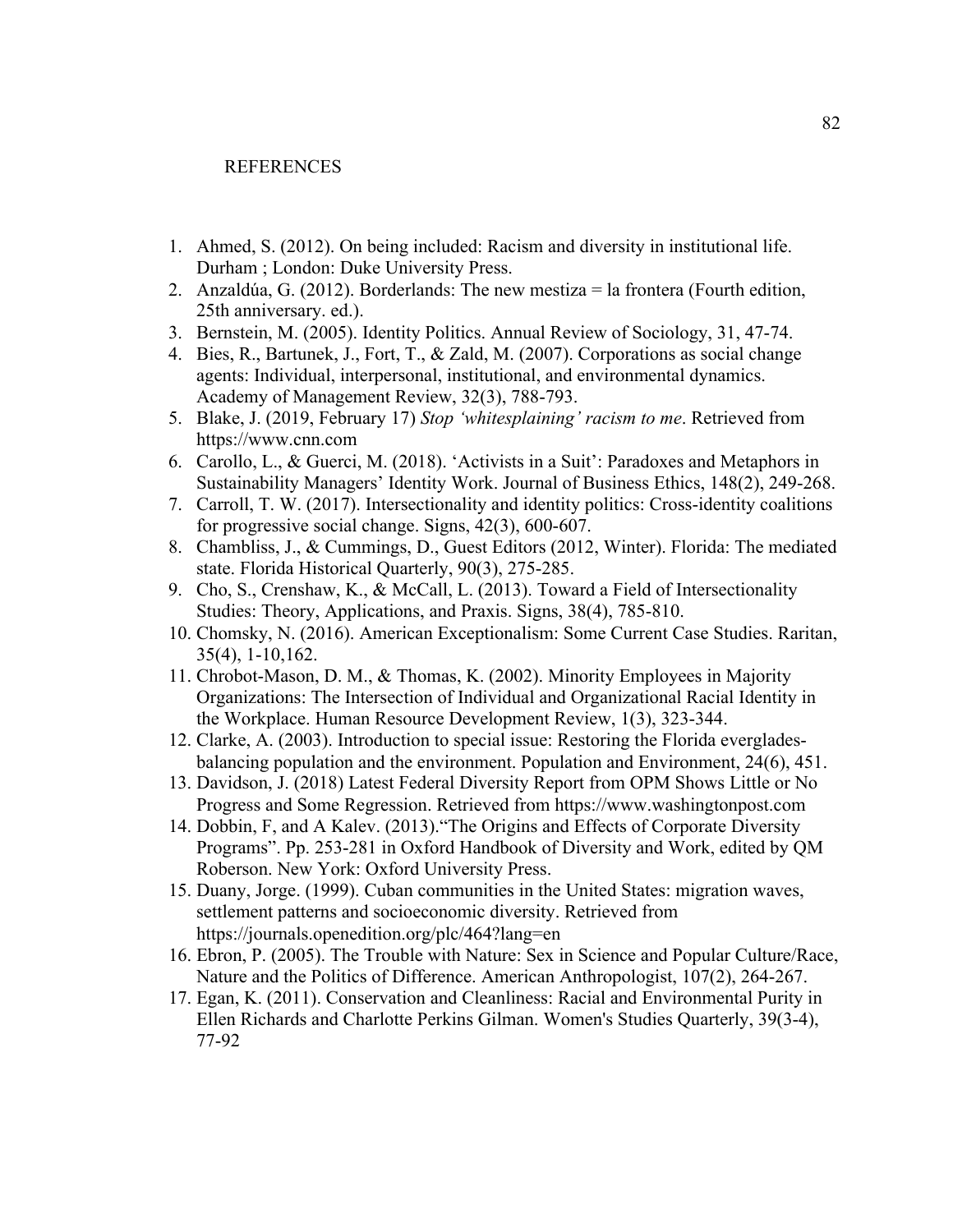# REFERENCES

1. Ahmed, S. (2012). On being included: Racism and diversity in institutional life. Durham ; London: Duke University Press.
2. Anzaldúa, G. (2012). Borderlands: The new mestiza = la frontera (Fourth edition, 25th anniversary. ed.).
3. Bernstein, M. (2005). Identity Politics. Annual Review of Sociology, 31, 47-74.
4. Bies, R., Bartunek, J., Fort, T., & Zald, M. (2007). Corporations as social change agents: Individual, interpersonal, institutional, and environmental dynamics. Academy of Management Review, 32(3), 788-793.
5. Blake, J. (2019, February 17) *Stop 'whitesplaining' racism to me*. Retrieved from https://www.cnn.com
6. Carollo, L., & Guerci, M. (2018). 'Activists in a Suit': Paradoxes and Metaphors in Sustainability Managers' Identity Work. Journal of Business Ethics, 148(2), 249-268.
7. Carroll, T. W. (2017). Intersectionality and identity politics: Cross-identity coalitions for progressive social change. Signs, 42(3), 600-607.
8. Chambliss, J., & Cummings, D., Guest Editors (2012, Winter). Florida: The mediated state. Florida Historical Quarterly, 90(3), 275-285.
9. Cho, S., Crenshaw, K., & McCall, L. (2013). Toward a Field of Intersectionality Studies: Theory, Applications, and Praxis. Signs, 38(4), 785-810.
10. Chomsky, N. (2016). American Exceptionalism: Some Current Case Studies. Raritan, 35(4), 1-10,162.
11. Chrobot-Mason, D. M., & Thomas, K. (2002). Minority Employees in Majority Organizations: The Intersection of Individual and Organizational Racial Identity in the Workplace. Human Resource Development Review, 1(3), 323-344.
12. Clarke, A. (2003). Introduction to special issue: Restoring the Florida everglades-balancing population and the environment. Population and Environment, 24(6), 451.
13. Davidson, J. (2018) Latest Federal Diversity Report from OPM Shows Little or No Progress and Some Regression. Retrieved from https://www.washingtonpost.com
14. Dobbin, F, and A Kalev. (2013)."The Origins and Effects of Corporate Diversity Programs". Pp. 253-281 in Oxford Handbook of Diversity and Work, edited by QM Roberson. New York: Oxford University Press.
15. Duany, Jorge. (1999). Cuban communities in the United States: migration waves, settlement patterns and socioeconomic diversity. Retrieved from https://journals.openedition.org/plc/464?lang=en
16. Ebron, P. (2005). The Trouble with Nature: Sex in Science and Popular Culture/Race, Nature and the Politics of Difference. American Anthropologist, 107(2), 264-267.
17. Egan, K. (2011). Conservation and Cleanliness: Racial and Environmental Purity in Ellen Richards and Charlotte Perkins Gilman. Women's Studies Quarterly, 39(3-4), 77-92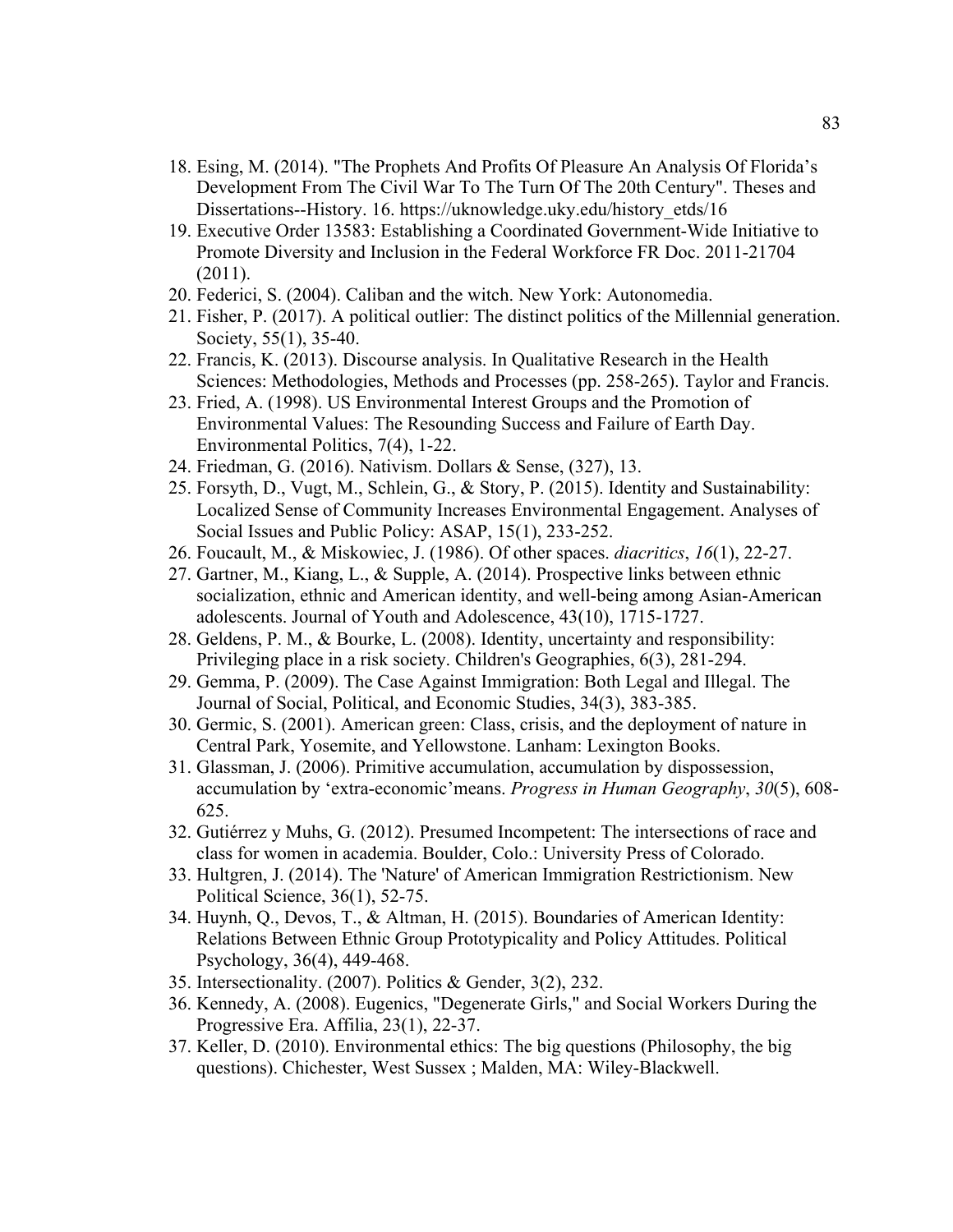18. Esing, M. (2014). "The Prophets And Profits Of Pleasure An Analysis Of Florida's Development From The Civil War To The Turn Of The 20th Century". Theses and Dissertations--History. 16. https://uknowledge.uky.edu/history_etds/16
19. Executive Order 13583: Establishing a Coordinated Government-Wide Initiative to Promote Diversity and Inclusion in the Federal Workforce FR Doc. 2011-21704 (2011).
20. Federici, S. (2004). Caliban and the witch. New York: Autonomedia.
21. Fisher, P. (2017). A political outlier: The distinct politics of the Millennial generation. Society, 55(1), 35-40.
22. Francis, K. (2013). Discourse analysis. In Qualitative Research in the Health Sciences: Methodologies, Methods and Processes (pp. 258-265). Taylor and Francis.
23. Fried, A. (1998). US Environmental Interest Groups and the Promotion of Environmental Values: The Resounding Success and Failure of Earth Day. Environmental Politics, 7(4), 1-22.
24. Friedman, G. (2016). Nativism. Dollars & Sense, (327), 13.
25. Forsyth, D., Vugt, M., Schlein, G., & Story, P. (2015). Identity and Sustainability: Localized Sense of Community Increases Environmental Engagement. Analyses of Social Issues and Public Policy: ASAP, 15(1), 233-252.
26. Foucault, M., & Miskowiec, J. (1986). Of other spaces. *diacritics*, *16*(1), 22-27.
27. Gartner, M., Kiang, L., & Supple, A. (2014). Prospective links between ethnic socialization, ethnic and American identity, and well-being among Asian-American adolescents. Journal of Youth and Adolescence, 43(10), 1715-1727.
28. Geldens, P. M., & Bourke, L. (2008). Identity, uncertainty and responsibility: Privileging place in a risk society. Children's Geographies, 6(3), 281-294.
29. Gemma, P. (2009). The Case Against Immigration: Both Legal and Illegal. The Journal of Social, Political, and Economic Studies, 34(3), 383-385.
30. Germic, S. (2001). American green: Class, crisis, and the deployment of nature in Central Park, Yosemite, and Yellowstone. Lanham: Lexington Books.
31. Glassman, J. (2006). Primitive accumulation, accumulation by dispossession, accumulation by 'extra-economic'means. *Progress in Human Geography*, *30*(5), 608-625.
32. Gutiérrez y Muhs, G. (2012). Presumed Incompetent: The intersections of race and class for women in academia. Boulder, Colo.: University Press of Colorado.
33. Hultgren, J. (2014). The 'Nature' of American Immigration Restrictionism. New Political Science, 36(1), 52-75.
34. Huynh, Q., Devos, T., & Altman, H. (2015). Boundaries of American Identity: Relations Between Ethnic Group Prototypicality and Policy Attitudes. Political Psychology, 36(4), 449-468.
35. Intersectionality. (2007). Politics & Gender, 3(2), 232.
36. Kennedy, A. (2008). Eugenics, "Degenerate Girls," and Social Workers During the Progressive Era. Affilia, 23(1), 22-37.
37. Keller, D. (2010). Environmental ethics: The big questions (Philosophy, the big questions). Chichester, West Sussex ; Malden, MA: Wiley-Blackwell.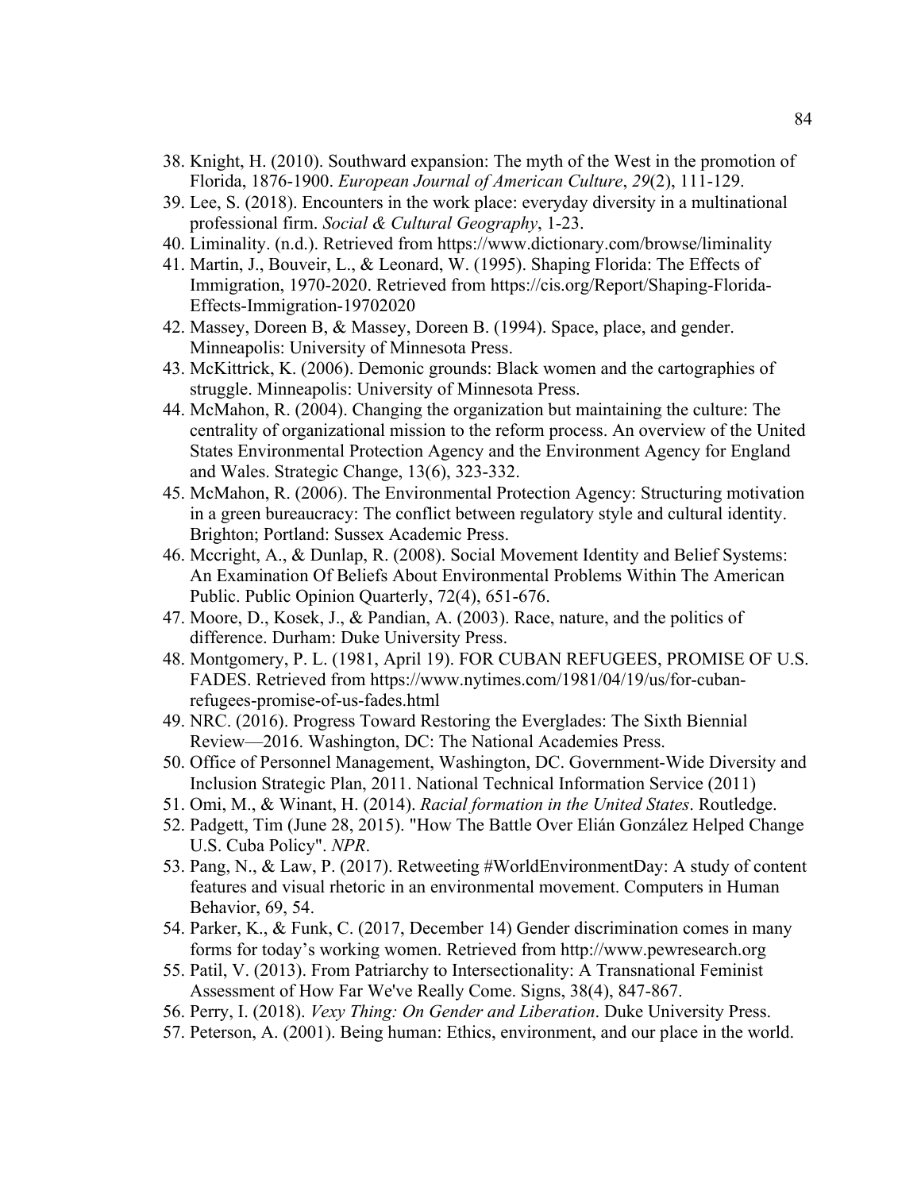38. Knight, H. (2010). Southward expansion: The myth of the West in the promotion of Florida, 1876-1900. *European Journal of American Culture*, *29*(2), 111-129.
39. Lee, S. (2018). Encounters in the work place: everyday diversity in a multinational professional firm. *Social & Cultural Geography*, 1-23.
40. Liminality. (n.d.). Retrieved from https://www.dictionary.com/browse/liminality
41. Martin, J., Bouveir, L., & Leonard, W. (1995). Shaping Florida: The Effects of Immigration, 1970-2020. Retrieved from https://cis.org/Report/Shaping-Florida-Effects-Immigration-19702020
42. Massey, Doreen B, & Massey, Doreen B. (1994). Space, place, and gender. Minneapolis: University of Minnesota Press.
43. McKittrick, K. (2006). Demonic grounds: Black women and the cartographies of struggle. Minneapolis: University of Minnesota Press.
44. McMahon, R. (2004). Changing the organization but maintaining the culture: The centrality of organizational mission to the reform process. An overview of the United States Environmental Protection Agency and the Environment Agency for England and Wales. Strategic Change, 13(6), 323-332.
45. McMahon, R. (2006). The Environmental Protection Agency: Structuring motivation in a green bureaucracy: The conflict between regulatory style and cultural identity. Brighton; Portland: Sussex Academic Press.
46. Mccright, A., & Dunlap, R. (2008). Social Movement Identity and Belief Systems: An Examination Of Beliefs About Environmental Problems Within The American Public. Public Opinion Quarterly, 72(4), 651-676.
47. Moore, D., Kosek, J., & Pandian, A. (2003). Race, nature, and the politics of difference. Durham: Duke University Press.
48. Montgomery, P. L. (1981, April 19). FOR CUBAN REFUGEES, PROMISE OF U.S. FADES. Retrieved from https://www.nytimes.com/1981/04/19/us/for-cuban-refugees-promise-of-us-fades.html
49. NRC. (2016). Progress Toward Restoring the Everglades: The Sixth Biennial Review—2016. Washington, DC: The National Academies Press.
50. Office of Personnel Management, Washington, DC. Government-Wide Diversity and Inclusion Strategic Plan, 2011. National Technical Information Service (2011)
51. Omi, M., & Winant, H. (2014). *Racial formation in the United States*. Routledge.
52. Padgett, Tim (June 28, 2015). "How The Battle Over Elián González Helped Change U.S. Cuba Policy". *NPR*.
53. Pang, N., & Law, P. (2017). Retweeting #WorldEnvironmentDay: A study of content features and visual rhetoric in an environmental movement. Computers in Human Behavior, 69, 54.
54. Parker, K., & Funk, C. (2017, December 14) Gender discrimination comes in many forms for today's working women. Retrieved from http://www.pewresearch.org
55. Patil, V. (2013). From Patriarchy to Intersectionality: A Transnational Feminist Assessment of How Far We've Really Come. Signs, 38(4), 847-867.
56. Perry, I. (2018). *Vexy Thing: On Gender and Liberation*. Duke University Press.
57. Peterson, A. (2001). Being human: Ethics, environment, and our place in the world.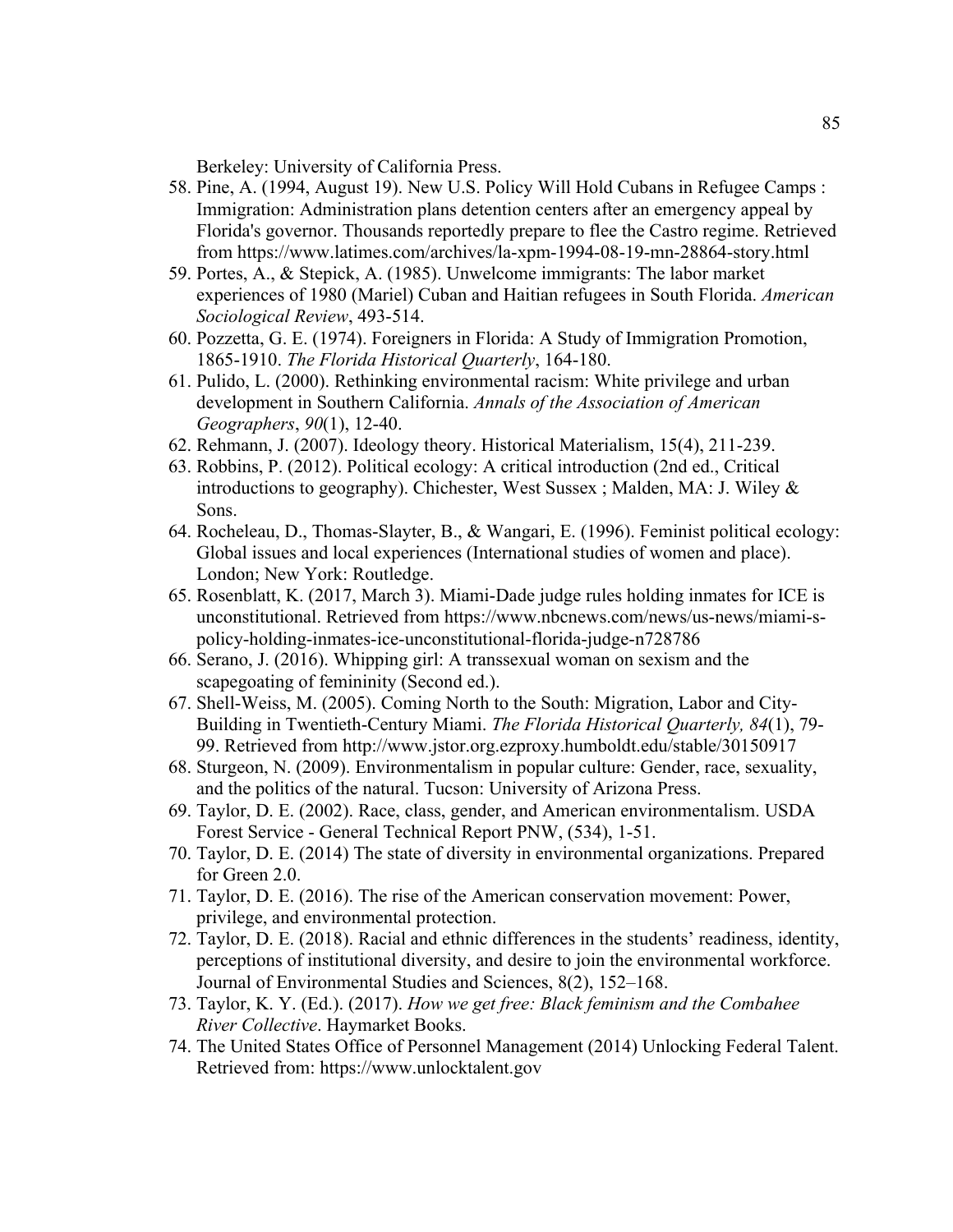Berkeley: University of California Press.

58. Pine, A. (1994, August 19). New U.S. Policy Will Hold Cubans in Refugee Camps : Immigration: Administration plans detention centers after an emergency appeal by Florida's governor. Thousands reportedly prepare to flee the Castro regime. Retrieved from https://www.latimes.com/archives/la-xpm-1994-08-19-mn-28864-story.html
59. Portes, A., & Stepick, A. (1985). Unwelcome immigrants: The labor market experiences of 1980 (Mariel) Cuban and Haitian refugees in South Florida. *American Sociological Review*, 493-514.
60. Pozzetta, G. E. (1974). Foreigners in Florida: A Study of Immigration Promotion, 1865-1910. *The Florida Historical Quarterly*, 164-180.
61. Pulido, L. (2000). Rethinking environmental racism: White privilege and urban development in Southern California. *Annals of the Association of American Geographers*, *90*(1), 12-40.
62. Rehmann, J. (2007). Ideology theory. Historical Materialism, 15(4), 211-239.
63. Robbins, P. (2012). Political ecology: A critical introduction (2nd ed., Critical introductions to geography). Chichester, West Sussex ; Malden, MA: J. Wiley & Sons.
64. Rocheleau, D., Thomas-Slayter, B., & Wangari, E. (1996). Feminist political ecology: Global issues and local experiences (International studies of women and place). London; New York: Routledge.
65. Rosenblatt, K. (2017, March 3). Miami-Dade judge rules holding inmates for ICE is unconstitutional. Retrieved from https://www.nbcnews.com/news/us-news/miami-s-policy-holding-inmates-ice-unconstitutional-florida-judge-n728786
66. Serano, J. (2016). Whipping girl: A transsexual woman on sexism and the scapegoating of femininity (Second ed.).
67. Shell-Weiss, M. (2005). Coming North to the South: Migration, Labor and City-Building in Twentieth-Century Miami. *The Florida Historical Quarterly, 84*(1), 79-99. Retrieved from http://www.jstor.org.ezproxy.humboldt.edu/stable/30150917
68. Sturgeon, N. (2009). Environmentalism in popular culture: Gender, race, sexuality, and the politics of the natural. Tucson: University of Arizona Press.
69. Taylor, D. E. (2002). Race, class, gender, and American environmentalism. USDA Forest Service - General Technical Report PNW, (534), 1-51.
70. Taylor, D. E. (2014) The state of diversity in environmental organizations. Prepared for Green 2.0.
71. Taylor, D. E. (2016). The rise of the American conservation movement: Power, privilege, and environmental protection.
72. Taylor, D. E. (2018). Racial and ethnic differences in the students' readiness, identity, perceptions of institutional diversity, and desire to join the environmental workforce. Journal of Environmental Studies and Sciences, 8(2), 152–168.
73. Taylor, K. Y. (Ed.). (2017). *How we get free: Black feminism and the Combahee River Collective*. Haymarket Books.
74. The United States Office of Personnel Management (2014) Unlocking Federal Talent. Retrieved from: https://www.unlocktalent.gov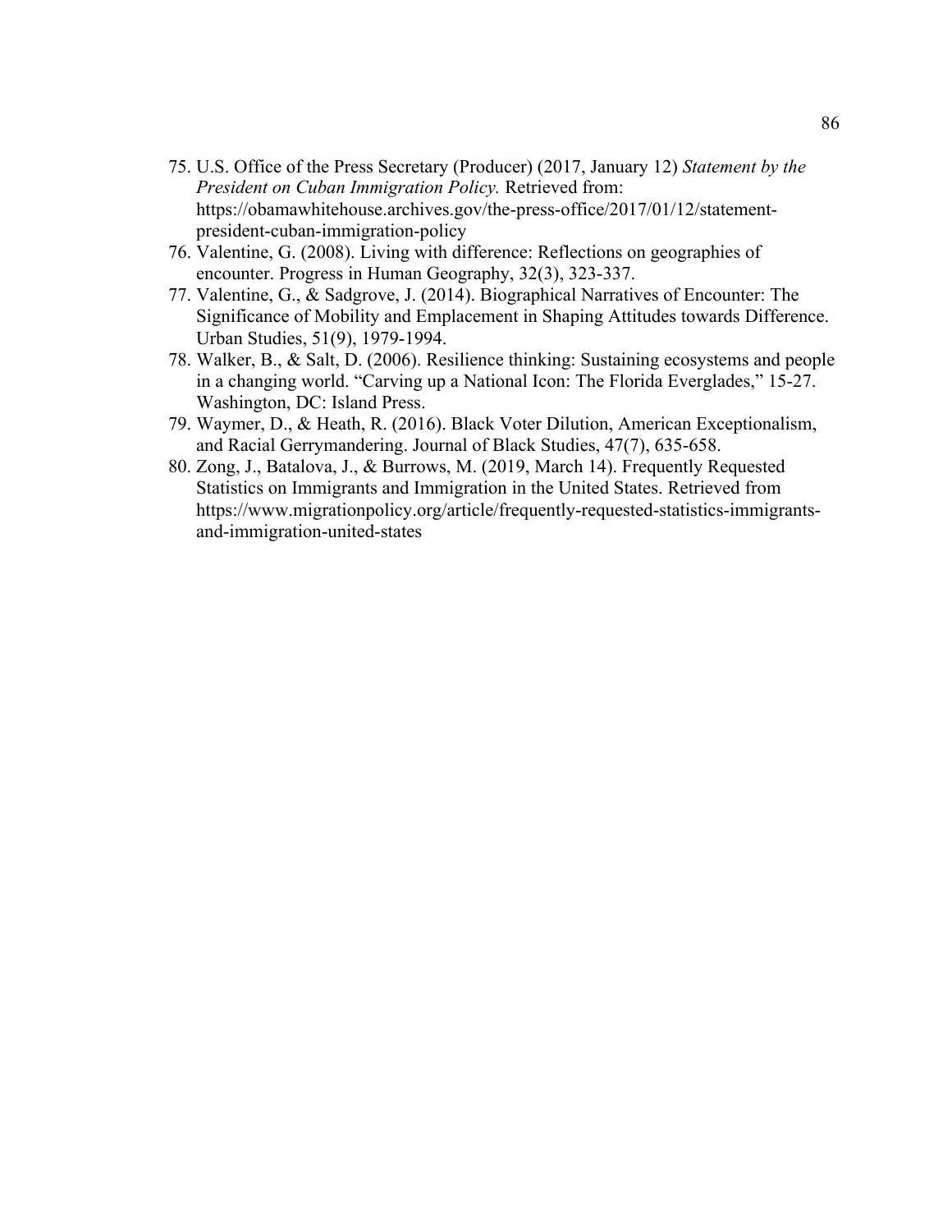75. U.S. Office of the Press Secretary (Producer) (2017, January 12) *Statement by the President on Cuban Immigration Policy.* Retrieved from: https://obamawhitehouse.archives.gov/the-press-office/2017/01/12/statement-president-cuban-immigration-policy
76. Valentine, G. (2008). Living with difference: Reflections on geographies of encounter. Progress in Human Geography, 32(3), 323-337.
77. Valentine, G., & Sadgrove, J. (2014). Biographical Narratives of Encounter: The Significance of Mobility and Emplacement in Shaping Attitudes towards Difference. Urban Studies, 51(9), 1979-1994.
78. Walker, B., & Salt, D. (2006). Resilience thinking: Sustaining ecosystems and people in a changing world. "Carving up a National Icon: The Florida Everglades," 15-27. Washington, DC: Island Press.
79. Waymer, D., & Heath, R. (2016). Black Voter Dilution, American Exceptionalism, and Racial Gerrymandering. Journal of Black Studies, 47(7), 635-658.
80. Zong, J., Batalova, J., & Burrows, M. (2019, March 14). Frequently Requested Statistics on Immigrants and Immigration in the United States. Retrieved from https://www.migrationpolicy.org/article/frequently-requested-statistics-immigrants-and-immigration-united-states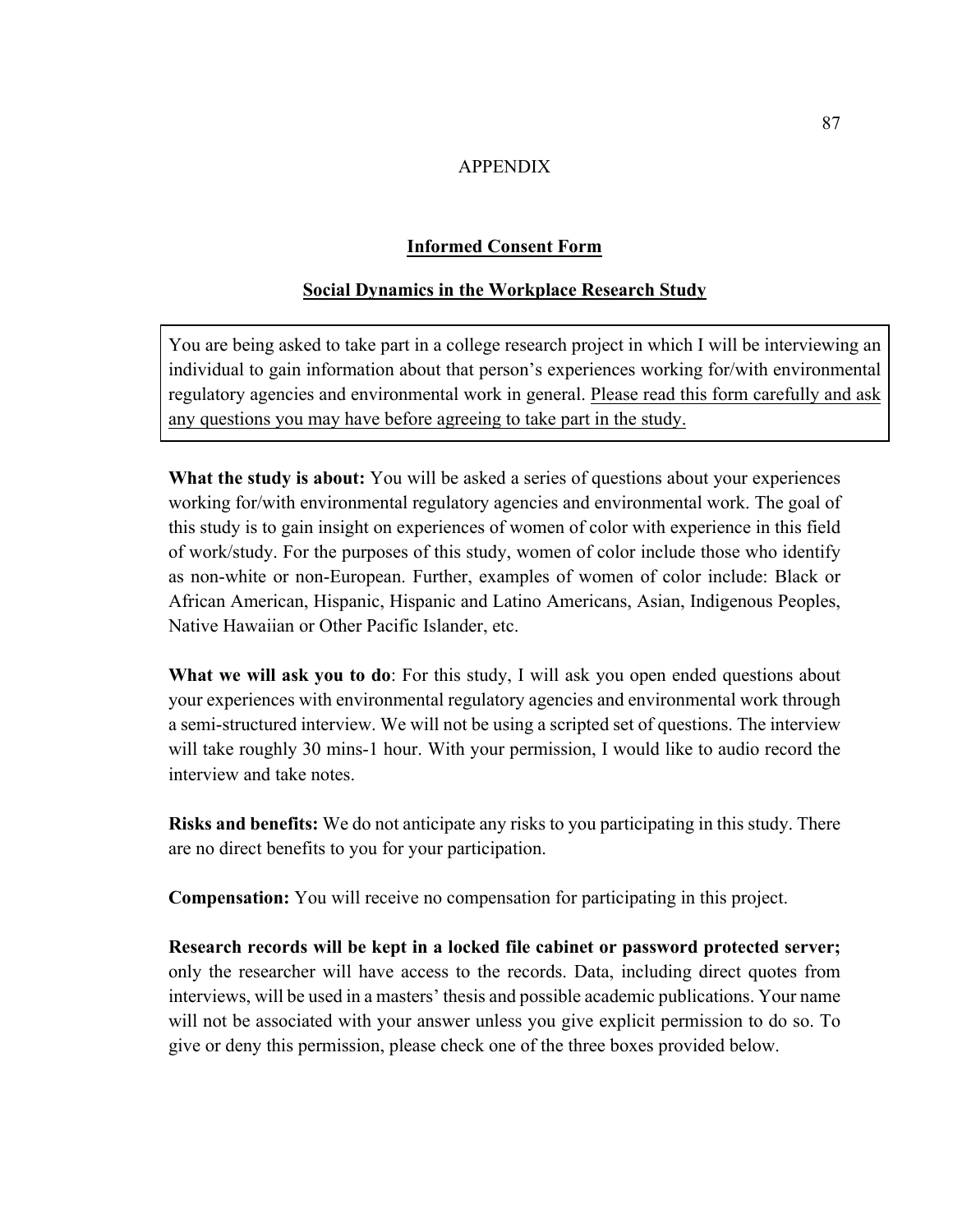# APPENDIX

## Informed Consent Form

## Social Dynamics in the Workplace Research Study

You are being asked to take part in a college research project in which I will be interviewing an individual to gain information about that person's experiences working for/with environmental regulatory agencies and environmental work in general. <u>Please read this form carefully and ask any questions you may have before agreeing to take part in the study.</u>

**What the study is about:** You will be asked a series of questions about your experiences working for/with environmental regulatory agencies and environmental work. The goal of this study is to gain insight on experiences of women of color with experience in this field of work/study. For the purposes of this study, women of color include those who identify as non-white or non-European. Further, examples of women of color include: Black or African American, Hispanic, Hispanic and Latino Americans, Asian, Indigenous Peoples, Native Hawaiian or Other Pacific Islander, etc.

**What we will ask you to do**: For this study, I will ask you open ended questions about your experiences with environmental regulatory agencies and environmental work through a semi-structured interview. We will not be using a scripted set of questions. The interview will take roughly 30 mins-1 hour. With your permission, I would like to audio record the interview and take notes.

**Risks and benefits:** We do not anticipate any risks to you participating in this study. There are no direct benefits to you for your participation.

**Compensation:** You will receive no compensation for participating in this project.

**Research records will be kept in a locked file cabinet or password protected server;** only the researcher will have access to the records. Data, including direct quotes from interviews, will be used in a masters' thesis and possible academic publications. Your name will not be associated with your answer unless you give explicit permission to do so. To give or deny this permission, please check one of the three boxes provided below.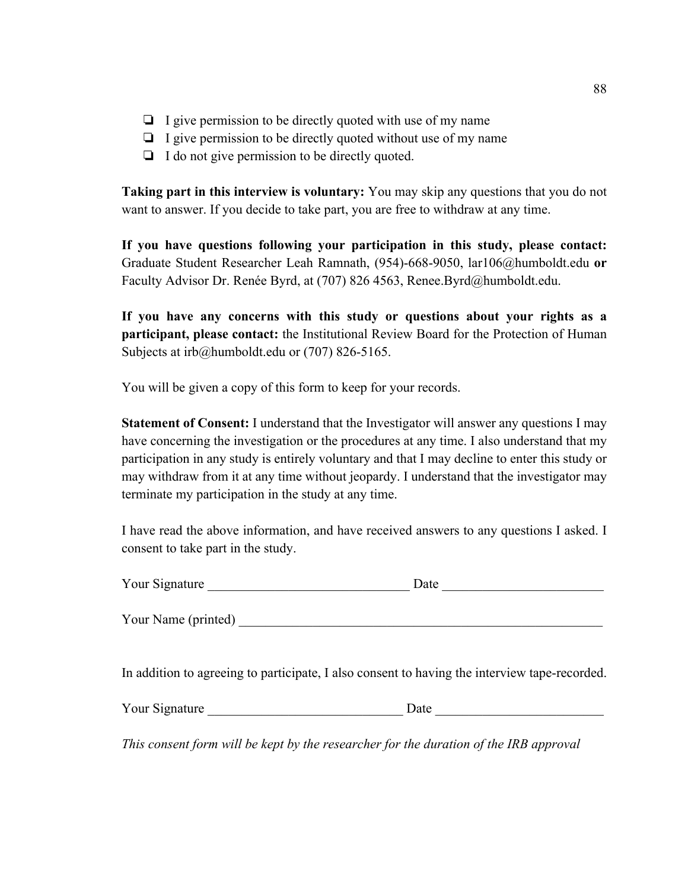- ❏ I give permission to be directly quoted with use of my name
- ❏ I give permission to be directly quoted without use of my name
- ❏ I do not give permission to be directly quoted.

**Taking part in this interview is voluntary:** You may skip any questions that you do not want to answer. If you decide to take part, you are free to withdraw at any time.

**If you have questions following your participation in this study, please contact:** Graduate Student Researcher Leah Ramnath, (954)-668-9050, lar106@humboldt.edu **or** Faculty Advisor Dr. Renée Byrd, at (707) 826 4563, Renee.Byrd@humboldt.edu.

**If you have any concerns with this study or questions about your rights as a participant, please contact:** the Institutional Review Board for the Protection of Human Subjects at irb@humboldt.edu or (707) 826-5165.

You will be given a copy of this form to keep for your records.

**Statement of Consent:** I understand that the Investigator will answer any questions I may have concerning the investigation or the procedures at any time. I also understand that my participation in any study is entirely voluntary and that I may decline to enter this study or may withdraw from it at any time without jeopardy. I understand that the investigator may terminate my participation in the study at any time.

I have read the above information, and have received answers to any questions I asked. I consent to take part in the study.

Your Signature ______________________________ Date ________________________

Your Name (printed) ________________________________________________________

In addition to agreeing to participate, I also consent to having the interview tape-recorded.

Your Signature _____________________________ Date _________________________

*This consent form will be kept by the researcher for the duration of the IRB approval*